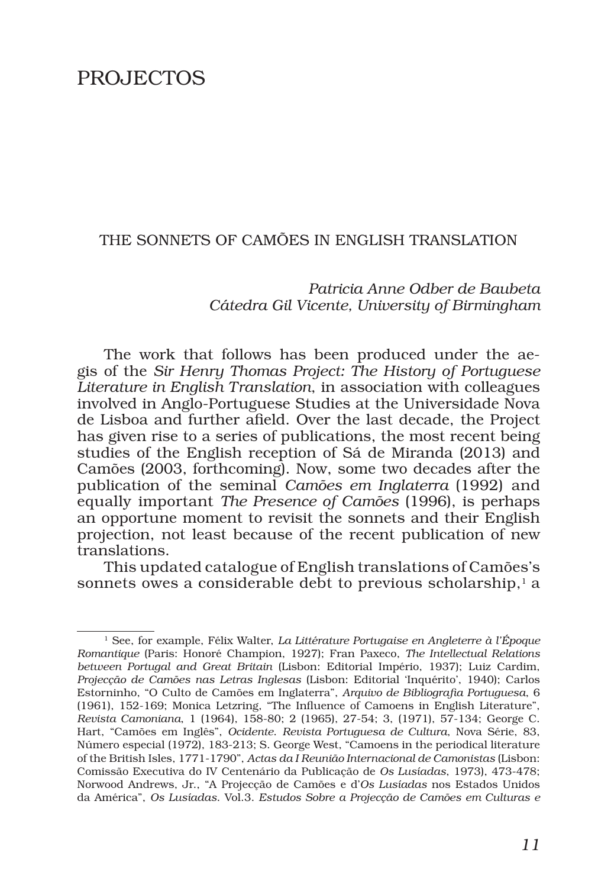# PROJECTOS

## THE SONNETS OF CAMÕES IN ENGLISH TRANSLATION

*Patricia Anne Odber de Baubeta*
*Cátedra Gil Vicente, University of Birmingham*

The work that follows has been produced under the aegis of the *Sir Henry Thomas Project: The History of Portuguese Literature in English Translation*, in association with colleagues involved in Anglo-Portuguese Studies at the Universidade Nova de Lisboa and further afield. Over the last decade, the Project has given rise to a series of publications, the most recent being studies of the English reception of Sá de Miranda (2013) and Camões (2003, forthcoming). Now, some two decades after the publication of the seminal *Camões em Inglaterra* (1992) and equally important *The Presence of Camões* (1996), is perhaps an opportune moment to revisit the sonnets and their English projection, not least because of the recent publication of new translations.

This updated catalogue of English translations of Camões's sonnets owes a considerable debt to previous scholarship,[1] a

---

[1] See, for example, Félix Walter, *La Littérature Portugaise en Angleterre à l'Époque Romantique* (Paris: Honoré Champion, 1927); Fran Paxeco, *The Intellectual Relations between Portugal and Great Britain* (Lisbon: Editorial Império, 1937); Luiz Cardim, *Projecção de Camões nas Letras Inglesas* (Lisbon: Editorial 'Inquérito', 1940); Carlos Estorninho, "O Culto de Camões em Inglaterra", *Arquivo de Bibliografia Portuguesa*, 6 (1961), 152-169; Monica Letzring, "The Influence of Camoens in English Literature", *Revista Camoniana*, 1 (1964), 158-80; 2 (1965), 27-54; 3, (1971), 57-134; George C. Hart, "Camões em Inglês", *Ocidente. Revista Portuguesa de Cultura*, Nova Série, 83, Número especial (1972), 183-213; S. George West, "Camoens in the periodical literature of the British Isles, 1771-1790", *Actas da I Reunião Internacional de Camonistas* (Lisbon: Comissão Executiva do IV Centenário da Publicação de *Os Lusíadas*, 1973), 473-478; Norwood Andrews, Jr., "A Projecção de Camões e d'*Os Lusíadas* nos Estados Unidos da América", *Os Lusíadas*. Vol.3. *Estudos Sobre a Projecção de Camões em Culturas e*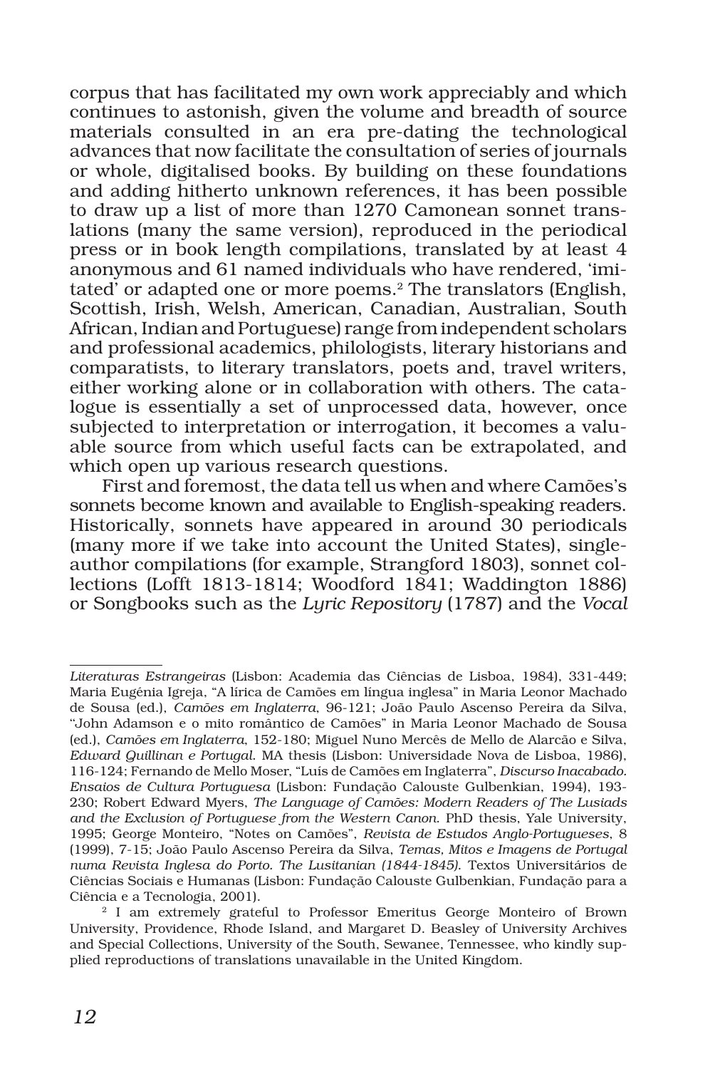corpus that has facilitated my own work appreciably and which continues to astonish, given the volume and breadth of source materials consulted in an era pre-dating the technological advances that now facilitate the consultation of series of journals or whole, digitalised books. By building on these foundations and adding hitherto unknown references, it has been possible to draw up a list of more than 1270 Camonean sonnet translations (many the same version), reproduced in the periodical press or in book length compilations, translated by at least 4 anonymous and 61 named individuals who have rendered, 'imitated' or adapted one or more poems.[2] The translators (English, Scottish, Irish, Welsh, American, Canadian, Australian, South African, Indian and Portuguese) range from independent scholars and professional academics, philologists, literary historians and comparatists, to literary translators, poets and, travel writers, either working alone or in collaboration with others. The catalogue is essentially a set of unprocessed data, however, once subjected to interpretation or interrogation, it becomes a valuable source from which useful facts can be extrapolated, and which open up various research questions.

First and foremost, the data tell us when and where Camões's sonnets become known and available to English-speaking readers. Historically, sonnets have appeared in around 30 periodicals (many more if we take into account the United States), single-author compilations (for example, Strangford 1803), sonnet collections (Lofft 1813-1814; Woodford 1841; Waddington 1886) or Songbooks such as the *Lyric Repository* (1787) and the *Vocal*

---

*Literaturas Estrangeiras* (Lisbon: Academia das Ciências de Lisboa, 1984), 331-449; Maria Eugénia Igreja, "A lírica de Camões em língua inglesa" in Maria Leonor Machado de Sousa (ed.), *Camões em Inglaterra*, 96-121; João Paulo Ascenso Pereira da Silva, "John Adamson e o mito romântico de Camões" in Maria Leonor Machado de Sousa (ed.), *Camões em Inglaterra*, 152-180; Miguel Nuno Mercês de Mello de Alarcão e Silva, *Edward Quillinan e Portugal*. MA thesis (Lisbon: Universidade Nova de Lisboa, 1986), 116-124; Fernando de Mello Moser, "Luís de Camões em Inglaterra", *Discurso Inacabado. Ensaios de Cultura Portuguesa* (Lisbon: Fundação Calouste Gulbenkian, 1994), 193-230; Robert Edward Myers, *The Language of Camões: Modern Readers of The Lusiads and the Exclusion of Portuguese from the Western Canon*. PhD thesis, Yale University, 1995; George Monteiro, "Notes on Camões", *Revista de Estudos Anglo-Portugueses*, 8 (1999), 7-15; João Paulo Ascenso Pereira da Silva, *Temas, Mitos e Imagens de Portugal numa Revista Inglesa do Porto. The Lusitanian (1844-1845).* Textos Universitários de Ciências Sociais e Humanas (Lisbon: Fundação Calouste Gulbenkian, Fundação para a Ciência e a Tecnologia, 2001).

[2] I am extremely grateful to Professor Emeritus George Monteiro of Brown University, Providence, Rhode Island, and Margaret D. Beasley of University Archives and Special Collections, University of the South, Sewanee, Tennessee, who kindly supplied reproductions of translations unavailable in the United Kingdom.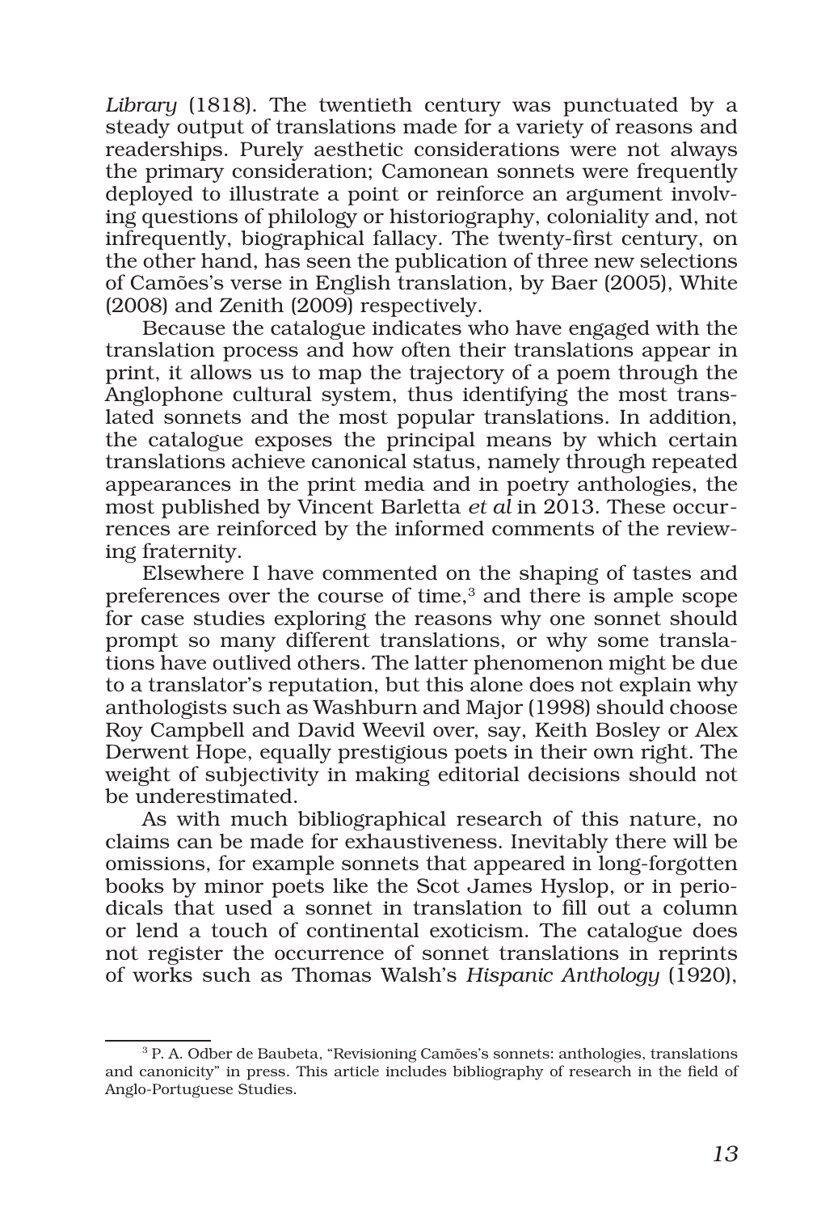*Library* (1818). The twentieth century was punctuated by a steady output of translations made for a variety of reasons and readerships. Purely aesthetic considerations were not always the primary consideration; Camonean sonnets were frequently deployed to illustrate a point or reinforce an argument involving questions of philology or historiography, coloniality and, not infrequently, biographical fallacy. The twenty-first century, on the other hand, has seen the publication of three new selections of Camões's verse in English translation, by Baer (2005), White (2008) and Zenith (2009) respectively.

Because the catalogue indicates who have engaged with the translation process and how often their translations appear in print, it allows us to map the trajectory of a poem through the Anglophone cultural system, thus identifying the most translated sonnets and the most popular translations. In addition, the catalogue exposes the principal means by which certain translations achieve canonical status, namely through repeated appearances in the print media and in poetry anthologies, the most published by Vincent Barletta *et al* in 2013. These occurrences are reinforced by the informed comments of the reviewing fraternity.

Elsewhere I have commented on the shaping of tastes and preferences over the course of time,[3] and there is ample scope for case studies exploring the reasons why one sonnet should prompt so many different translations, or why some translations have outlived others. The latter phenomenon might be due to a translator's reputation, but this alone does not explain why anthologists such as Washburn and Major (1998) should choose Roy Campbell and David Weevil over, say, Keith Bosley or Alex Derwent Hope, equally prestigious poets in their own right. The weight of subjectivity in making editorial decisions should not be underestimated.

As with much bibliographical research of this nature, no claims can be made for exhaustiveness. Inevitably there will be omissions, for example sonnets that appeared in long-forgotten books by minor poets like the Scot James Hyslop, or in periodicals that used a sonnet in translation to fill out a column or lend a touch of continental exoticism. The catalogue does not register the occurrence of sonnet translations in reprints of works such as Thomas Walsh's *Hispanic Anthology* (1920),

---

[3] P. A. Odber de Baubeta, "Revisioning Camões's sonnets: anthologies, translations and canonicity" in press. This article includes bibliography of research in the field of Anglo-Portuguese Studies.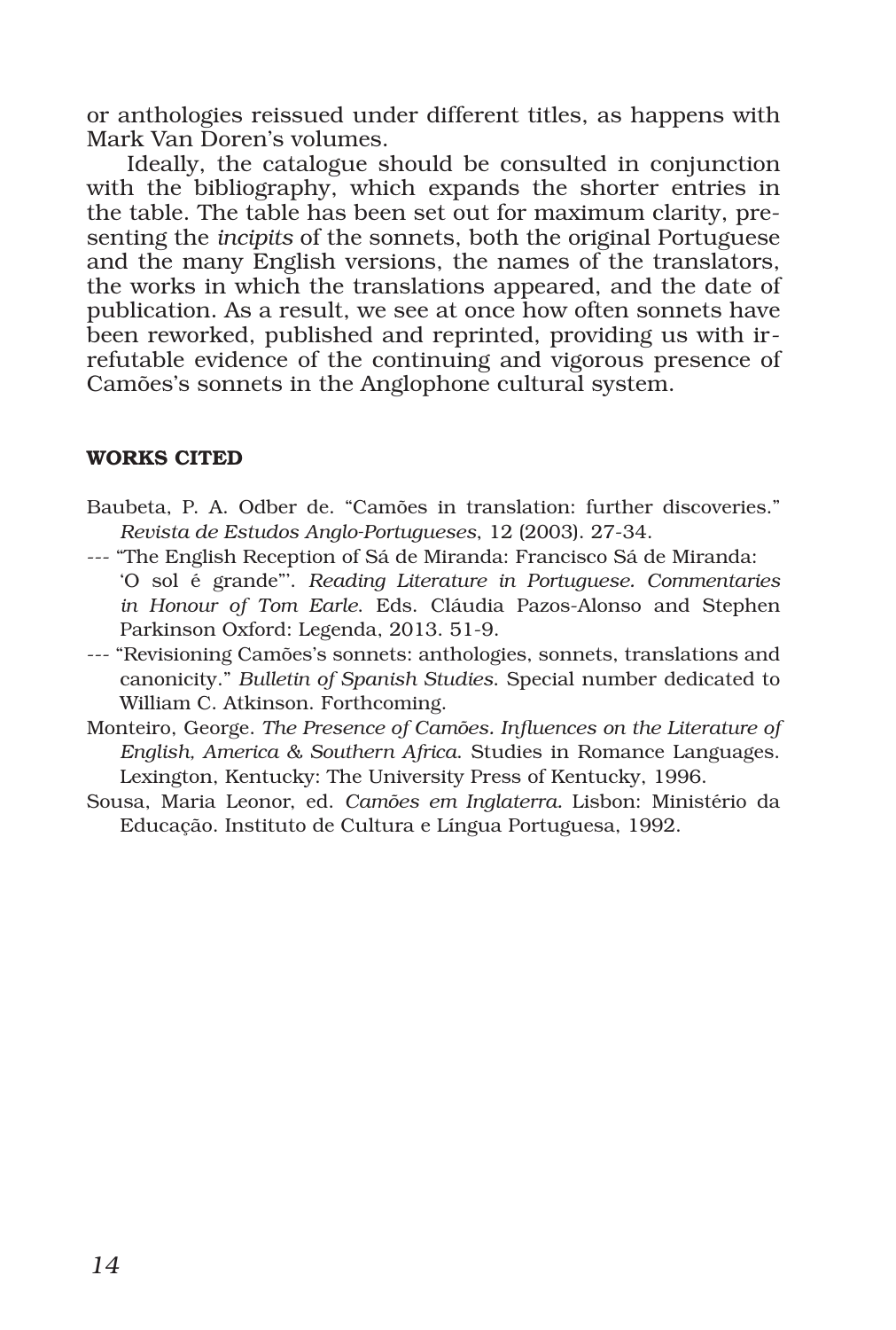or anthologies reissued under different titles, as happens with Mark Van Doren's volumes.

Ideally, the catalogue should be consulted in conjunction with the bibliography, which expands the shorter entries in the table. The table has been set out for maximum clarity, presenting the *incipits* of the sonnets, both the original Portuguese and the many English versions, the names of the translators, the works in which the translations appeared, and the date of publication. As a result, we see at once how often sonnets have been reworked, published and reprinted, providing us with irrefutable evidence of the continuing and vigorous presence of Camões's sonnets in the Anglophone cultural system.

## WORKS CITED

Baubeta, P. A. Odber de. "Camões in translation: further discoveries." *Revista de Estudos Anglo-Portugueses*, 12 (2003). 27-34.

--- "The English Reception of Sá de Miranda: Francisco Sá de Miranda: 'O sol é grande"'. *Reading Literature in Portuguese. Commentaries in Honour of Tom Earle*. Eds. Cláudia Pazos-Alonso and Stephen Parkinson Oxford: Legenda, 2013. 51-9.

--- "Revisioning Camões's sonnets: anthologies, sonnets, translations and canonicity." *Bulletin of Spanish Studies*. Special number dedicated to William C. Atkinson. Forthcoming.

Monteiro, George. *The Presence of Camões. Influences on the Literature of English, America & Southern Africa*. Studies in Romance Languages. Lexington, Kentucky: The University Press of Kentucky, 1996.

Sousa, Maria Leonor, ed. *Camões em Inglaterra.* Lisbon: Ministério da Educação. Instituto de Cultura e Língua Portuguesa, 1992.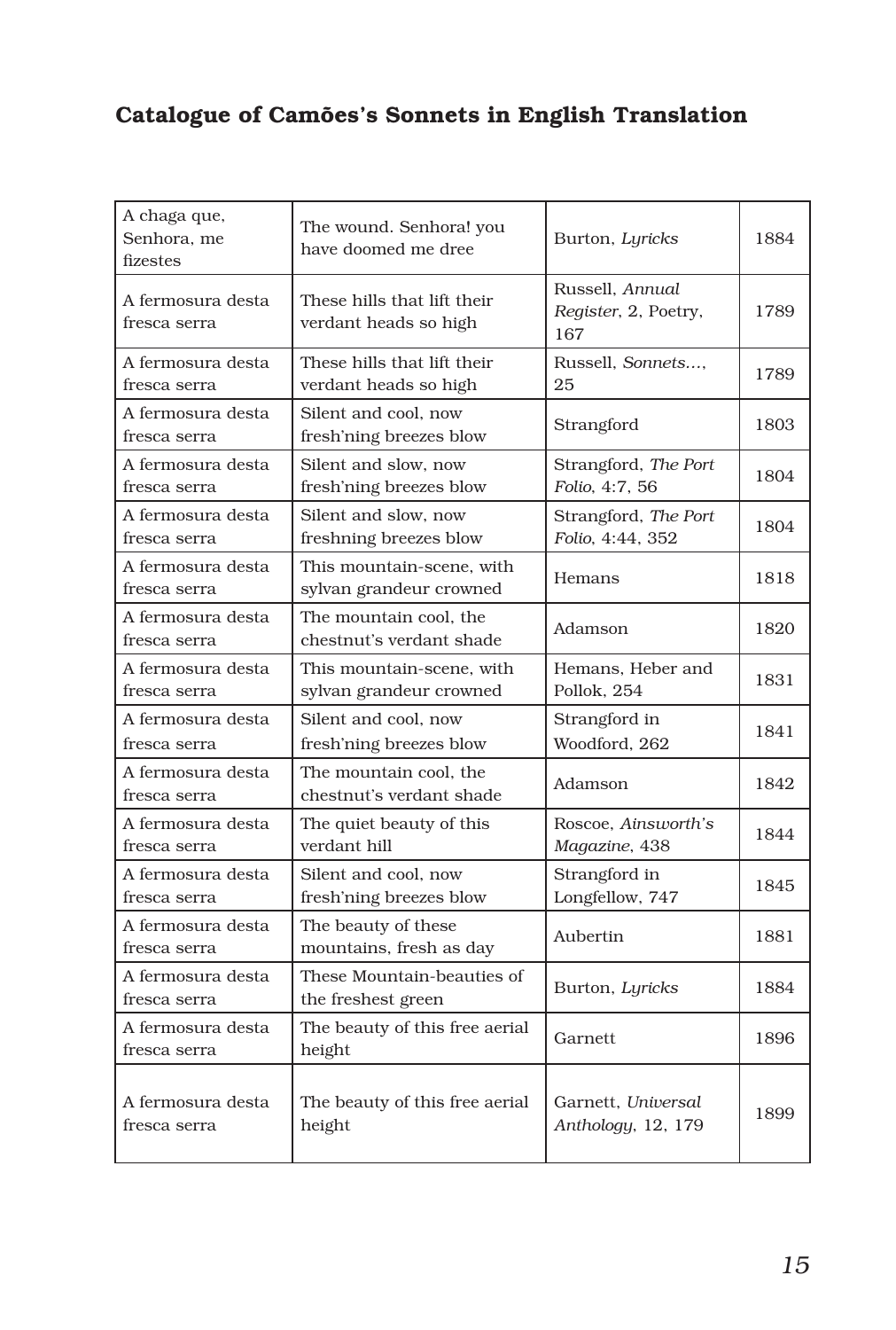## Catalogue of Camões's Sonnets in English Translation

| | | | |
|---|---|---|---|
| A chaga que, Senhora, me fizestes | The wound. Senhora! you have doomed me dree | Burton, *Lyricks* | 1884 |
| A fermosura desta fresca serra | These hills that lift their verdant heads so high | Russell, *Annual Register*, 2, Poetry, 167 | 1789 |
| A fermosura desta fresca serra | These hills that lift their verdant heads so high | Russell, *Sonnets...*, 25 | 1789 |
| A fermosura desta fresca serra | Silent and cool, now fresh'ning breezes blow | Strangford | 1803 |
| A fermosura desta fresca serra | Silent and slow, now fresh'ning breezes blow | Strangford, *The Port Folio*, 4:7, 56 | 1804 |
| A fermosura desta fresca serra | Silent and slow, now freshning breezes blow | Strangford, *The Port Folio*, 4:44, 352 | 1804 |
| A fermosura desta fresca serra | This mountain-scene, with sylvan grandeur crowned | Hemans | 1818 |
| A fermosura desta fresca serra | The mountain cool, the chestnut's verdant shade | Adamson | 1820 |
| A fermosura desta fresca serra | This mountain-scene, with sylvan grandeur crowned | Hemans, Heber and Pollok, 254 | 1831 |
| A fermosura desta fresca serra | Silent and cool, now fresh'ning breezes blow | Strangford in Woodford, 262 | 1841 |
| A fermosura desta fresca serra | The mountain cool, the chestnut's verdant shade | Adamson | 1842 |
| A fermosura desta fresca serra | The quiet beauty of this verdant hill | Roscoe, *Ainsworth's Magazine*, 438 | 1844 |
| A fermosura desta fresca serra | Silent and cool, now fresh'ning breezes blow | Strangford in Longfellow, 747 | 1845 |
| A fermosura desta fresca serra | The beauty of these mountains, fresh as day | Aubertin | 1881 |
| A fermosura desta fresca serra | These Mountain-beauties of the freshest green | Burton, *Lyricks* | 1884 |
| A fermosura desta fresca serra | The beauty of this free aerial height | Garnett | 1896 |
| A fermosura desta fresca serra | The beauty of this free aerial height | Garnett, *Universal Anthology*, 12, 179 | 1899 |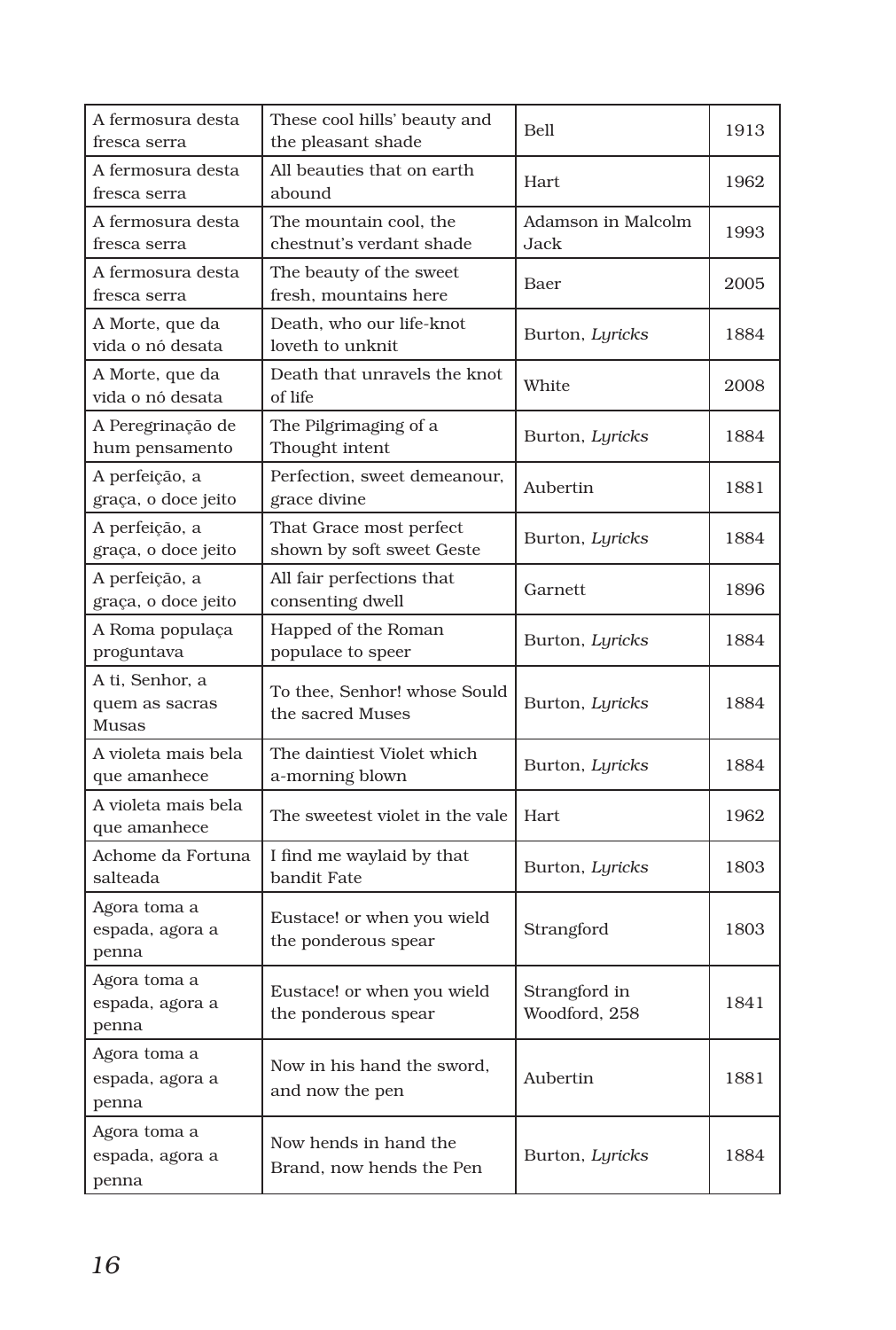| | | | |
|---|---|---|---|
| A fermosura desta fresca serra | These cool hills' beauty and the pleasant shade | Bell | 1913 |
| A fermosura desta fresca serra | All beauties that on earth abound | Hart | 1962 |
| A fermosura desta fresca serra | The mountain cool, the chestnut's verdant shade | Adamson in Malcolm Jack | 1993 |
| A fermosura desta fresca serra | The beauty of the sweet fresh, mountains here | Baer | 2005 |
| A Morte, que da vida o nó desata | Death, who our life-knot loveth to unknit | Burton, *Lyricks* | 1884 |
| A Morte, que da vida o nó desata | Death that unravels the knot of life | White | 2008 |
| A Peregrinação de hum pensamento | The Pilgrimaging of a Thought intent | Burton, *Lyricks* | 1884 |
| A perfeição, a graça, o doce jeito | Perfection, sweet demeanour, grace divine | Aubertin | 1881 |
| A perfeição, a graça, o doce jeito | That Grace most perfect shown by soft sweet Geste | Burton, *Lyricks* | 1884 |
| A perfeição, a graça, o doce jeito | All fair perfections that consenting dwell | Garnett | 1896 |
| A Roma populaça proguntava | Happed of the Roman populace to speer | Burton, *Lyricks* | 1884 |
| A ti, Senhor, a quem as sacras Musas | To thee, Senhor! whose Sould the sacred Muses | Burton, *Lyricks* | 1884 |
| A violeta mais bela que amanhece | The daintiest Violet which a-morning blown | Burton, *Lyricks* | 1884 |
| A violeta mais bela que amanhece | The sweetest violet in the vale | Hart | 1962 |
| Achome da Fortuna salteada | I find me waylaid by that bandit Fate | Burton, *Lyricks* | 1803 |
| Agora toma a espada, agora a penna | Eustace! or when you wield the ponderous spear | Strangford | 1803 |
| Agora toma a espada, agora a penna | Eustace! or when you wield the ponderous spear | Strangford in Woodford, 258 | 1841 |
| Agora toma a espada, agora a penna | Now in his hand the sword, and now the pen | Aubertin | 1881 |
| Agora toma a espada, agora a penna | Now hends in hand the Brand, now hends the Pen | Burton, *Lyricks* | 1884 |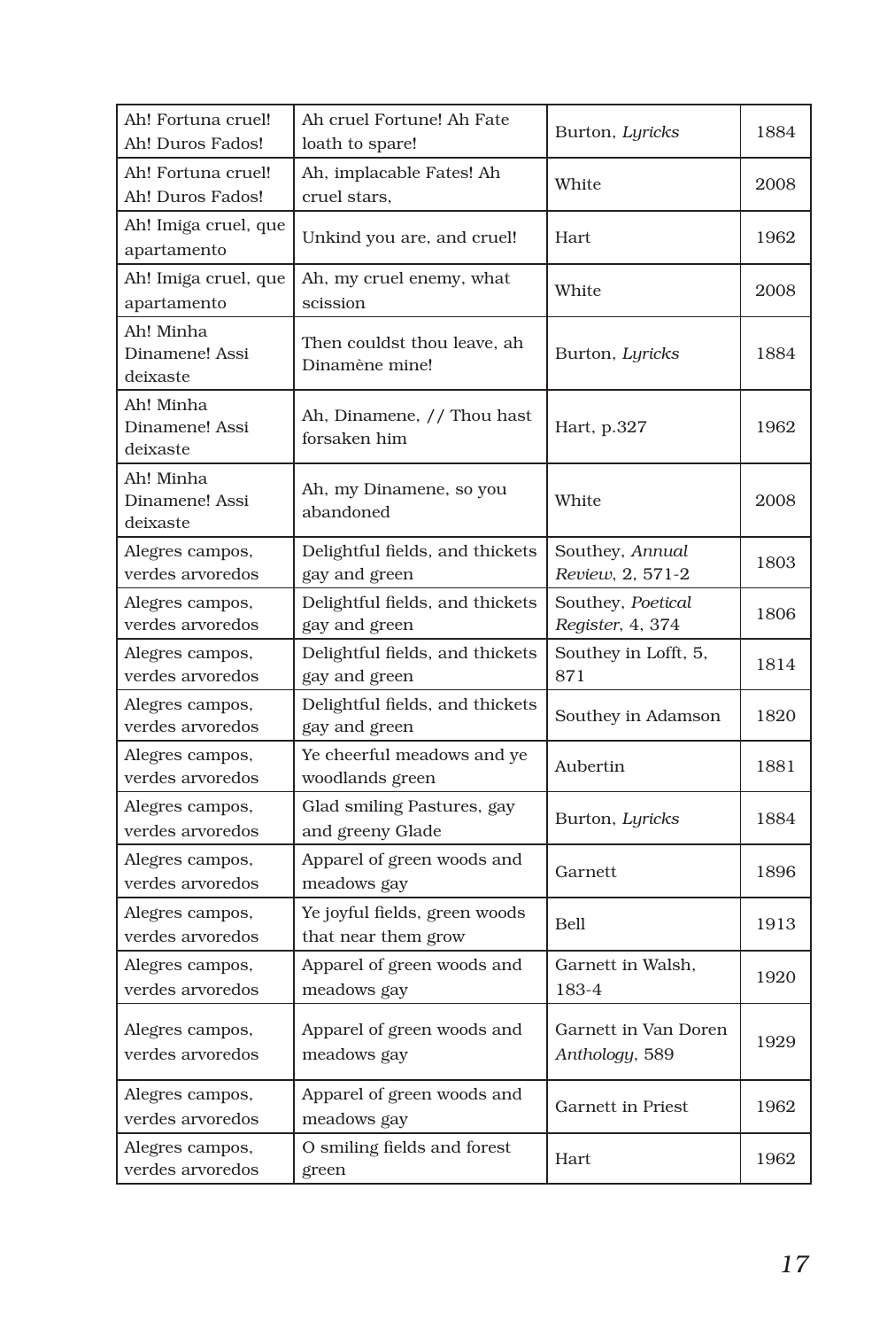| Ah! Fortuna cruel! Ah! Duros Fados! | Ah cruel Fortune! Ah Fate loath to spare! | Burton, *Lyricks* | 1884 |
|---|---|---|---|
| Ah! Fortuna cruel! Ah! Duros Fados! | Ah, implacable Fates! Ah cruel stars, | White | 2008 |
| Ah! Imiga cruel, que apartamento | Unkind you are, and cruel! | Hart | 1962 |
| Ah! Imiga cruel, que apartamento | Ah, my cruel enemy, what scission | White | 2008 |
| Ah! Minha Dinamene! Assi deixaste | Then couldst thou leave, ah Dinamène mine! | Burton, *Lyricks* | 1884 |
| Ah! Minha Dinamene! Assi deixaste | Ah, Dinamene, // Thou hast forsaken him | Hart, p.327 | 1962 |
| Ah! Minha Dinamene! Assi deixaste | Ah, my Dinamene, so you abandoned | White | 2008 |
| Alegres campos, verdes arvoredos | Delightful fields, and thickets gay and green | Southey, *Annual Review*, 2, 571-2 | 1803 |
| Alegres campos, verdes arvoredos | Delightful fields, and thickets gay and green | Southey, *Poetical Register*, 4, 374 | 1806 |
| Alegres campos, verdes arvoredos | Delightful fields, and thickets gay and green | Southey in Lofft, 5, 871 | 1814 |
| Alegres campos, verdes arvoredos | Delightful fields, and thickets gay and green | Southey in Adamson | 1820 |
| Alegres campos, verdes arvoredos | Ye cheerful meadows and ye woodlands green | Aubertin | 1881 |
| Alegres campos, verdes arvoredos | Glad smiling Pastures, gay and greeny Glade | Burton, *Lyricks* | 1884 |
| Alegres campos, verdes arvoredos | Apparel of green woods and meadows gay | Garnett | 1896 |
| Alegres campos, verdes arvoredos | Ye joyful fields, green woods that near them grow | Bell | 1913 |
| Alegres campos, verdes arvoredos | Apparel of green woods and meadows gay | Garnett in Walsh, 183-4 | 1920 |
| Alegres campos, verdes arvoredos | Apparel of green woods and meadows gay | Garnett in Van Doren *Anthology*, 589 | 1929 |
| Alegres campos, verdes arvoredos | Apparel of green woods and meadows gay | Garnett in Priest | 1962 |
| Alegres campos, verdes arvoredos | O smiling fields and forest green | Hart | 1962 |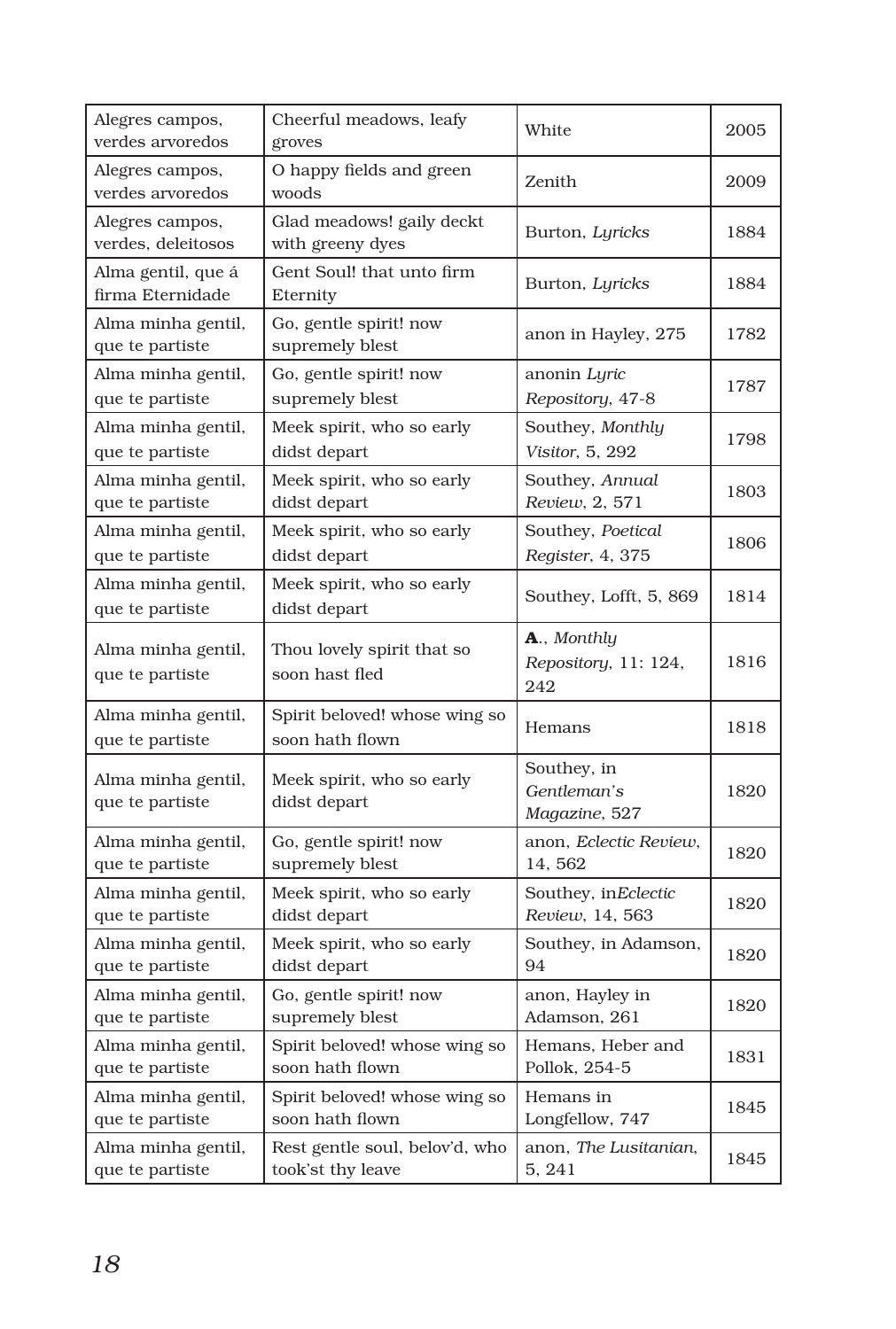| Alegres campos, verdes arvoredos | Cheerful meadows, leafy groves | White | 2005 |
|---|---|---|---|
| Alegres campos, verdes arvoredos | O happy fields and green woods | Zenith | 2009 |
| Alegres campos, verdes, deleitosos | Glad meadows! gaily deckt with greeny dyes | Burton, *Lyricks* | 1884 |
| Alma gentil, que á firma Eternidade | Gent Soul! that unto firm Eternity | Burton, *Lyricks* | 1884 |
| Alma minha gentil, que te partiste | Go, gentle spirit! now supremely blest | anon in Hayley, 275 | 1782 |
| Alma minha gentil, que te partiste | Go, gentle spirit! now supremely blest | anonin *Lyric Repository*, 47-8 | 1787 |
| Alma minha gentil, que te partiste | Meek spirit, who so early didst depart | Southey, *Monthly Visitor*, 5, 292 | 1798 |
| Alma minha gentil, que te partiste | Meek spirit, who so early didst depart | Southey, *Annual Review*, 2, 571 | 1803 |
| Alma minha gentil, que te partiste | Meek spirit, who so early didst depart | Southey, *Poetical Register*, 4, 375 | 1806 |
| Alma minha gentil, que te partiste | Meek spirit, who so early didst depart | Southey, Lofft, 5, 869 | 1814 |
| Alma minha gentil, que te partiste | Thou lovely spirit that so soon hast fled | **A**., *Monthly Repository*, 11: 124, 242 | 1816 |
| Alma minha gentil, que te partiste | Spirit beloved! whose wing so soon hath flown | Hemans | 1818 |
| Alma minha gentil, que te partiste | Meek spirit, who so early didst depart | Southey, in *Gentleman's Magazine*, 527 | 1820 |
| Alma minha gentil, que te partiste | Go, gentle spirit! now supremely blest | anon, *Eclectic Review*, 14, 562 | 1820 |
| Alma minha gentil, que te partiste | Meek spirit, who so early didst depart | Southey, in*Eclectic Review*, 14, 563 | 1820 |
| Alma minha gentil, que te partiste | Meek spirit, who so early didst depart | Southey, in Adamson, 94 | 1820 |
| Alma minha gentil, que te partiste | Go, gentle spirit! now supremely blest | anon, Hayley in Adamson, 261 | 1820 |
| Alma minha gentil, que te partiste | Spirit beloved! whose wing so soon hath flown | Hemans, Heber and Pollok, 254-5 | 1831 |
| Alma minha gentil, que te partiste | Spirit beloved! whose wing so soon hath flown | Hemans in Longfellow, 747 | 1845 |
| Alma minha gentil, que te partiste | Rest gentle soul, belov'd, who took'st thy leave | anon, *The Lusitanian*, 5, 241 | 1845 |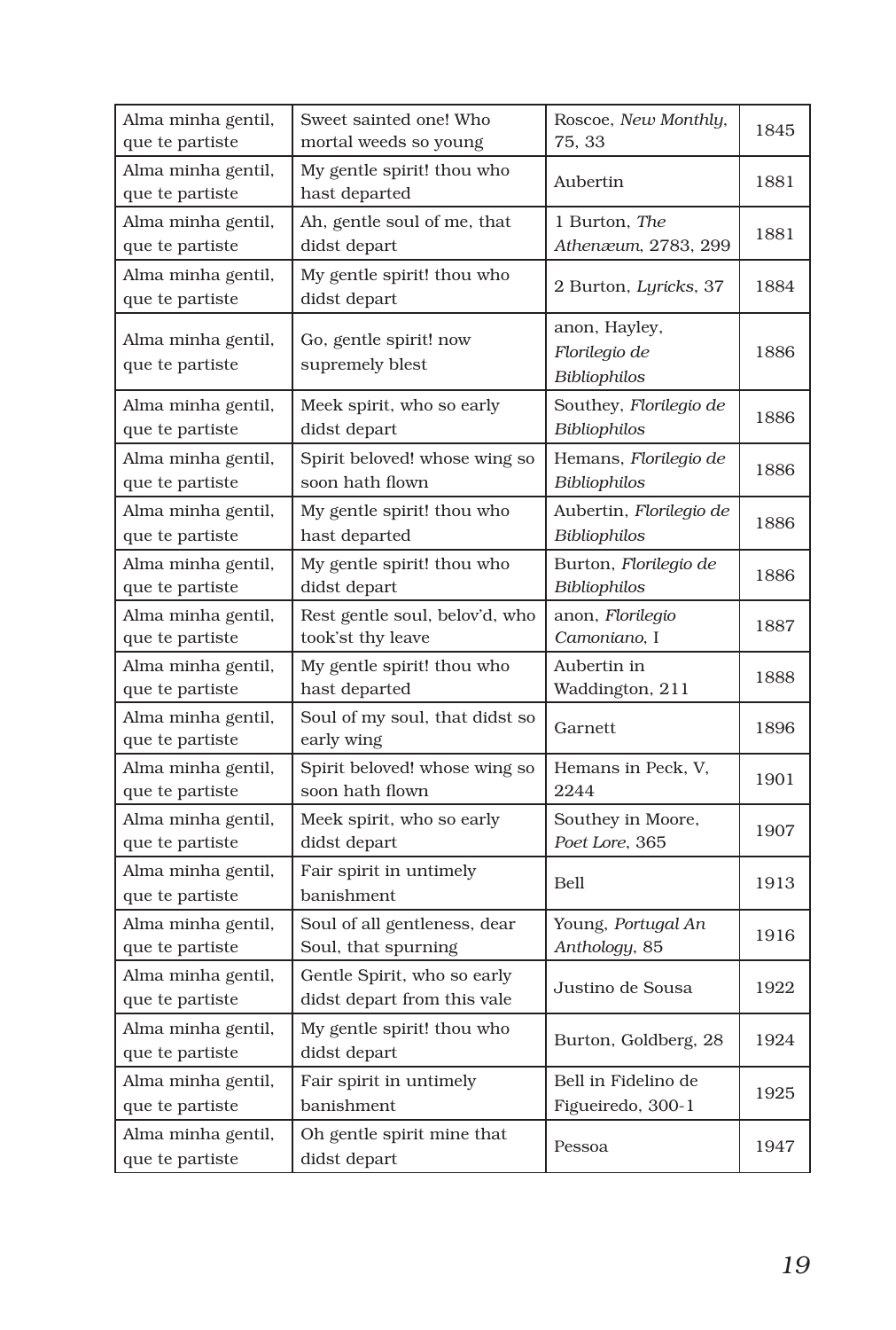| Alma minha gentil, que te partiste | Sweet sainted one! Who mortal weeds so young | Roscoe, *New Monthly*, 75, 33 | 1845 |
|---|---|---|---|
| Alma minha gentil, que te partiste | My gentle spirit! thou who hast departed | Aubertin | 1881 |
| Alma minha gentil, que te partiste | Ah, gentle soul of me, that didst depart | 1 Burton, *The Athenæum*, 2783, 299 | 1881 |
| Alma minha gentil, que te partiste | My gentle spirit! thou who didst depart | 2 Burton, *Lyricks*, 37 | 1884 |
| Alma minha gentil, que te partiste | Go, gentle spirit! now supremely blest | anon, Hayley, *Florilegio de Bibliophilos* | 1886 |
| Alma minha gentil, que te partiste | Meek spirit, who so early didst depart | Southey, *Florilegio de Bibliophilos* | 1886 |
| Alma minha gentil, que te partiste | Spirit beloved! whose wing so soon hath flown | Hemans, *Florilegio de Bibliophilos* | 1886 |
| Alma minha gentil, que te partiste | My gentle spirit! thou who hast departed | Aubertin, *Florilegio de Bibliophilos* | 1886 |
| Alma minha gentil, que te partiste | My gentle spirit! thou who didst depart | Burton, *Florilegio de Bibliophilos* | 1886 |
| Alma minha gentil, que te partiste | Rest gentle soul, belov'd, who took'st thy leave | anon, *Florilegio Camoniano*, I | 1887 |
| Alma minha gentil, que te partiste | My gentle spirit! thou who hast departed | Aubertin in Waddington, 211 | 1888 |
| Alma minha gentil, que te partiste | Soul of my soul, that didst so early wing | Garnett | 1896 |
| Alma minha gentil, que te partiste | Spirit beloved! whose wing so soon hath flown | Hemans in Peck, V, 2244 | 1901 |
| Alma minha gentil, que te partiste | Meek spirit, who so early didst depart | Southey in Moore, *Poet Lore*, 365 | 1907 |
| Alma minha gentil, que te partiste | Fair spirit in untimely banishment | Bell | 1913 |
| Alma minha gentil, que te partiste | Soul of all gentleness, dear Soul, that spurning | Young, *Portugal An Anthology*, 85 | 1916 |
| Alma minha gentil, que te partiste | Gentle Spirit, who so early didst depart from this vale | Justino de Sousa | 1922 |
| Alma minha gentil, que te partiste | My gentle spirit! thou who didst depart | Burton, Goldberg, 28 | 1924 |
| Alma minha gentil, que te partiste | Fair spirit in untimely banishment | Bell in Fidelino de Figueiredo, 300-1 | 1925 |
| Alma minha gentil, que te partiste | Oh gentle spirit mine that didst depart | Pessoa | 1947 |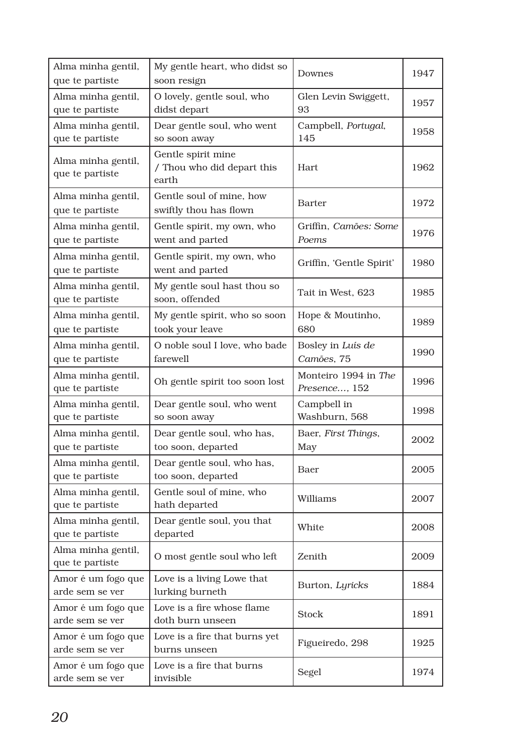| | | | |
|---|---|---|---|
| Alma minha gentil, que te partiste | My gentle heart, who didst so soon resign | Downes | 1947 |
| Alma minha gentil, que te partiste | O lovely, gentle soul, who didst depart | Glen Levin Swiggett, 93 | 1957 |
| Alma minha gentil, que te partiste | Dear gentle soul, who went so soon away | Campbell, *Portugal*, 145 | 1958 |
| Alma minha gentil, que te partiste | Gentle spirit mine / Thou who did depart this earth | Hart | 1962 |
| Alma minha gentil, que te partiste | Gentle soul of mine, how swiftly thou has flown | Barter | 1972 |
| Alma minha gentil, que te partiste | Gentle spirit, my own, who went and parted | Griffin, *Camões: Some Poems* | 1976 |
| Alma minha gentil, que te partiste | Gentle spirit, my own, who went and parted | Griffin, 'Gentle Spirit' | 1980 |
| Alma minha gentil, que te partiste | My gentle soul hast thou so soon, offended | Tait in West, 623 | 1985 |
| Alma minha gentil, que te partiste | My gentle spirit, who so soon took your leave | Hope & Moutinho, 680 | 1989 |
| Alma minha gentil, que te partiste | O noble soul I love, who bade farewell | Bosley in *Luís de Camões*, 75 | 1990 |
| Alma minha gentil, que te partiste | Oh gentle spirit too soon lost | Monteiro 1994 in *The Presence...*, 152 | 1996 |
| Alma minha gentil, que te partiste | Dear gentle soul, who went so soon away | Campbell in Washburn, 568 | 1998 |
| Alma minha gentil, que te partiste | Dear gentle soul, who has, too soon, departed | Baer, *First Things*, May | 2002 |
| Alma minha gentil, que te partiste | Dear gentle soul, who has, too soon, departed | Baer | 2005 |
| Alma minha gentil, que te partiste | Gentle soul of mine, who hath departed | Williams | 2007 |
| Alma minha gentil, que te partiste | Dear gentle soul, you that departed | White | 2008 |
| Alma minha gentil, que te partiste | O most gentle soul who left | Zenith | 2009 |
| Amor é um fogo que arde sem se ver | Love is a living Lowe that lurking burneth | Burton, *Lyricks* | 1884 |
| Amor é um fogo que arde sem se ver | Love is a fire whose flame doth burn unseen | Stock | 1891 |
| Amor é um fogo que arde sem se ver | Love is a fire that burns yet burns unseen | Figueiredo, 298 | 1925 |
| Amor é um fogo que arde sem se ver | Love is a fire that burns invisible | Segel | 1974 |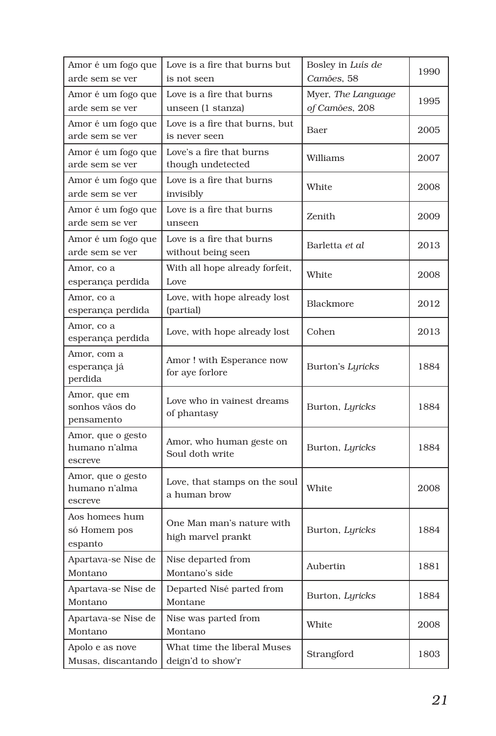| Amor é um fogo que arde sem se ver | Love is a fire that burns but is not seen | Bosley in *Luís de Camões*, 58 | 1990 |
|---|---|---|---|
| Amor é um fogo que arde sem se ver | Love is a fire that burns unseen (1 stanza) | Myer, *The Language of Camões*, 208 | 1995 |
| Amor é um fogo que arde sem se ver | Love is a fire that burns, but is never seen | Baer | 2005 |
| Amor é um fogo que arde sem se ver | Love's a fire that burns though undetected | Williams | 2007 |
| Amor é um fogo que arde sem se ver | Love is a fire that burns invisibly | White | 2008 |
| Amor é um fogo que arde sem se ver | Love is a fire that burns unseen | Zenith | 2009 |
| Amor é um fogo que arde sem se ver | Love is a fire that burns without being seen | Barletta *et al* | 2013 |
| Amor, co a esperança perdida | With all hope already forfeit, Love | White | 2008 |
| Amor, co a esperança perdida | Love, with hope already lost (partial) | Blackmore | 2012 |
| Amor, co a esperança perdida | Love, with hope already lost | Cohen | 2013 |
| Amor, com a esperança já perdida | Amor ! with Esperance now for aye forlore | Burton's *Lyricks* | 1884 |
| Amor, que em sonhos vãos do pensamento | Love who in vainest dreams of phantasy | Burton, *Lyricks* | 1884 |
| Amor, que o gesto humano n'alma escreve | Amor, who human geste on Soul doth write | Burton, *Lyricks* | 1884 |
| Amor, que o gesto humano n'alma escreve | Love, that stamps on the soul a human brow | White | 2008 |
| Aos homees hum só Homem pos espanto | One Man man's nature with high marvel prankt | Burton, *Lyricks* | 1884 |
| Apartava-se Nise de Montano | Nise departed from Montano's side | Aubertin | 1881 |
| Apartava-se Nise de Montano | Departed Nisé parted from Montane | Burton, *Lyricks* | 1884 |
| Apartava-se Nise de Montano | Nise was parted from Montano | White | 2008 |
| Apolo e as nove Musas, discantando | What time the liberal Muses deign'd to show'r | Strangford | 1803 |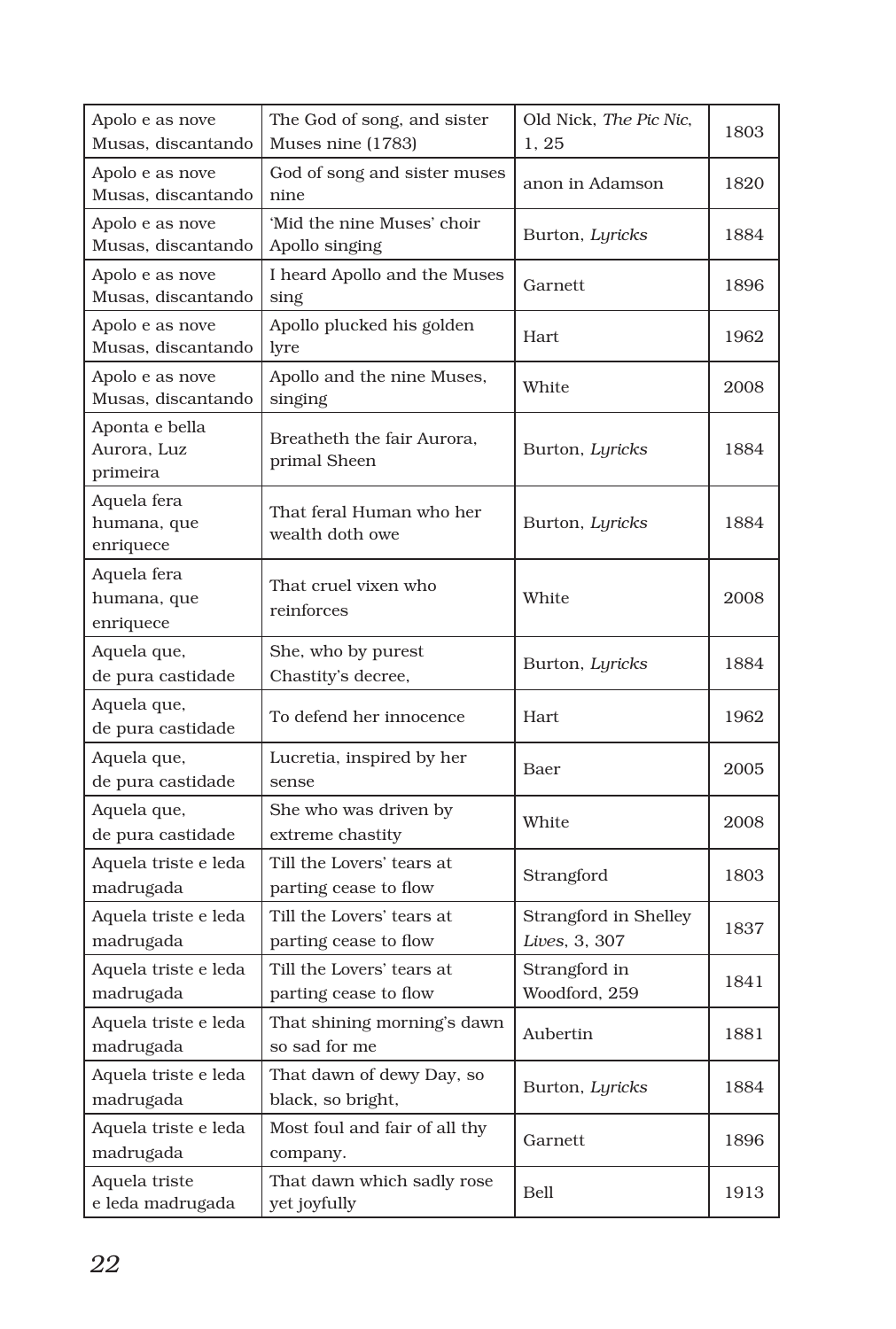| Apolo e as nove Musas, discantando | The God of song, and sister Muses nine (1783) | Old Nick, *The Pic Nic*, 1, 25 | 1803 |
|---|---|---|---|
| Apolo e as nove Musas, discantando | God of song and sister muses nine | anon in Adamson | 1820 |
| Apolo e as nove Musas, discantando | 'Mid the nine Muses' choir Apollo singing | Burton, *Lyricks* | 1884 |
| Apolo e as nove Musas, discantando | I heard Apollo and the Muses sing | Garnett | 1896 |
| Apolo e as nove Musas, discantando | Apollo plucked his golden lyre | Hart | 1962 |
| Apolo e as nove Musas, discantando | Apollo and the nine Muses, singing | White | 2008 |
| Aponta e bella Aurora, Luz primeira | Breatheth the fair Aurora, primal Sheen | Burton, *Lyricks* | 1884 |
| Aquela fera humana, que enriquece | That feral Human who her wealth doth owe | Burton, *Lyricks* | 1884 |
| Aquela fera humana, que enriquece | That cruel vixen who reinforces | White | 2008 |
| Aquela que, de pura castidade | She, who by purest Chastity's decree, | Burton, *Lyricks* | 1884 |
| Aquela que, de pura castidade | To defend her innocence | Hart | 1962 |
| Aquela que, de pura castidade | Lucretia, inspired by her sense | Baer | 2005 |
| Aquela que, de pura castidade | She who was driven by extreme chastity | White | 2008 |
| Aquela triste e leda madrugada | Till the Lovers' tears at parting cease to flow | Strangford | 1803 |
| Aquela triste e leda madrugada | Till the Lovers' tears at parting cease to flow | Strangford in Shelley *Lives*, 3, 307 | 1837 |
| Aquela triste e leda madrugada | Till the Lovers' tears at parting cease to flow | Strangford in Woodford, 259 | 1841 |
| Aquela triste e leda madrugada | That shining morning's dawn so sad for me | Aubertin | 1881 |
| Aquela triste e leda madrugada | That dawn of dewy Day, so black, so bright, | Burton, *Lyricks* | 1884 |
| Aquela triste e leda madrugada | Most foul and fair of all thy company. | Garnett | 1896 |
| Aquela triste e leda madrugada | That dawn which sadly rose yet joyfully | Bell | 1913 |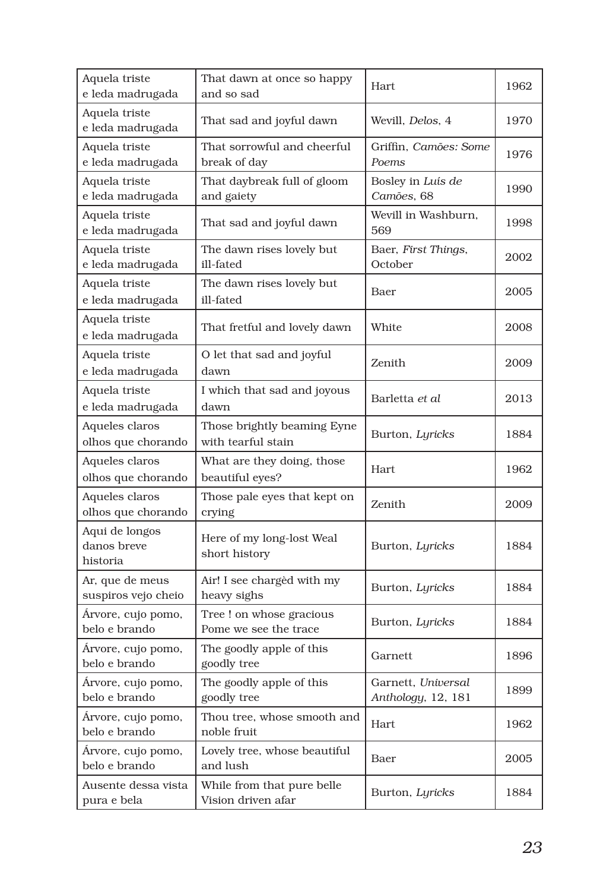| | | | |
|---|---|---|---|
| Aquela triste e leda madrugada | That dawn at once so happy and so sad | Hart | 1962 |
| Aquela triste e leda madrugada | That sad and joyful dawn | Wevill, *Delos*, 4 | 1970 |
| Aquela triste e leda madrugada | That sorrowful and cheerful break of day | Griffin, *Camões: Some Poems* | 1976 |
| Aquela triste e leda madrugada | That daybreak full of gloom and gaiety | Bosley in *Luís de Camões*, 68 | 1990 |
| Aquela triste e leda madrugada | That sad and joyful dawn | Wevill in Washburn, 569 | 1998 |
| Aquela triste e leda madrugada | The dawn rises lovely but ill-fated | Baer, *First Things*, October | 2002 |
| Aquela triste e leda madrugada | The dawn rises lovely but ill-fated | Baer | 2005 |
| Aquela triste e leda madrugada | That fretful and lovely dawn | White | 2008 |
| Aquela triste e leda madrugada | O let that sad and joyful dawn | Zenith | 2009 |
| Aquela triste e leda madrugada | I which that sad and joyous dawn | Barletta *et al* | 2013 |
| Aqueles claros olhos que chorando | Those brightly beaming Eyne with tearful stain | Burton, *Lyricks* | 1884 |
| Aqueles claros olhos que chorando | What are they doing, those beautiful eyes? | Hart | 1962 |
| Aqueles claros olhos que chorando | Those pale eyes that kept on crying | Zenith | 2009 |
| Aqui de longos danos breve historia | Here of my long-lost Weal short history | Burton, *Lyricks* | 1884 |
| Ar, que de meus suspiros vejo cheio | Air! I see chargèd with my heavy sighs | Burton, *Lyricks* | 1884 |
| Árvore, cujo pomo, belo e brando | Tree ! on whose gracious Pome we see the trace | Burton, *Lyricks* | 1884 |
| Árvore, cujo pomo, belo e brando | The goodly apple of this goodly tree | Garnett | 1896 |
| Árvore, cujo pomo, belo e brando | The goodly apple of this goodly tree | Garnett, *Universal Anthology*, 12, 181 | 1899 |
| Árvore, cujo pomo, belo e brando | Thou tree, whose smooth and noble fruit | Hart | 1962 |
| Árvore, cujo pomo, belo e brando | Lovely tree, whose beautiful and lush | Baer | 2005 |
| Ausente dessa vista pura e bela | While from that pure belle Vision driven afar | Burton, *Lyricks* | 1884 |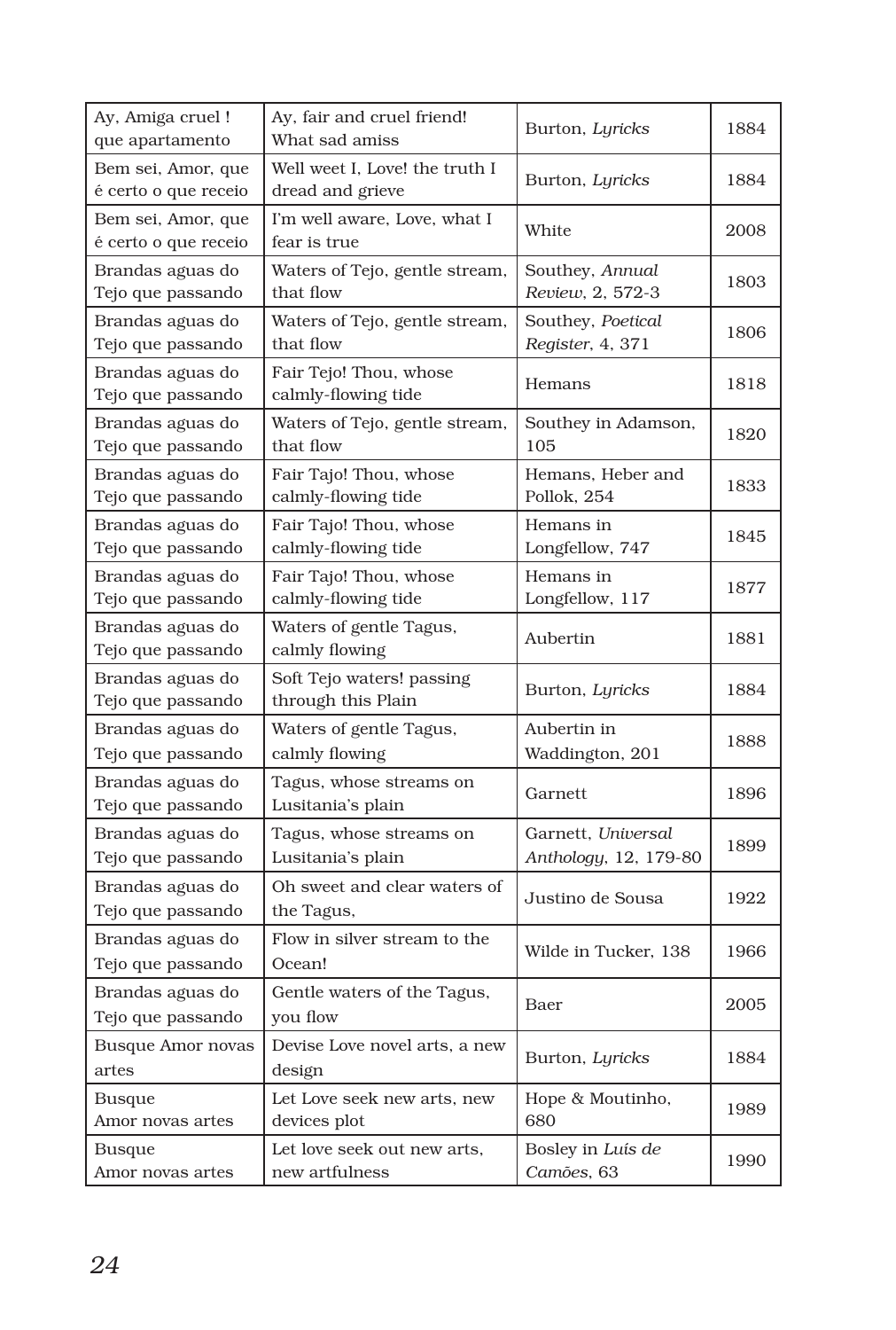| Ay, Amiga cruel ! que apartamento | Ay, fair and cruel friend! What sad amiss | Burton, *Lyricks* | 1884 |
|---|---|---|---|
| Bem sei, Amor, que é certo o que receio | Well weet I, Love! the truth I dread and grieve | Burton, *Lyricks* | 1884 |
| Bem sei, Amor, que é certo o que receio | I'm well aware, Love, what I fear is true | White | 2008 |
| Brandas aguas do Tejo que passando | Waters of Tejo, gentle stream, that flow | Southey, *Annual Review*, 2, 572-3 | 1803 |
| Brandas aguas do Tejo que passando | Waters of Tejo, gentle stream, that flow | Southey, *Poetical Register*, 4, 371 | 1806 |
| Brandas aguas do Tejo que passando | Fair Tejo! Thou, whose calmly-flowing tide | Hemans | 1818 |
| Brandas aguas do Tejo que passando | Waters of Tejo, gentle stream, that flow | Southey in Adamson, 105 | 1820 |
| Brandas aguas do Tejo que passando | Fair Tajo! Thou, whose calmly-flowing tide | Hemans, Heber and Pollok, 254 | 1833 |
| Brandas aguas do Tejo que passando | Fair Tajo! Thou, whose calmly-flowing tide | Hemans in Longfellow, 747 | 1845 |
| Brandas aguas do Tejo que passando | Fair Tajo! Thou, whose calmly-flowing tide | Hemans in Longfellow, 117 | 1877 |
| Brandas aguas do Tejo que passando | Waters of gentle Tagus, calmly flowing | Aubertin | 1881 |
| Brandas aguas do Tejo que passando | Soft Tejo waters! passing through this Plain | Burton, *Lyricks* | 1884 |
| Brandas aguas do Tejo que passando | Waters of gentle Tagus, calmly flowing | Aubertin in Waddington, 201 | 1888 |
| Brandas aguas do Tejo que passando | Tagus, whose streams on Lusitania's plain | Garnett | 1896 |
| Brandas aguas do Tejo que passando | Tagus, whose streams on Lusitania's plain | Garnett, *Universal Anthology*, 12, 179-80 | 1899 |
| Brandas aguas do Tejo que passando | Oh sweet and clear waters of the Tagus, | Justino de Sousa | 1922 |
| Brandas aguas do Tejo que passando | Flow in silver stream to the Ocean! | Wilde in Tucker, 138 | 1966 |
| Brandas aguas do Tejo que passando | Gentle waters of the Tagus, you flow | Baer | 2005 |
| Busque Amor novas artes | Devise Love novel arts, a new design | Burton, *Lyricks* | 1884 |
| Busque Amor novas artes | Let Love seek new arts, new devices plot | Hope & Moutinho, 680 | 1989 |
| Busque Amor novas artes | Let love seek out new arts, new artfulness | Bosley in *Luís de Camões*, 63 | 1990 |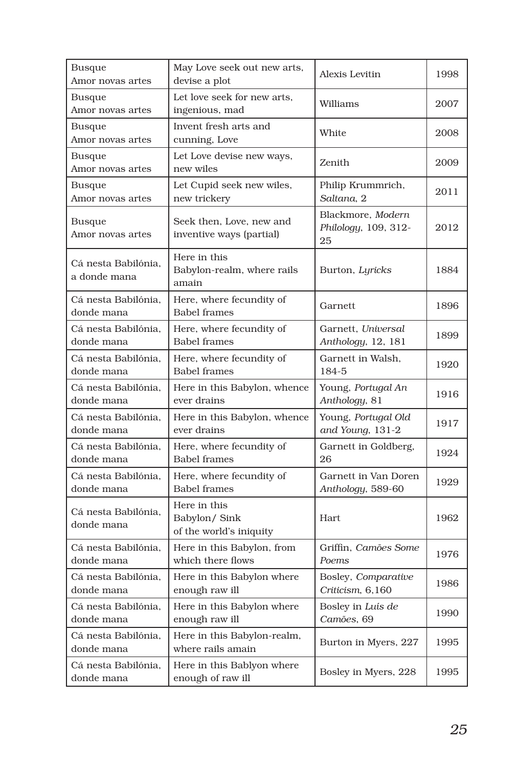| Busque Amor novas artes | May Love seek out new arts, devise a plot | Alexis Levitin | 1998 |
|---|---|---|---|
| Busque Amor novas artes | Let love seek for new arts, ingenious, mad | Williams | 2007 |
| Busque Amor novas artes | Invent fresh arts and cunning, Love | White | 2008 |
| Busque Amor novas artes | Let Love devise new ways, new wiles | Zenith | 2009 |
| Busque Amor novas artes | Let Cupid seek new wiles, new trickery | Philip Krummrich, *Saltana*, 2 | 2011 |
| Busque Amor novas artes | Seek then, Love, new and inventive ways (partial) | Blackmore, *Modern Philology*, 109, 312-25 | 2012 |
| Cá nesta Babilónia, a donde mana | Here in this Babylon-realm, where rails amain | Burton, *Lyricks* | 1884 |
| Cá nesta Babilónia, donde mana | Here, where fecundity of Babel frames | Garnett | 1896 |
| Cá nesta Babilónia, donde mana | Here, where fecundity of Babel frames | Garnett, *Universal Anthology*, 12, 181 | 1899 |
| Cá nesta Babilónia, donde mana | Here, where fecundity of Babel frames | Garnett in Walsh, 184-5 | 1920 |
| Cá nesta Babilónia, donde mana | Here in this Babylon, whence ever drains | Young, *Portugal An Anthology*, 81 | 1916 |
| Cá nesta Babilónia, donde mana | Here in this Babylon, whence ever drains | Young, *Portugal Old and Young*, 131-2 | 1917 |
| Cá nesta Babilónia, donde mana | Here, where fecundity of Babel frames | Garnett in Goldberg, 26 | 1924 |
| Cá nesta Babilónia, donde mana | Here, where fecundity of Babel frames | Garnett in Van Doren *Anthology*, 589-60 | 1929 |
| Cá nesta Babilónia, donde mana | Here in this Babylon/ Sink of the world's iniquity | Hart | 1962 |
| Cá nesta Babilónia, donde mana | Here in this Babylon, from which there flows | Griffin, *Camões Some Poems* | 1976 |
| Cá nesta Babilónia, donde mana | Here in this Babylon where enough raw ill | Bosley, *Comparative Criticism*, 6,160 | 1986 |
| Cá nesta Babilónia, donde mana | Here in this Babylon where enough raw ill | Bosley in *Luís de Camões*, 69 | 1990 |
| Cá nesta Babilónia, donde mana | Here in this Babylon-realm, where rails amain | Burton in Myers, 227 | 1995 |
| Cá nesta Babilónia, donde mana | Here in this Bablyon where enough of raw ill | Bosley in Myers, 228 | 1995 |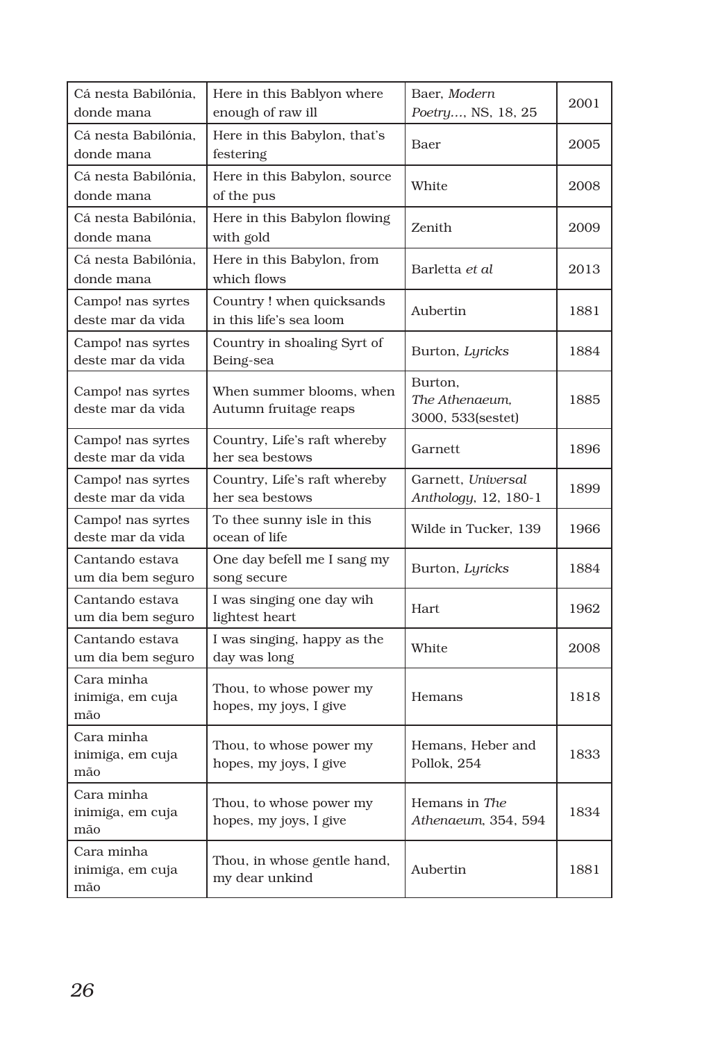| Cá nesta Babilónia, donde mana | Here in this Bablyon where enough of raw ill | Baer, *Modern Poetry...*, NS, 18, 25 | 2001 |
|---|---|---|---|
| Cá nesta Babilónia, donde mana | Here in this Babylon, that's festering | Baer | 2005 |
| Cá nesta Babilónia, donde mana | Here in this Babylon, source of the pus | White | 2008 |
| Cá nesta Babilónia, donde mana | Here in this Babylon flowing with gold | Zenith | 2009 |
| Cá nesta Babilónia, donde mana | Here in this Babylon, from which flows | Barletta *et al* | 2013 |
| Campo! nas syrtes deste mar da vida | Country ! when quicksands in this life's sea loom | Aubertin | 1881 |
| Campo! nas syrtes deste mar da vida | Country in shoaling Syrt of Being-sea | Burton, *Lyricks* | 1884 |
| Campo! nas syrtes deste mar da vida | When summer blooms, when Autumn fruitage reaps | Burton, *The Athenaeum,* 3000, 533(sestet) | 1885 |
| Campo! nas syrtes deste mar da vida | Country, Life's raft whereby her sea bestows | Garnett | 1896 |
| Campo! nas syrtes deste mar da vida | Country, Life's raft whereby her sea bestows | Garnett, *Universal Anthology*, 12, 180-1 | 1899 |
| Campo! nas syrtes deste mar da vida | To thee sunny isle in this ocean of life | Wilde in Tucker, 139 | 1966 |
| Cantando estava um dia bem seguro | One day befell me I sang my song secure | Burton, *Lyricks* | 1884 |
| Cantando estava um dia bem seguro | I was singing one day wih lightest heart | Hart | 1962 |
| Cantando estava um dia bem seguro | I was singing, happy as the day was long | White | 2008 |
| Cara minha inimiga, em cuja mão | Thou, to whose power my hopes, my joys, I give | Hemans | 1818 |
| Cara minha inimiga, em cuja mão | Thou, to whose power my hopes, my joys, I give | Hemans, Heber and Pollok, 254 | 1833 |
| Cara minha inimiga, em cuja mão | Thou, to whose power my hopes, my joys, I give | Hemans in *The Athenaeum*, 354, 594 | 1834 |
| Cara minha inimiga, em cuja mão | Thou, in whose gentle hand, my dear unkind | Aubertin | 1881 |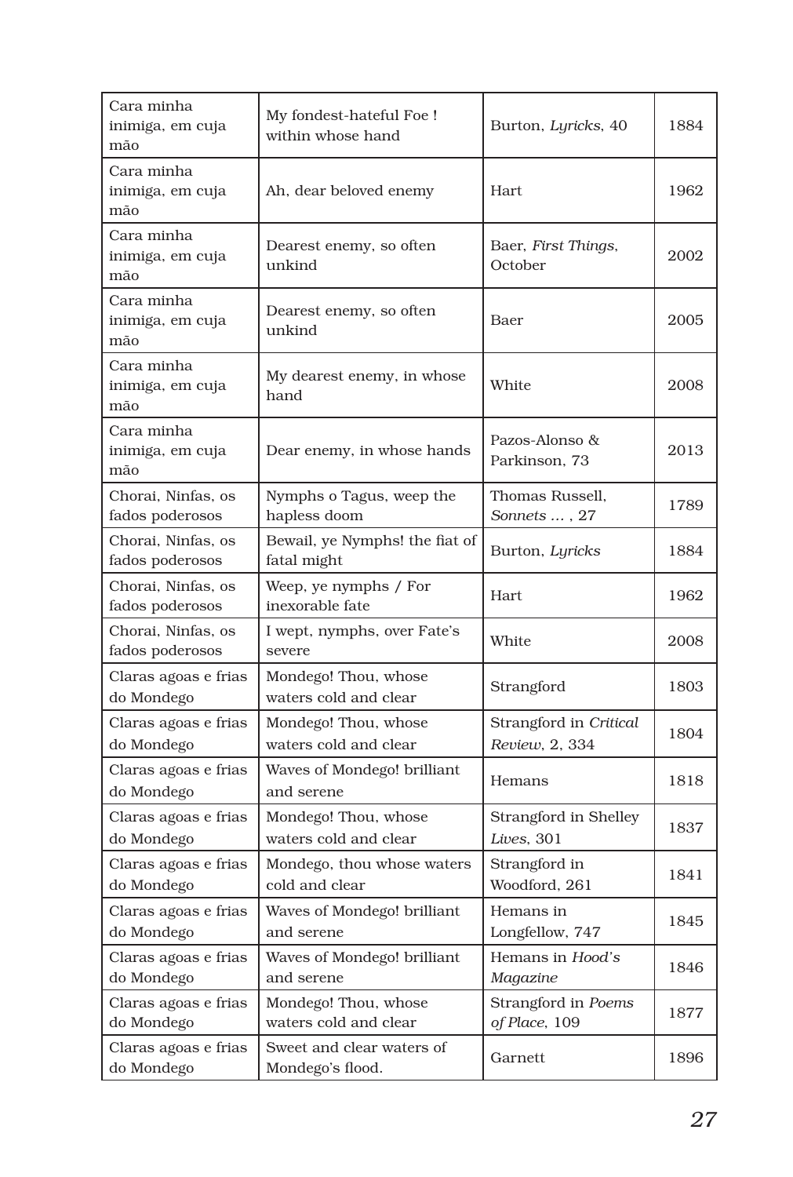| | | | |
|---|---|---|---|
| Cara minha inimiga, em cuja mão | My fondest-hateful Foe ! within whose hand | Burton, *Lyricks*, 40 | 1884 |
| Cara minha inimiga, em cuja mão | Ah, dear beloved enemy | Hart | 1962 |
| Cara minha inimiga, em cuja mão | Dearest enemy, so often unkind | Baer, *First Things*, October | 2002 |
| Cara minha inimiga, em cuja mão | Dearest enemy, so often unkind | Baer | 2005 |
| Cara minha inimiga, em cuja mão | My dearest enemy, in whose hand | White | 2008 |
| Cara minha inimiga, em cuja mão | Dear enemy, in whose hands | Pazos-Alonso & Parkinson, 73 | 2013 |
| Chorai, Ninfas, os fados poderosos | Nymphs o Tagus, weep the hapless doom | Thomas Russell, *Sonnets ...* , 27 | 1789 |
| Chorai, Ninfas, os fados poderosos | Bewail, ye Nymphs! the fiat of fatal might | Burton, *Lyricks* | 1884 |
| Chorai, Ninfas, os fados poderosos | Weep, ye nymphs / For inexorable fate | Hart | 1962 |
| Chorai, Ninfas, os fados poderosos | I wept, nymphs, over Fate's severe | White | 2008 |
| Claras agoas e frias do Mondego | Mondego! Thou, whose waters cold and clear | Strangford | 1803 |
| Claras agoas e frias do Mondego | Mondego! Thou, whose waters cold and clear | Strangford in *Critical Review*, 2, 334 | 1804 |
| Claras agoas e frias do Mondego | Waves of Mondego! brilliant and serene | Hemans | 1818 |
| Claras agoas e frias do Mondego | Mondego! Thou, whose waters cold and clear | Strangford in Shelley *Lives*, 301 | 1837 |
| Claras agoas e frias do Mondego | Mondego, thou whose waters cold and clear | Strangford in Woodford, 261 | 1841 |
| Claras agoas e frias do Mondego | Waves of Mondego! brilliant and serene | Hemans in Longfellow, 747 | 1845 |
| Claras agoas e frias do Mondego | Waves of Mondego! brilliant and serene | Hemans in *Hood's Magazine* | 1846 |
| Claras agoas e frias do Mondego | Mondego! Thou, whose waters cold and clear | Strangford in *Poems of Place*, 109 | 1877 |
| Claras agoas e frias do Mondego | Sweet and clear waters of Mondego's flood. | Garnett | 1896 |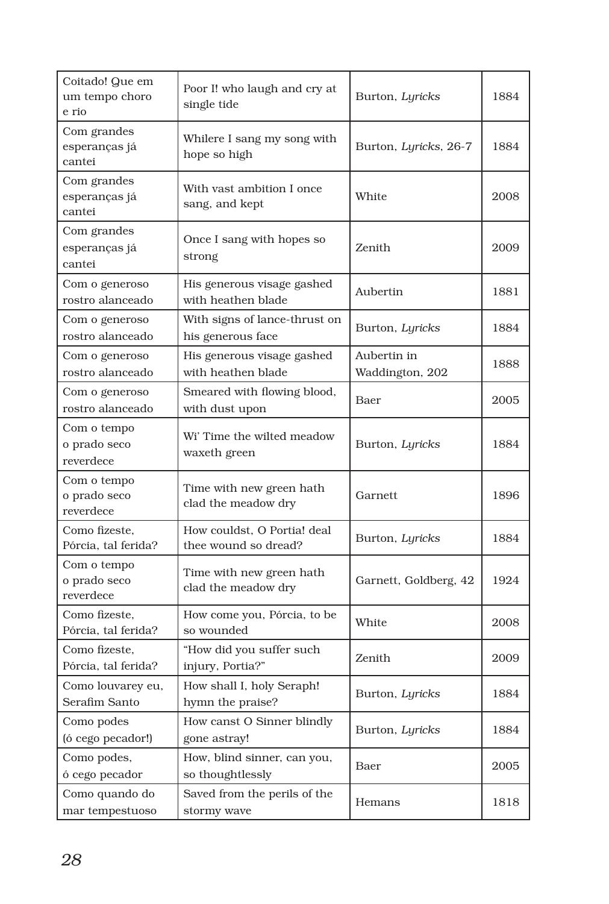| Coitado! Que em um tempo choro e rio | Poor I! who laugh and cry at single tide | Burton, *Lyricks* | 1884 |
|---|---|---|---|
| Com grandes esperanças já cantei | Whilere I sang my song with hope so high | Burton, *Lyricks*, 26-7 | 1884 |
| Com grandes esperanças já cantei | With vast ambition I once sang, and kept | White | 2008 |
| Com grandes esperanças já cantei | Once I sang with hopes so strong | Zenith | 2009 |
| Com o generoso rostro alanceado | His generous visage gashed with heathen blade | Aubertin | 1881 |
| Com o generoso rostro alanceado | With signs of lance-thrust on his generous face | Burton, *Lyricks* | 1884 |
| Com o generoso rostro alanceado | His generous visage gashed with heathen blade | Aubertin in Waddington, 202 | 1888 |
| Com o generoso rostro alanceado | Smeared with flowing blood, with dust upon | Baer | 2005 |
| Com o tempo o prado seco reverdece | Wi' Time the wilted meadow waxeth green | Burton, *Lyricks* | 1884 |
| Com o tempo o prado seco reverdece | Time with new green hath clad the meadow dry | Garnett | 1896 |
| Como fizeste, Pórcia, tal ferida? | How couldst, O Portia! deal thee wound so dread? | Burton, *Lyricks* | 1884 |
| Com o tempo o prado seco reverdece | Time with new green hath clad the meadow dry | Garnett, Goldberg, 42 | 1924 |
| Como fizeste, Pórcia, tal ferida? | How come you, Pórcia, to be so wounded | White | 2008 |
| Como fizeste, Pórcia, tal ferida? | "How did you suffer such injury, Portia?" | Zenith | 2009 |
| Como louvarey eu, Serafim Santo | How shall I, holy Seraph! hymn the praise? | Burton, *Lyricks* | 1884 |
| Como podes (ó cego pecador!) | How canst O Sinner blindly gone astray! | Burton, *Lyricks* | 1884 |
| Como podes, ó cego pecador | How, blind sinner, can you, so thoughtlessly | Baer | 2005 |
| Como quando do mar tempestuoso | Saved from the perils of the stormy wave | Hemans | 1818 |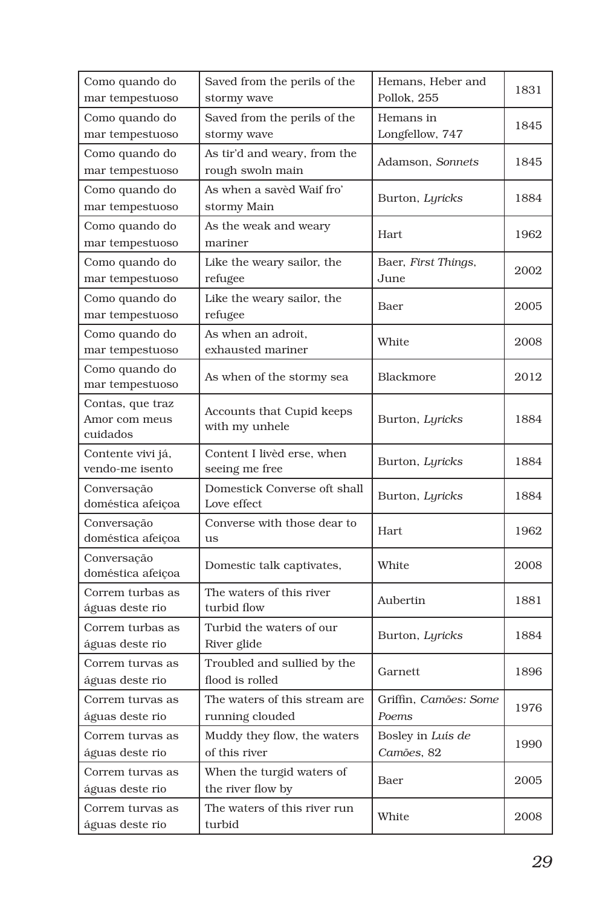| Como quando do mar tempestuoso | Saved from the perils of the stormy wave | Hemans, Heber and Pollok, 255 | 1831 |
|---|---|---|---|
| Como quando do mar tempestuoso | Saved from the perils of the stormy wave | Hemans in Longfellow, 747 | 1845 |
| Como quando do mar tempestuoso | As tir'd and weary, from the rough swoln main | Adamson, *Sonnets* | 1845 |
| Como quando do mar tempestuoso | As when a savèd Waif fro' stormy Main | Burton, *Lyricks* | 1884 |
| Como quando do mar tempestuoso | As the weak and weary mariner | Hart | 1962 |
| Como quando do mar tempestuoso | Like the weary sailor, the refugee | Baer, *First Things*, June | 2002 |
| Como quando do mar tempestuoso | Like the weary sailor, the refugee | Baer | 2005 |
| Como quando do mar tempestuoso | As when an adroit, exhausted mariner | White | 2008 |
| Como quando do mar tempestuoso | As when of the stormy sea | Blackmore | 2012 |
| Contas, que traz Amor com meus cuidados | Accounts that Cupid keeps with my unhele | Burton, *Lyricks* | 1884 |
| Contente vivi já, vendo-me isento | Content I livèd erse, when seeing me free | Burton, *Lyricks* | 1884 |
| Conversação doméstica afeiçoa | Domestick Converse oft shall Love effect | Burton, *Lyricks* | 1884 |
| Conversação doméstica afeiçoa | Converse with those dear to us | Hart | 1962 |
| Conversação doméstica afeiçoa | Domestic talk captivates, | White | 2008 |
| Correm turbas as águas deste rio | The waters of this river turbid flow | Aubertin | 1881 |
| Correm turbas as águas deste rio | Turbid the waters of our River glide | Burton, *Lyricks* | 1884 |
| Correm turvas as águas deste rio | Troubled and sullied by the flood is rolled | Garnett | 1896 |
| Correm turvas as águas deste rio | The waters of this stream are running clouded | Griffin, *Camões: Some Poems* | 1976 |
| Correm turvas as águas deste rio | Muddy they flow, the waters of this river | Bosley in *Luís de Camões*, 82 | 1990 |
| Correm turvas as águas deste rio | When the turgid waters of the river flow by | Baer | 2005 |
| Correm turvas as águas deste rio | The waters of this river run turbid | White | 2008 |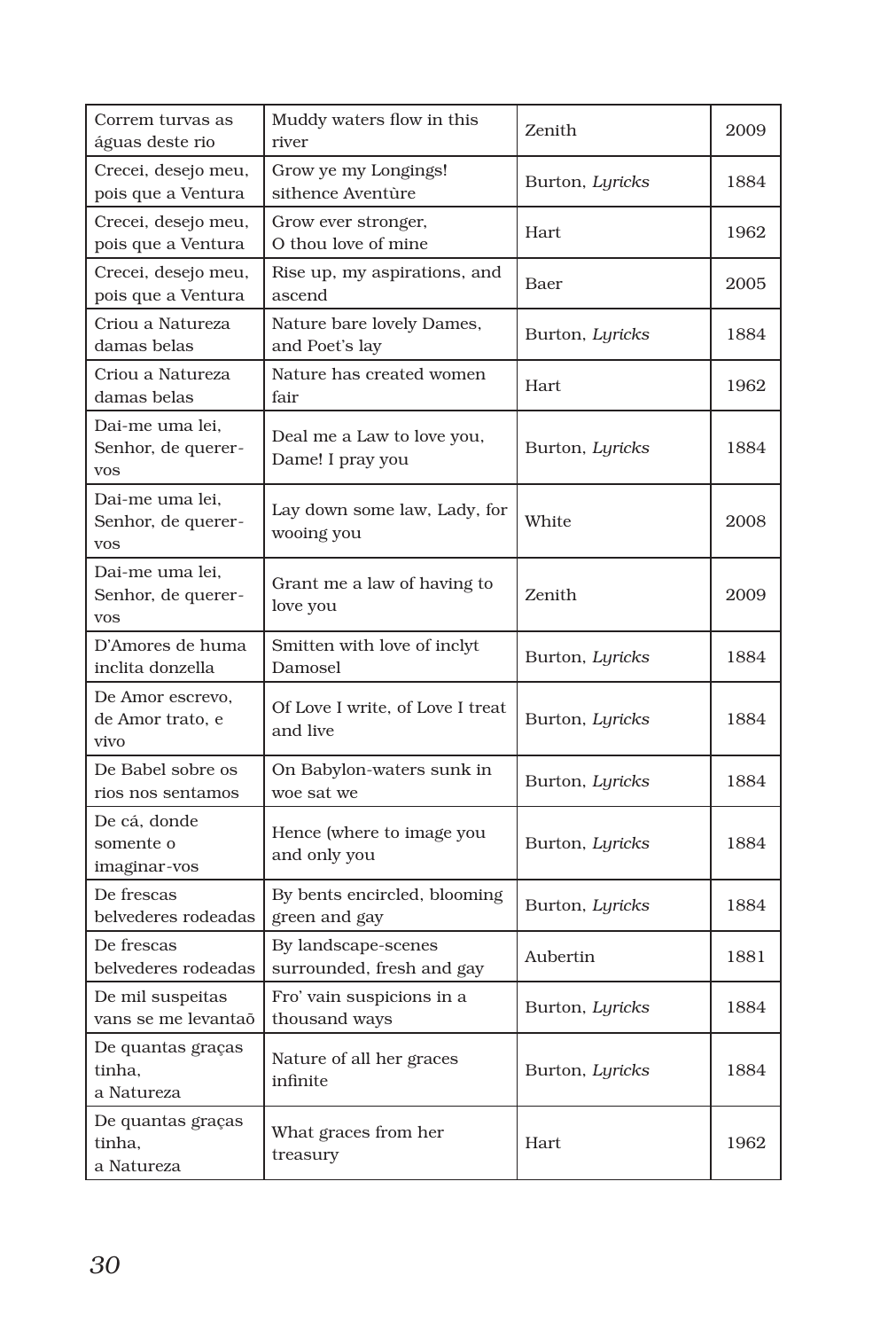| Correm turvas as águas deste rio | Muddy waters flow in this river | Zenith | 2009 |
|---|---|---|---|
| Crecei, desejo meu, pois que a Ventura | Grow ye my Longings! sithence Aventùre | Burton, *Lyricks* | 1884 |
| Crecei, desejo meu, pois que a Ventura | Grow ever stronger, O thou love of mine | Hart | 1962 |
| Crecei, desejo meu, pois que a Ventura | Rise up, my aspirations, and ascend | Baer | 2005 |
| Criou a Natureza damas belas | Nature bare lovely Dames, and Poet's lay | Burton, *Lyricks* | 1884 |
| Criou a Natureza damas belas | Nature has created women fair | Hart | 1962 |
| Dai-me uma lei, Senhor, de querer-vos | Deal me a Law to love you, Dame! I pray you | Burton, *Lyricks* | 1884 |
| Dai-me uma lei, Senhor, de querer-vos | Lay down some law, Lady, for wooing you | White | 2008 |
| Dai-me uma lei, Senhor, de querer-vos | Grant me a law of having to love you | Zenith | 2009 |
| D'Amores de huma inclita donzella | Smitten with love of inclyt Damosel | Burton, *Lyricks* | 1884 |
| De Amor escrevo, de Amor trato, e vivo | Of Love I write, of Love I treat and live | Burton, *Lyricks* | 1884 |
| De Babel sobre os rios nos sentamos | On Babylon-waters sunk in woe sat we | Burton, *Lyricks* | 1884 |
| De cá, donde somente o imaginar-vos | Hence (where to image you and only you | Burton, *Lyricks* | 1884 |
| De frescas belvederes rodeadas | By bents encircled, blooming green and gay | Burton, *Lyricks* | 1884 |
| De frescas belvederes rodeadas | By landscape-scenes surrounded, fresh and gay | Aubertin | 1881 |
| De mil suspeitas vans se me levantaõ | Fro' vain suspicions in a thousand ways | Burton, *Lyricks* | 1884 |
| De quantas graças tinha, a Natureza | Nature of all her graces infinite | Burton, *Lyricks* | 1884 |
| De quantas graças tinha, a Natureza | What graces from her treasury | Hart | 1962 |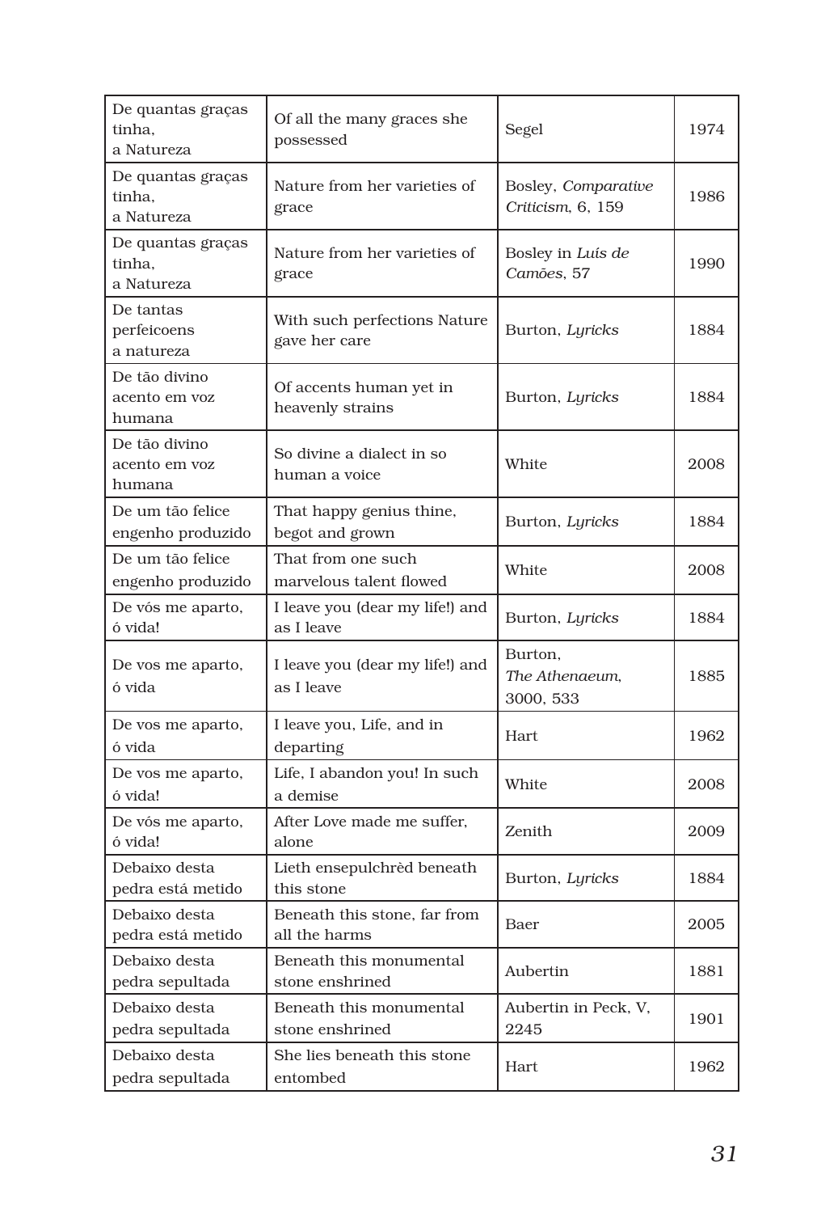| De quantas graças tinha, a Natureza | Of all the many graces she possessed | Segel | 1974 |
|---|---|---|---|
| De quantas graças tinha, a Natureza | Nature from her varieties of grace | Bosley, *Comparative Criticism*, 6, 159 | 1986 |
| De quantas graças tinha, a Natureza | Nature from her varieties of grace | Bosley in *Luís de Camões*, 57 | 1990 |
| De tantas perfeicoens a natureza | With such perfections Nature gave her care | Burton, *Lyricks* | 1884 |
| De tão divino acento em voz humana | Of accents human yet in heavenly strains | Burton, *Lyricks* | 1884 |
| De tão divino acento em voz humana | So divine a dialect in so human a voice | White | 2008 |
| De um tão felice engenho produzido | That happy genius thine, begot and grown | Burton, *Lyricks* | 1884 |
| De um tão felice engenho produzido | That from one such marvelous talent flowed | White | 2008 |
| De vós me aparto, ó vida! | I leave you (dear my life!) and as I leave | Burton, *Lyricks* | 1884 |
| De vos me aparto, ó vida | I leave you (dear my life!) and as I leave | Burton, *The Athenaeum*, 3000, 533 | 1885 |
| De vos me aparto, ó vida | I leave you, Life, and in departing | Hart | 1962 |
| De vos me aparto, ó vida! | Life, I abandon you! In such a demise | White | 2008 |
| De vós me aparto, ó vida! | After Love made me suffer, alone | Zenith | 2009 |
| Debaixo desta pedra está metido | Lieth ensepulchrèd beneath this stone | Burton, *Lyricks* | 1884 |
| Debaixo desta pedra está metido | Beneath this stone, far from all the harms | Baer | 2005 |
| Debaixo desta pedra sepultada | Beneath this monumental stone enshrined | Aubertin | 1881 |
| Debaixo desta pedra sepultada | Beneath this monumental stone enshrined | Aubertin in Peck, V, 2245 | 1901 |
| Debaixo desta pedra sepultada | She lies beneath this stone entombed | Hart | 1962 |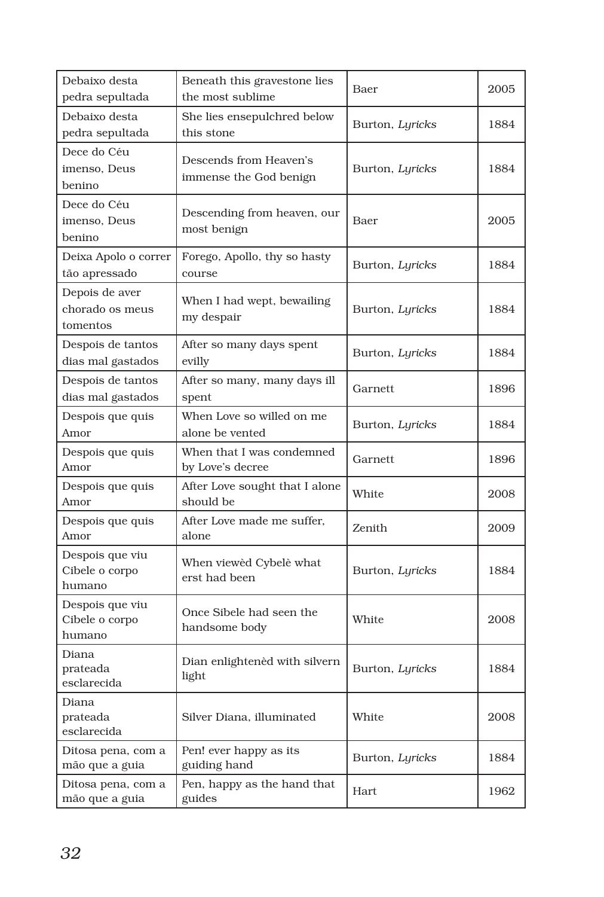| Debaixo desta pedra sepultada | Beneath this gravestone lies the most sublime | Baer | 2005 |
|---|---|---|---|
| Debaixo desta pedra sepultada | She lies ensepulchred below this stone | Burton, *Lyricks* | 1884 |
| Dece do Céu imenso, Deus benino | Descends from Heaven's immense the God benign | Burton, *Lyricks* | 1884 |
| Dece do Céu imenso, Deus benino | Descending from heaven, our most benign | Baer | 2005 |
| Deixa Apolo o correr tão apressado | Forego, Apollo, thy so hasty course | Burton, *Lyricks* | 1884 |
| Depois de aver chorado os meus tomentos | When I had wept, bewailing my despair | Burton, *Lyricks* | 1884 |
| Despois de tantos dias mal gastados | After so many days spent evilly | Burton, *Lyricks* | 1884 |
| Despois de tantos dias mal gastados | After so many, many days ill spent | Garnett | 1896 |
| Despois que quis Amor | When Love so willed on me alone be vented | Burton, *Lyricks* | 1884 |
| Despois que quis Amor | When that I was condemned by Love's decree | Garnett | 1896 |
| Despois que quis Amor | After Love sought that I alone should be | White | 2008 |
| Despois que quis Amor | After Love made me suffer, alone | Zenith | 2009 |
| Despois que viu Cibele o corpo humano | When viewèd Cybelè what erst had been | Burton, *Lyricks* | 1884 |
| Despois que viu Cibele o corpo humano | Once Sibele had seen the handsome body | White | 2008 |
| Diana prateada esclarecida | Dian enlightenèd with silvern light | Burton, *Lyricks* | 1884 |
| Diana prateada esclarecida | Silver Diana, illuminated | White | 2008 |
| Ditosa pena, com a mão que a guia | Pen! ever happy as its guiding hand | Burton, *Lyricks* | 1884 |
| Ditosa pena, com a mão que a guia | Pen, happy as the hand that guides | Hart | 1962 |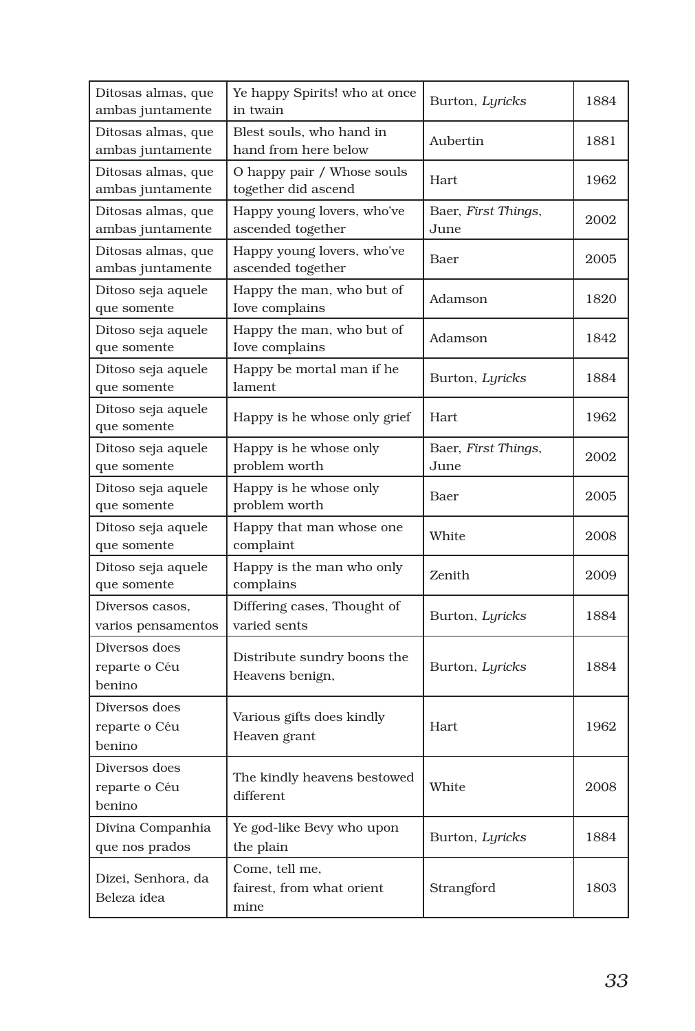| | | | |
|---|---|---|---|
| Ditosas almas, que ambas juntamente | Ye happy Spirits! who at once in twain | Burton, *Lyricks* | 1884 |
| Ditosas almas, que ambas juntamente | Blest souls, who hand in hand from here below | Aubertin | 1881 |
| Ditosas almas, que ambas juntamente | O happy pair / Whose souls together did ascend | Hart | 1962 |
| Ditosas almas, que ambas juntamente | Happy young lovers, who've ascended together | Baer, *First Things*, June | 2002 |
| Ditosas almas, que ambas juntamente | Happy young lovers, who've ascended together | Baer | 2005 |
| Ditoso seja aquele que somente | Happy the man, who but of love complains | Adamson | 1820 |
| Ditoso seja aquele que somente | Happy the man, who but of love complains | Adamson | 1842 |
| Ditoso seja aquele que somente | Happy be mortal man if he lament | Burton, *Lyricks* | 1884 |
| Ditoso seja aquele que somente | Happy is he whose only grief | Hart | 1962 |
| Ditoso seja aquele que somente | Happy is he whose only problem worth | Baer, *First Things*, June | 2002 |
| Ditoso seja aquele que somente | Happy is he whose only problem worth | Baer | 2005 |
| Ditoso seja aquele que somente | Happy that man whose one complaint | White | 2008 |
| Ditoso seja aquele que somente | Happy is the man who only complains | Zenith | 2009 |
| Diversos casos, varios pensamentos | Differing cases, Thought of varied sents | Burton, *Lyricks* | 1884 |
| Diversos does reparte o Céu benino | Distribute sundry boons the Heavens benign, | Burton, *Lyricks* | 1884 |
| Diversos does reparte o Céu benino | Various gifts does kindly Heaven grant | Hart | 1962 |
| Diversos does reparte o Céu benino | The kindly heavens bestowed different | White | 2008 |
| Divina Companhia que nos prados | Ye god-like Bevy who upon the plain | Burton, *Lyricks* | 1884 |
| Dizei, Senhora, da Beleza idea | Come, tell me, fairest, from what orient mine | Strangford | 1803 |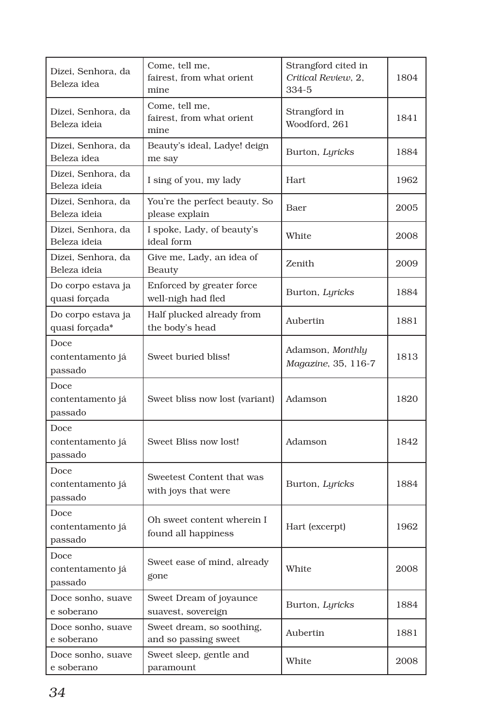| Dizei, Senhora, da Beleza idea | Come, tell me, fairest, from what orient mine | Strangford cited in *Critical Review*, 2, 334-5 | 1804 |
|---|---|---|---|
| Dizei, Senhora, da Beleza ideia | Come, tell me, fairest, from what orient mine | Strangford in Woodford, 261 | 1841 |
| Dizei, Senhora, da Beleza idea | Beauty's ideal, Ladye! deign me say | Burton, *Lyricks* | 1884 |
| Dizei, Senhora, da Beleza ideia | I sing of you, my lady | Hart | 1962 |
| Dizei, Senhora, da Beleza ideia | You're the perfect beauty. So please explain | Baer | 2005 |
| Dizei, Senhora, da Beleza ideia | I spoke, Lady, of beauty's ideal form | White | 2008 |
| Dizei, Senhora, da Beleza ideia | Give me, Lady, an idea of Beauty | Zenith | 2009 |
| Do corpo estava ja quasi forçada | Enforced by greater force well-nigh had fled | Burton, *Lyricks* | 1884 |
| Do corpo estava ja quasi forçada* | Half plucked already from the body's head | Aubertin | 1881 |
| Doce contentamento já passado | Sweet buried bliss! | Adamson, *Monthly Magazine*, 35, 116-7 | 1813 |
| Doce contentamento já passado | Sweet bliss now lost (variant) | Adamson | 1820 |
| Doce contentamento já passado | Sweet Bliss now lost! | Adamson | 1842 |
| Doce contentamento já passado | Sweetest Content that was with joys that were | Burton, *Lyricks* | 1884 |
| Doce contentamento já passado | Oh sweet content wherein I found all happiness | Hart (excerpt) | 1962 |
| Doce contentamento já passado | Sweet ease of mind, already gone | White | 2008 |
| Doce sonho, suave e soberano | Sweet Dream of joyaunce suavest, sovereign | Burton, *Lyricks* | 1884 |
| Doce sonho, suave e soberano | Sweet dream, so soothing, and so passing sweet | Aubertin | 1881 |
| Doce sonho, suave e soberano | Sweet sleep, gentle and paramount | White | 2008 |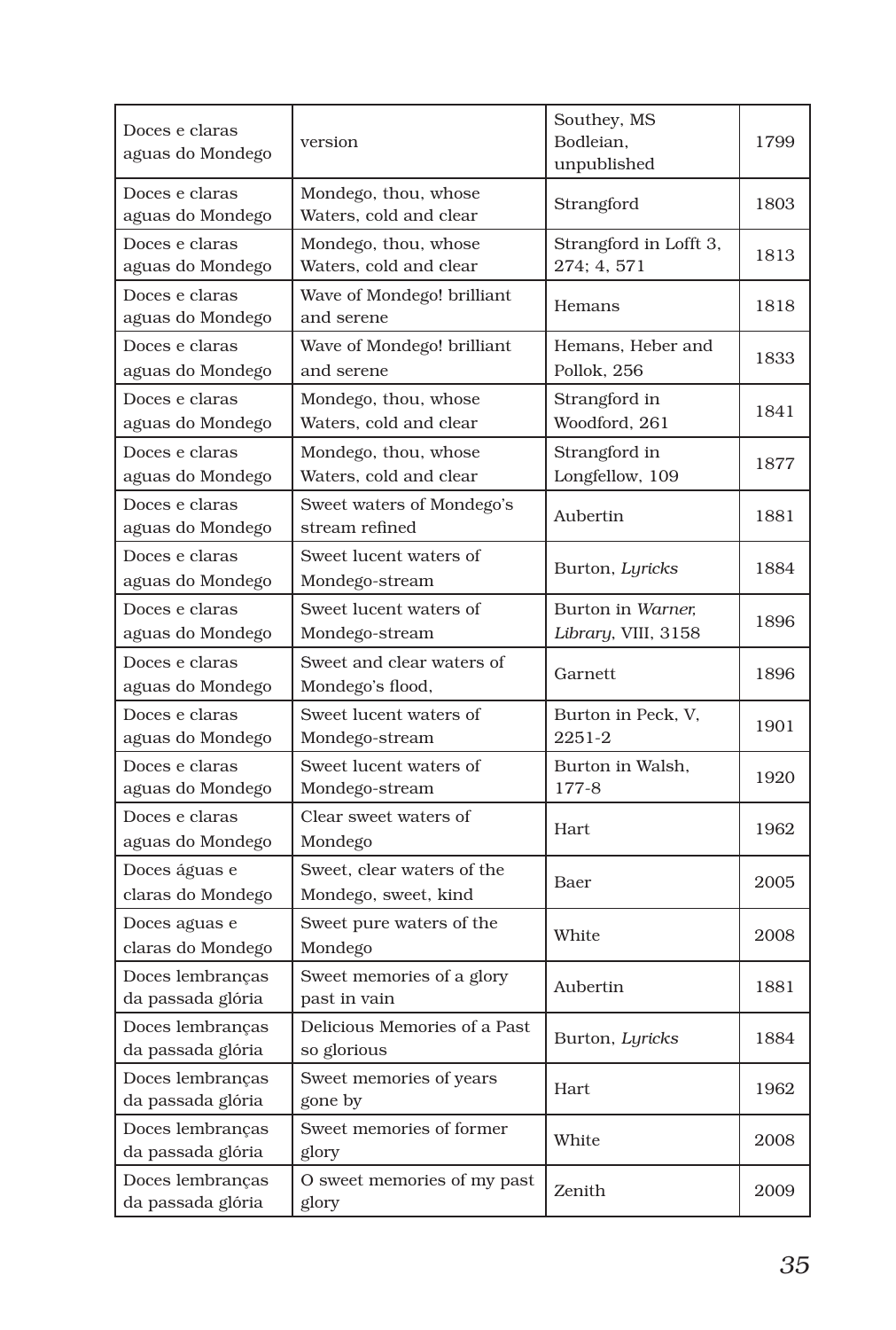| Doces e claras aguas do Mondego | version | Southey, MS Bodleian, unpublished | 1799 |
|---|---|---|---|
| Doces e claras aguas do Mondego | Mondego, thou, whose Waters, cold and clear | Strangford | 1803 |
| Doces e claras aguas do Mondego | Mondego, thou, whose Waters, cold and clear | Strangford in Lofft 3, 274; 4, 571 | 1813 |
| Doces e claras aguas do Mondego | Wave of Mondego! brilliant and serene | Hemans | 1818 |
| Doces e claras aguas do Mondego | Wave of Mondego! brilliant and serene | Hemans, Heber and Pollok, 256 | 1833 |
| Doces e claras aguas do Mondego | Mondego, thou, whose Waters, cold and clear | Strangford in Woodford, 261 | 1841 |
| Doces e claras aguas do Mondego | Mondego, thou, whose Waters, cold and clear | Strangford in Longfellow, 109 | 1877 |
| Doces e claras aguas do Mondego | Sweet waters of Mondego's stream refined | Aubertin | 1881 |
| Doces e claras aguas do Mondego | Sweet lucent waters of Mondego-stream | Burton, *Lyricks* | 1884 |
| Doces e claras aguas do Mondego | Sweet lucent waters of Mondego-stream | Burton in *Warner, Library*, VIII, 3158 | 1896 |
| Doces e claras aguas do Mondego | Sweet and clear waters of Mondego's flood, | Garnett | 1896 |
| Doces e claras aguas do Mondego | Sweet lucent waters of Mondego-stream | Burton in Peck, V, 2251-2 | 1901 |
| Doces e claras aguas do Mondego | Sweet lucent waters of Mondego-stream | Burton in Walsh, 177-8 | 1920 |
| Doces e claras aguas do Mondego | Clear sweet waters of Mondego | Hart | 1962 |
| Doces águas e claras do Mondego | Sweet, clear waters of the Mondego, sweet, kind | Baer | 2005 |
| Doces aguas e claras do Mondego | Sweet pure waters of the Mondego | White | 2008 |
| Doces lembranças da passada glória | Sweet memories of a glory past in vain | Aubertin | 1881 |
| Doces lembranças da passada glória | Delicious Memories of a Past so glorious | Burton, *Lyricks* | 1884 |
| Doces lembranças da passada glória | Sweet memories of years gone by | Hart | 1962 |
| Doces lembranças da passada glória | Sweet memories of former glory | White | 2008 |
| Doces lembranças da passada glória | O sweet memories of my past glory | Zenith | 2009 |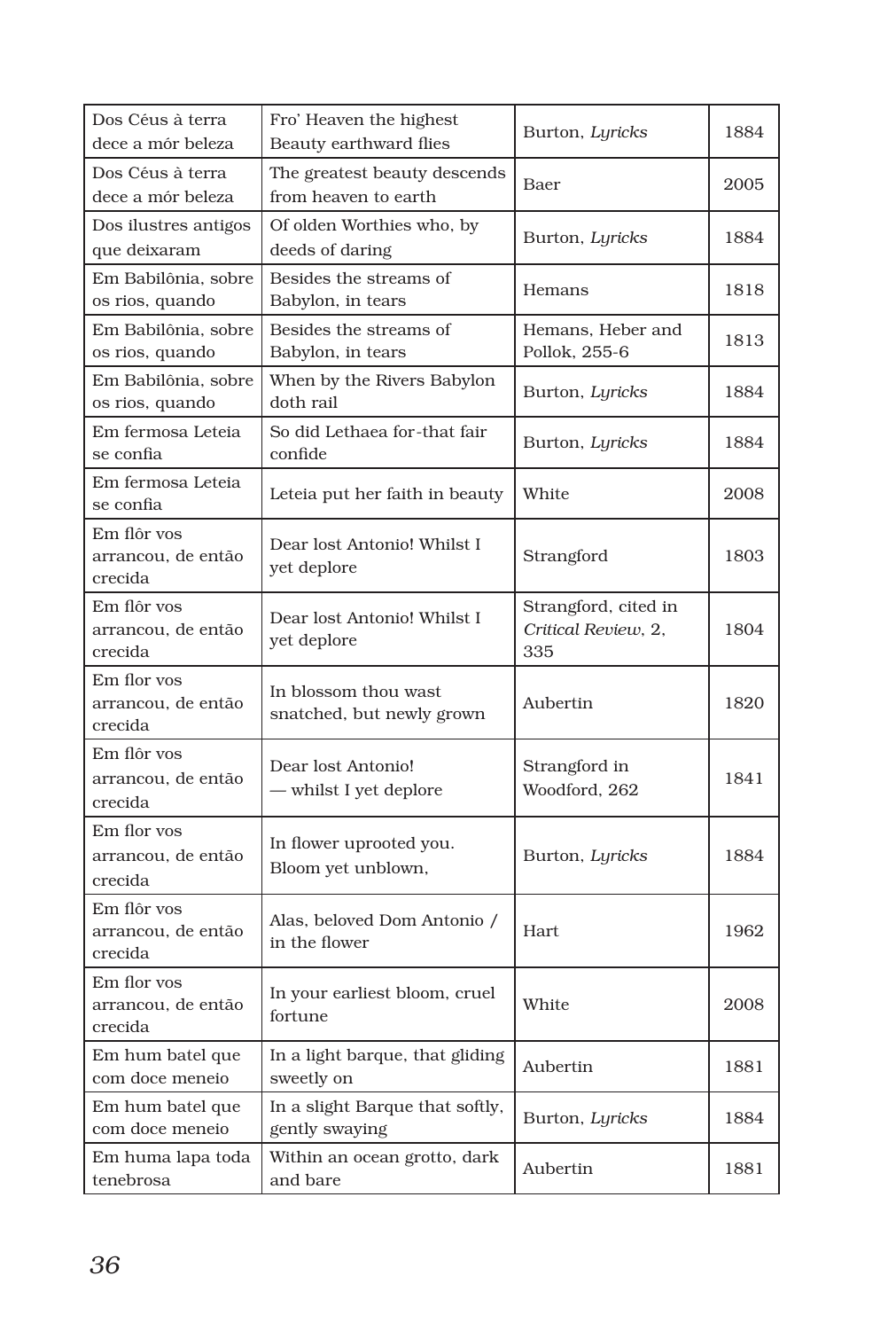| Dos Céus à terra dece a mór beleza | Fro' Heaven the highest Beauty earthward flies | Burton, *Lyricks* | 1884 |
|---|---|---|---|
| Dos Céus à terra dece a mór beleza | The greatest beauty descends from heaven to earth | Baer | 2005 |
| Dos ilustres antigos que deixaram | Of olden Worthies who, by deeds of daring | Burton, *Lyricks* | 1884 |
| Em Babilônia, sobre os rios, quando | Besides the streams of Babylon, in tears | Hemans | 1818 |
| Em Babilônia, sobre os rios, quando | Besides the streams of Babylon, in tears | Hemans, Heber and Pollok, 255-6 | 1813 |
| Em Babilônia, sobre os rios, quando | When by the Rivers Babylon doth rail | Burton, *Lyricks* | 1884 |
| Em fermosa Leteia se confia | So did Lethaea for-that fair confide | Burton, *Lyricks* | 1884 |
| Em fermosa Leteia se confia | Leteia put her faith in beauty | White | 2008 |
| Em flôr vos arrancou, de então crecida | Dear lost Antonio! Whilst I yet deplore | Strangford | 1803 |
| Em flôr vos arrancou, de então crecida | Dear lost Antonio! Whilst I yet deplore | Strangford, cited in *Critical Review*, 2, 335 | 1804 |
| Em flor vos arrancou, de então crecida | In blossom thou wast snatched, but newly grown | Aubertin | 1820 |
| Em flôr vos arrancou, de então crecida | Dear lost Antonio! — whilst I yet deplore | Strangford in Woodford, 262 | 1841 |
| Em flor vos arrancou, de então crecida | In flower uprooted you. Bloom yet unblown, | Burton, *Lyricks* | 1884 |
| Em flôr vos arrancou, de então crecida | Alas, beloved Dom Antonio / in the flower | Hart | 1962 |
| Em flor vos arrancou, de então crecida | In your earliest bloom, cruel fortune | White | 2008 |
| Em hum batel que com doce meneio | In a light barque, that gliding sweetly on | Aubertin | 1881 |
| Em hum batel que com doce meneio | In a slight Barque that softly, gently swaying | Burton, *Lyricks* | 1884 |
| Em huma lapa toda tenebrosa | Within an ocean grotto, dark and bare | Aubertin | 1881 |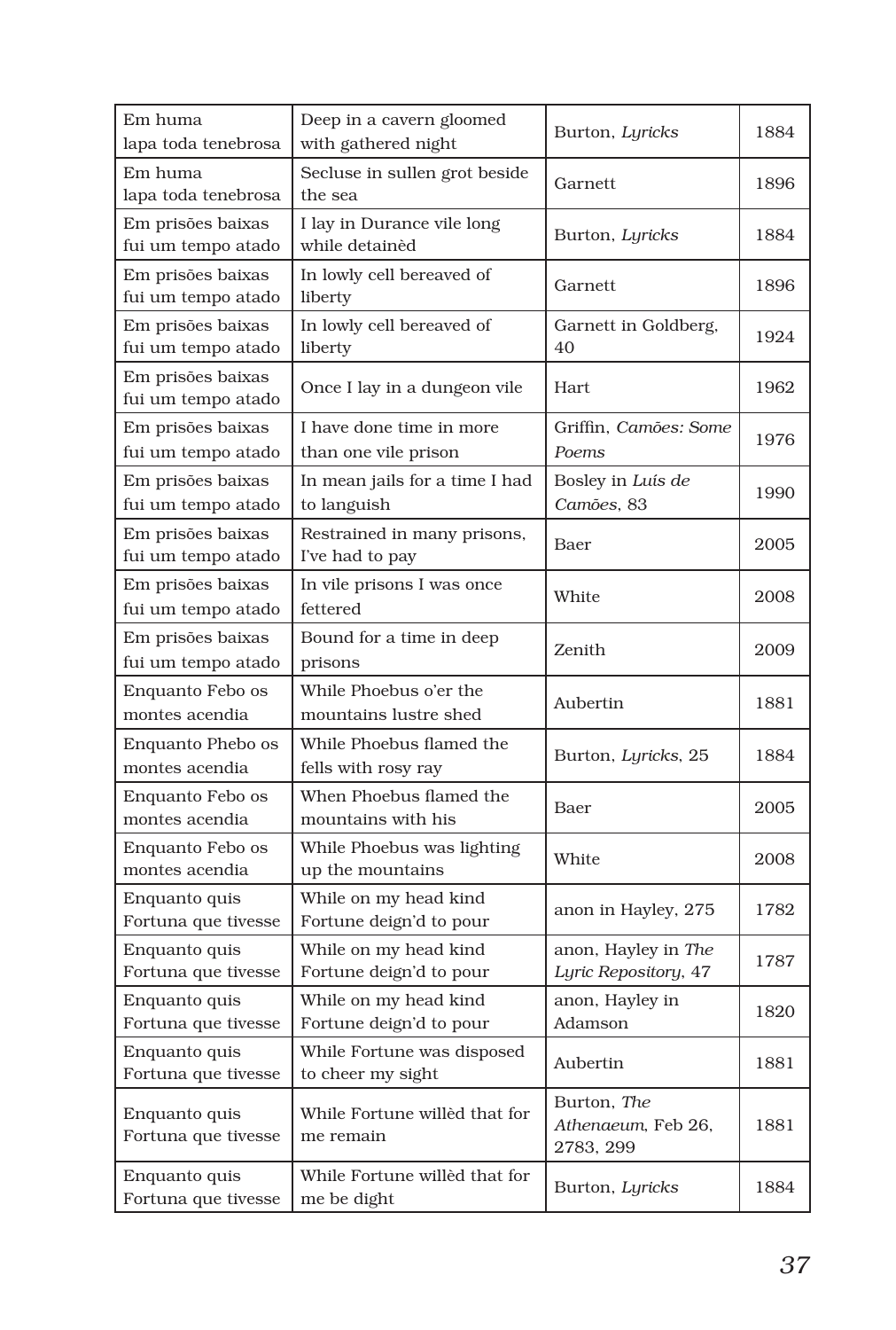| | | | |
|---|---|---|---|
| Em huma lapa toda tenebrosa | Deep in a cavern gloomed with gathered night | Burton, *Lyricks* | 1884 |
| Em huma lapa toda tenebrosa | Secluse in sullen grot beside the sea | Garnett | 1896 |
| Em prisões baixas fui um tempo atado | I lay in Durance vile long while detainèd | Burton, *Lyricks* | 1884 |
| Em prisões baixas fui um tempo atado | In lowly cell bereaved of liberty | Garnett | 1896 |
| Em prisões baixas fui um tempo atado | In lowly cell bereaved of liberty | Garnett in Goldberg, 40 | 1924 |
| Em prisões baixas fui um tempo atado | Once I lay in a dungeon vile | Hart | 1962 |
| Em prisões baixas fui um tempo atado | I have done time in more than one vile prison | Griffin, *Camões: Some Poems* | 1976 |
| Em prisões baixas fui um tempo atado | In mean jails for a time I had to languish | Bosley in *Luís de Camões*, 83 | 1990 |
| Em prisões baixas fui um tempo atado | Restrained in many prisons, I've had to pay | Baer | 2005 |
| Em prisões baixas fui um tempo atado | In vile prisons I was once fettered | White | 2008 |
| Em prisões baixas fui um tempo atado | Bound for a time in deep prisons | Zenith | 2009 |
| Enquanto Febo os montes acendia | While Phoebus o'er the mountains lustre shed | Aubertin | 1881 |
| Enquanto Phebo os montes acendia | While Phoebus flamed the fells with rosy ray | Burton, *Lyricks*, 25 | 1884 |
| Enquanto Febo os montes acendia | When Phoebus flamed the mountains with his | Baer | 2005 |
| Enquanto Febo os montes acendia | While Phoebus was lighting up the mountains | White | 2008 |
| Enquanto quis Fortuna que tivesse | While on my head kind Fortune deign'd to pour | anon in Hayley, 275 | 1782 |
| Enquanto quis Fortuna que tivesse | While on my head kind Fortune deign'd to pour | anon, Hayley in *The Lyric Repository*, 47 | 1787 |
| Enquanto quis Fortuna que tivesse | While on my head kind Fortune deign'd to pour | anon, Hayley in Adamson | 1820 |
| Enquanto quis Fortuna que tivesse | While Fortune was disposed to cheer my sight | Aubertin | 1881 |
| Enquanto quis Fortuna que tivesse | While Fortune willèd that for me remain | Burton, *The Athenaeum*, Feb 26, 2783, 299 | 1881 |
| Enquanto quis Fortuna que tivesse | While Fortune willèd that for me be dight | Burton, *Lyricks* | 1884 |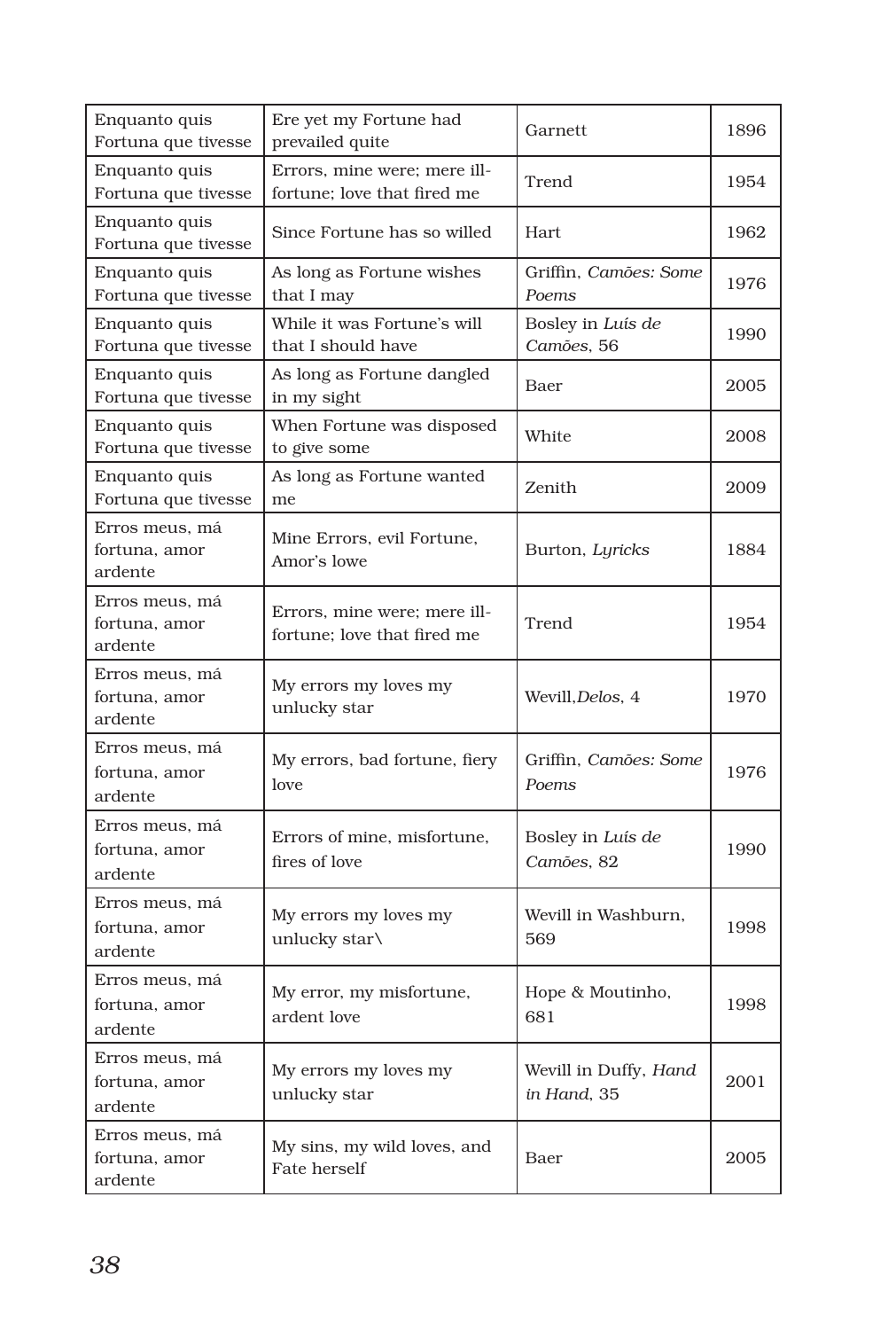| Enquanto quis Fortuna que tivesse | Ere yet my Fortune had prevailed quite | Garnett | 1896 |
|---|---|---|---|
| Enquanto quis Fortuna que tivesse | Errors, mine were; mere ill-fortune; love that fired me | Trend | 1954 |
| Enquanto quis Fortuna que tivesse | Since Fortune has so willed | Hart | 1962 |
| Enquanto quis Fortuna que tivesse | As long as Fortune wishes that I may | Griffin, *Camões: Some Poems* | 1976 |
| Enquanto quis Fortuna que tivesse | While it was Fortune's will that I should have | Bosley in *Luís de Camões*, 56 | 1990 |
| Enquanto quis Fortuna que tivesse | As long as Fortune dangled in my sight | Baer | 2005 |
| Enquanto quis Fortuna que tivesse | When Fortune was disposed to give some | White | 2008 |
| Enquanto quis Fortuna que tivesse | As long as Fortune wanted me | Zenith | 2009 |
| Erros meus, má fortuna, amor ardente | Mine Errors, evil Fortune, Amor's lowe | Burton, *Lyricks* | 1884 |
| Erros meus, má fortuna, amor ardente | Errors, mine were; mere ill-fortune; love that fired me | Trend | 1954 |
| Erros meus, má fortuna, amor ardente | My errors my loves my unlucky star | Wevill,*Delos*, 4 | 1970 |
| Erros meus, má fortuna, amor ardente | My errors, bad fortune, fiery love | Griffin, *Camões: Some Poems* | 1976 |
| Erros meus, má fortuna, amor ardente | Errors of mine, misfortune, fires of love | Bosley in *Luís de Camões*, 82 | 1990 |
| Erros meus, má fortuna, amor ardente | My errors my loves my unlucky star\ | Wevill in Washburn, 569 | 1998 |
| Erros meus, má fortuna, amor ardente | My error, my misfortune, ardent love | Hope & Moutinho, 681 | 1998 |
| Erros meus, má fortuna, amor ardente | My errors my loves my unlucky star | Wevill in Duffy, *Hand in Hand*, 35 | 2001 |
| Erros meus, má fortuna, amor ardente | My sins, my wild loves, and Fate herself | Baer | 2005 |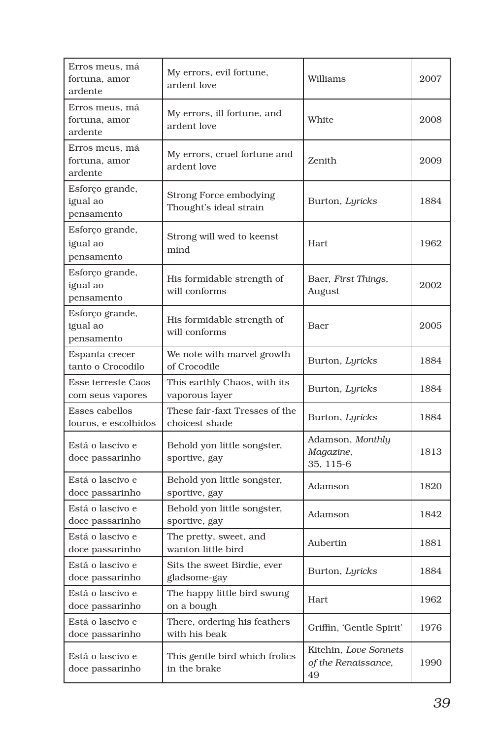| Erros meus, má fortuna, amor ardente | My errors, evil fortune, ardent love | Williams | 2007 |
|---|---|---|---|
| Erros meus, má fortuna, amor ardente | My errors, ill fortune, and ardent love | White | 2008 |
| Erros meus, má fortuna, amor ardente | My errors, cruel fortune and ardent love | Zenith | 2009 |
| Esforço grande, igual ao pensamento | Strong Force embodying Thought's ideal strain | Burton, *Lyricks* | 1884 |
| Esforço grande, igual ao pensamento | Strong will wed to keenst mind | Hart | 1962 |
| Esforço grande, igual ao pensamento | His formidable strength of will conforms | Baer, *First Things*, August | 2002 |
| Esforço grande, igual ao pensamento | His formidable strength of will conforms | Baer | 2005 |
| Espanta crecer tanto o Crocodilo | We note with marvel growth of Crocodile | Burton, *Lyricks* | 1884 |
| Esse terreste Caos com seus vapores | This earthly Chaos, with its vaporous layer | Burton, *Lyricks* | 1884 |
| Esses cabellos louros, e escolhidos | These fair-faxt Tresses of the choicest shade | Burton, *Lyricks* | 1884 |
| Está o lascivo e doce passarinho | Behold yon little songster, sportive, gay | Adamson, *Monthly Magazine*, 35, 115-6 | 1813 |
| Está o lascivo e doce passarinho | Behold yon little songster, sportive, gay | Adamson | 1820 |
| Está o lascivo e doce passarinho | Behold yon little songster, sportive, gay | Adamson | 1842 |
| Está o lascivo e doce passarinho | The pretty, sweet, and wanton little bird | Aubertin | 1881 |
| Está o lascivo e doce passarinho | Sits the sweet Birdie, ever gladsome-gay | Burton, *Lyricks* | 1884 |
| Está o lascivo e doce passarinho | The happy little bird swung on a bough | Hart | 1962 |
| Está o lascivo e doce passarinho | There, ordering his feathers with his beak | Griffin, 'Gentle Spirit' | 1976 |
| Está o lascivo e doce passarinho | This gentle bird which frolics in the brake | Kitchin, *Love Sonnets of the Renaissance*, 49 | 1990 |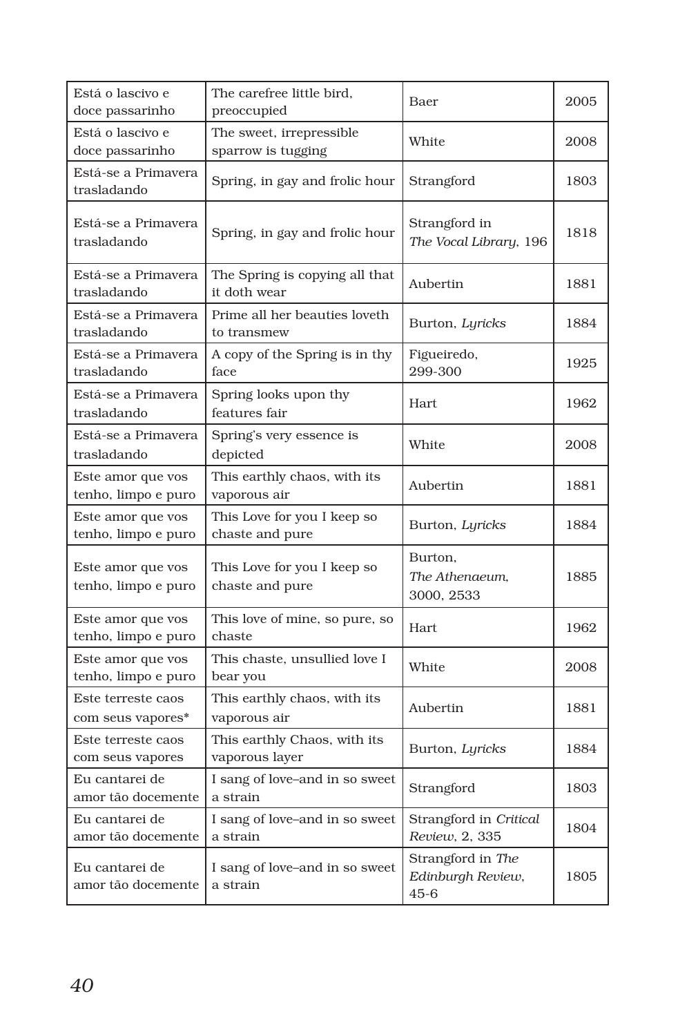| Está o lascivo e doce passarinho | The carefree little bird, preoccupied | Baer | 2005 |
|---|---|---|---|
| Está o lascivo e doce passarinho | The sweet, irrepressible sparrow is tugging | White | 2008 |
| Está-se a Primavera trasladando | Spring, in gay and frolic hour | Strangford | 1803 |
| Está-se a Primavera trasladando | Spring, in gay and frolic hour | Strangford in *The Vocal Library*, 196 | 1818 |
| Está-se a Primavera trasladando | The Spring is copying all that it doth wear | Aubertin | 1881 |
| Está-se a Primavera trasladando | Prime all her beauties loveth to transmew | Burton, *Lyricks* | 1884 |
| Está-se a Primavera trasladando | A copy of the Spring is in thy face | Figueiredo, 299-300 | 1925 |
| Está-se a Primavera trasladando | Spring looks upon thy features fair | Hart | 1962 |
| Está-se a Primavera trasladando | Spring's very essence is depicted | White | 2008 |
| Este amor que vos tenho, limpo e puro | This earthly chaos, with its vaporous air | Aubertin | 1881 |
| Este amor que vos tenho, limpo e puro | This Love for you I keep so chaste and pure | Burton, *Lyricks* | 1884 |
| Este amor que vos tenho, limpo e puro | This Love for you I keep so chaste and pure | Burton, *The Athenaeum*, 3000, 2533 | 1885 |
| Este amor que vos tenho, limpo e puro | This love of mine, so pure, so chaste | Hart | 1962 |
| Este amor que vos tenho, limpo e puro | This chaste, unsullied love I bear you | White | 2008 |
| Este terreste caos com seus vapores* | This earthly chaos, with its vaporous air | Aubertin | 1881 |
| Este terreste caos com seus vapores | This earthly Chaos, with its vaporous layer | Burton, *Lyricks* | 1884 |
| Eu cantarei de amor tão docemente | I sang of love–and in so sweet a strain | Strangford | 1803 |
| Eu cantarei de amor tão docemente | I sang of love–and in so sweet a strain | Strangford in *Critical Review*, 2, 335 | 1804 |
| Eu cantarei de amor tão docemente | I sang of love–and in so sweet a strain | Strangford in *The Edinburgh Review*, 45-6 | 1805 |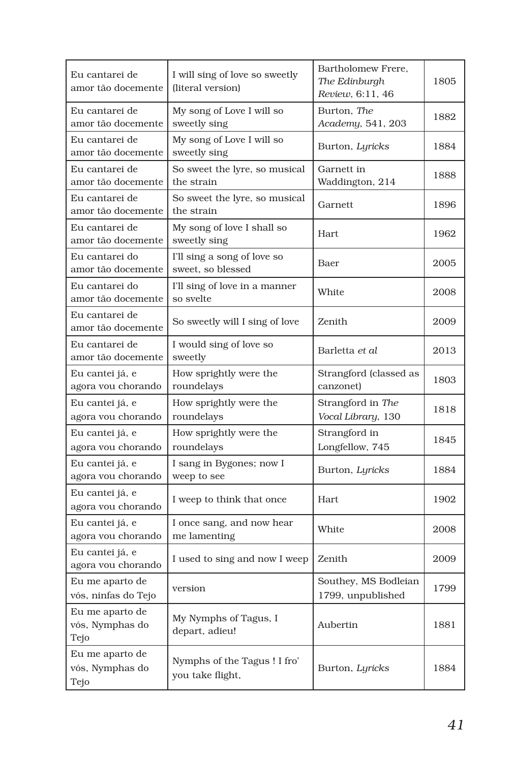| Eu cantarei de amor tão docemente | I will sing of love so sweetly (literal version) | Bartholomew Frere, *The Edinburgh Review*, 6:11, 46 | 1805 |
|---|---|---|---|
| Eu cantarei de amor tão docemente | My song of Love I will so sweetly sing | Burton, *The Academy*, 541, 203 | 1882 |
| Eu cantarei de amor tão docemente | My song of Love I will so sweetly sing | Burton, *Lyricks* | 1884 |
| Eu cantarei de amor tão docemente | So sweet the lyre, so musical the strain | Garnett in Waddington, 214 | 1888 |
| Eu cantarei de amor tão docemente | So sweet the lyre, so musical the strain | Garnett | 1896 |
| Eu cantarei de amor tão docemente | My song of love I shall so sweetly sing | Hart | 1962 |
| Eu cantarei do amor tão docemente | I'll sing a song of love so sweet, so blessed | Baer | 2005 |
| Eu cantarei do amor tão docemente | I'll sing of love in a manner so svelte | White | 2008 |
| Eu cantarei de amor tão docemente | So sweetly will I sing of love | Zenith | 2009 |
| Eu cantarei de amor tão docemente | I would sing of love so sweetly | Barletta *et al* | 2013 |
| Eu cantei já, e agora vou chorando | How sprightly were the roundelays | Strangford (classed as canzonet) | 1803 |
| Eu cantei já, e agora vou chorando | How sprightly were the roundelays | Strangford in *The Vocal Library*, 130 | 1818 |
| Eu cantei já, e agora vou chorando | How sprightly were the roundelays | Strangford in Longfellow, 745 | 1845 |
| Eu cantei já, e agora vou chorando | I sang in Bygones; now I weep to see | Burton, *Lyricks* | 1884 |
| Eu cantei já, e agora vou chorando | I weep to think that once | Hart | 1902 |
| Eu cantei já, e agora vou chorando | I once sang, and now hear me lamenting | White | 2008 |
| Eu cantei já, e agora vou chorando | I used to sing and now I weep | Zenith | 2009 |
| Eu me aparto de vós, ninfas do Tejo | version | Southey, MS Bodleian 1799, unpublished | 1799 |
| Eu me aparto de vós, Nymphas do Tejo | My Nymphs of Tagus, I depart, adieu! | Aubertin | 1881 |
| Eu me aparto de vós, Nymphas do Tejo | Nymphs of the Tagus ! I fro' you take flight, | Burton, *Lyricks* | 1884 |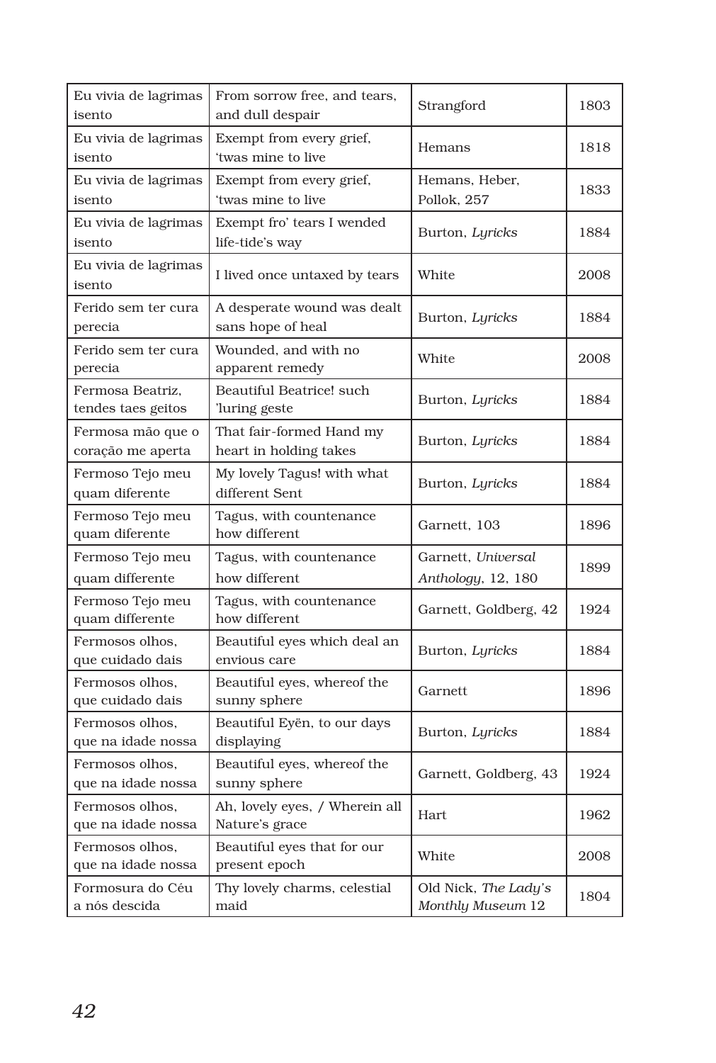| Eu vivia de lagrimas isento | From sorrow free, and tears, and dull despair | Strangford | 1803 |
|---|---|---|---|
| Eu vivia de lagrimas isento | Exempt from every grief, 'twas mine to live | Hemans | 1818 |
| Eu vivia de lagrimas isento | Exempt from every grief, 'twas mine to live | Hemans, Heber, Pollok, 257 | 1833 |
| Eu vivia de lagrimas isento | Exempt fro' tears I wended life-tide's way | Burton, *Lyricks* | 1884 |
| Eu vivia de lagrimas isento | I lived once untaxed by tears | White | 2008 |
| Ferido sem ter cura perecia | A desperate wound was dealt sans hope of heal | Burton, *Lyricks* | 1884 |
| Ferido sem ter cura perecia | Wounded, and with no apparent remedy | White | 2008 |
| Fermosa Beatriz, tendes taes geitos | Beautiful Beatrice! such 'luring geste | Burton, *Lyricks* | 1884 |
| Fermosa mão que o coração me aperta | That fair-formed Hand my heart in holding takes | Burton, *Lyricks* | 1884 |
| Fermoso Tejo meu quam diferente | My lovely Tagus! with what different Sent | Burton, *Lyricks* | 1884 |
| Fermoso Tejo meu quam diferente | Tagus, with countenance how different | Garnett, 103 | 1896 |
| Fermoso Tejo meu quam differente | Tagus, with countenance how different | Garnett, *Universal Anthology*, 12, 180 | 1899 |
| Fermoso Tejo meu quam differente | Tagus, with countenance how different | Garnett, Goldberg, 42 | 1924 |
| Fermosos olhos, que cuidado dais | Beautiful eyes which deal an envious care | Burton, *Lyricks* | 1884 |
| Fermosos olhos, que cuidado dais | Beautiful eyes, whereof the sunny sphere | Garnett | 1896 |
| Fermosos olhos, que na idade nossa | Beautiful Eyën, to our days displaying | Burton, *Lyricks* | 1884 |
| Fermosos olhos, que na idade nossa | Beautiful eyes, whereof the sunny sphere | Garnett, Goldberg, 43 | 1924 |
| Fermosos olhos, que na idade nossa | Ah, lovely eyes, / Wherein all Nature's grace | Hart | 1962 |
| Fermosos olhos, que na idade nossa | Beautiful eyes that for our present epoch | White | 2008 |
| Formosura do Céu a nós descida | Thy lovely charms, celestial maid | Old Nick, *The Lady's Monthly Museum* 12 | 1804 |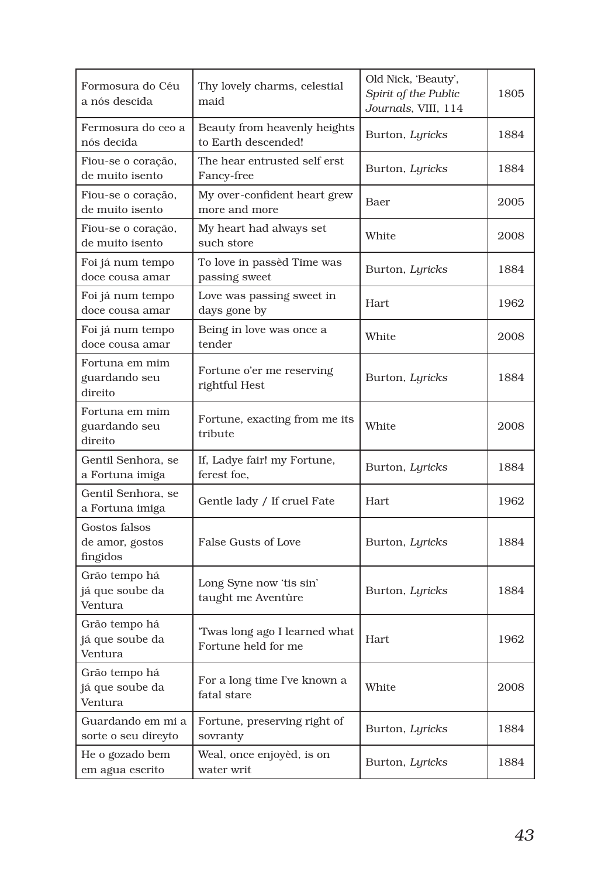| Formosura do Céu a nós descida | Thy lovely charms, celestial maid | Old Nick, 'Beauty', *Spirit of the Public Journals*, VIII, 114 | 1805 |
|---|---|---|---|
| Fermosura do ceo a nós decida | Beauty from heavenly heights to Earth descended! | Burton, *Lyricks* | 1884 |
| Fiou-se o coração, de muito isento | The hear entrusted self erst Fancy-free | Burton, *Lyricks* | 1884 |
| Fiou-se o coração, de muito isento | My over-confident heart grew more and more | Baer | 2005 |
| Fiou-se o coração, de muito isento | My heart had always set such store | White | 2008 |
| Foi já num tempo doce cousa amar | To love in passèd Time was passing sweet | Burton, *Lyricks* | 1884 |
| Foi já num tempo doce cousa amar | Love was passing sweet in days gone by | Hart | 1962 |
| Foi já num tempo doce cousa amar | Being in love was once a tender | White | 2008 |
| Fortuna em mim guardando seu direito | Fortune o'er me reserving rightful Hest | Burton, *Lyricks* | 1884 |
| Fortuna em mim guardando seu direito | Fortune, exacting from me its tribute | White | 2008 |
| Gentil Senhora, se a Fortuna imiga | If, Ladye fair! my Fortune, ferest foe, | Burton, *Lyricks* | 1884 |
| Gentil Senhora, se a Fortuna imiga | Gentle lady / If cruel Fate | Hart | 1962 |
| Gostos falsos de amor, gostos fingidos | False Gusts of Love | Burton, *Lyricks* | 1884 |
| Grão tempo há já que soube da Ventura | Long Syne now 'tis sin' taught me Aventùre | Burton, *Lyricks* | 1884 |
| Grão tempo há já que soube da Ventura | 'Twas long ago I learned what Fortune held for me | Hart | 1962 |
| Grão tempo há já que soube da Ventura | For a long time I've known a fatal stare | White | 2008 |
| Guardando em mi a sorte o seu direyto | Fortune, preserving right of sovranty | Burton, *Lyricks* | 1884 |
| He o gozado bem em agua escrito | Weal, once enjoyèd, is on water writ | Burton, *Lyricks* | 1884 |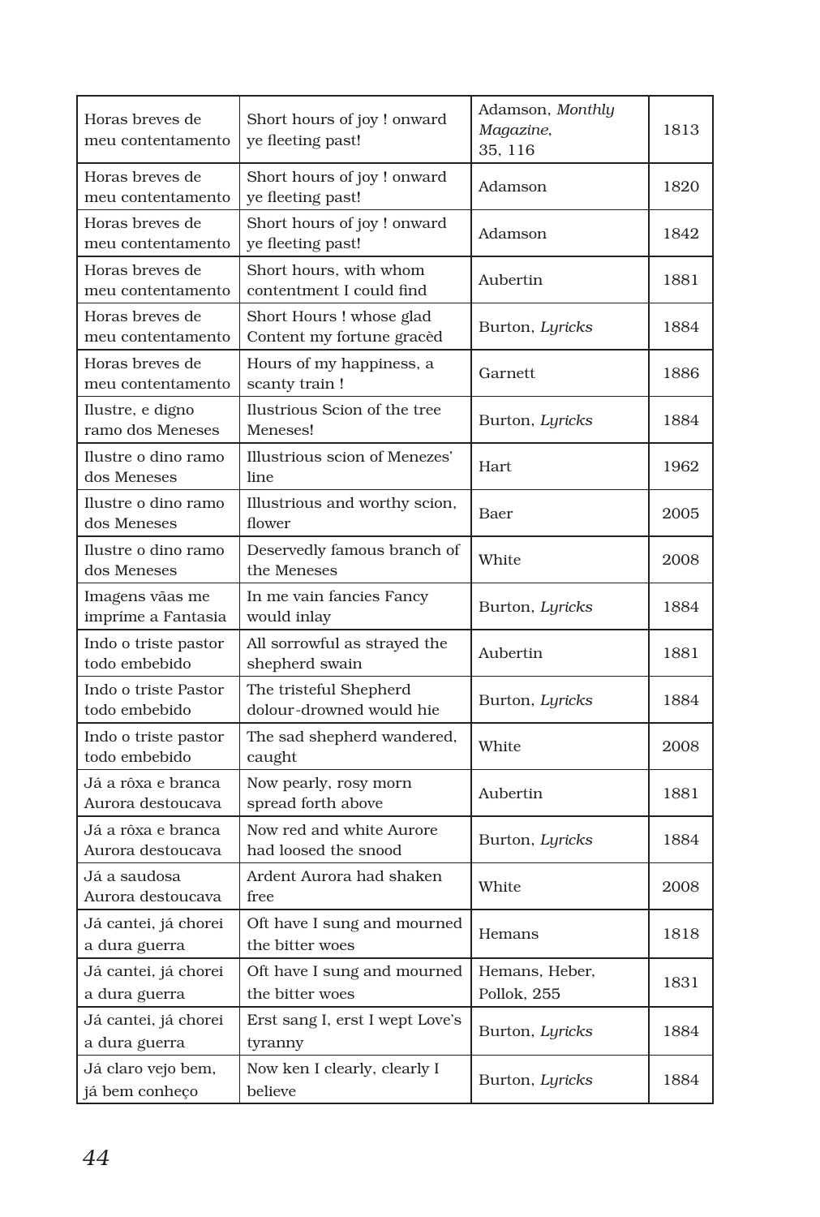| Horas breves de meu contentamento | Short hours of joy ! onward ye fleeting past! | Adamson, *Monthly Magazine*, 35, 116 | 1813 |
|---|---|---|---|
| Horas breves de meu contentamento | Short hours of joy ! onward ye fleeting past! | Adamson | 1820 |
| Horas breves de meu contentamento | Short hours of joy ! onward ye fleeting past! | Adamson | 1842 |
| Horas breves de meu contentamento | Short hours, with whom contentment I could find | Aubertin | 1881 |
| Horas breves de meu contentamento | Short Hours ! whose glad Content my fortune gracèd | Burton, *Lyricks* | 1884 |
| Horas breves de meu contentamento | Hours of my happiness, a scanty train ! | Garnett | 1886 |
| Ilustre, e digno ramo dos Meneses | Ilustrious Scion of the tree Meneses! | Burton, *Lyricks* | 1884 |
| Ilustre o dino ramo dos Meneses | Illustrious scion of Menezes' line | Hart | 1962 |
| Ilustre o dino ramo dos Meneses | Illustrious and worthy scion, flower | Baer | 2005 |
| Ilustre o dino ramo dos Meneses | Deservedly famous branch of the Meneses | White | 2008 |
| Imagens vãas me imprime a Fantasia | In me vain fancies Fancy would inlay | Burton, *Lyricks* | 1884 |
| Indo o triste pastor todo embebido | All sorrowful as strayed the shepherd swain | Aubertin | 1881 |
| Indo o triste Pastor todo embebido | The tristeful Shepherd dolour-drowned would hie | Burton, *Lyricks* | 1884 |
| Indo o triste pastor todo embebido | The sad shepherd wandered, caught | White | 2008 |
| Já a rôxa e branca Aurora destoucava | Now pearly, rosy morn spread forth above | Aubertin | 1881 |
| Já a rôxa e branca Aurora destoucava | Now red and white Aurore had loosed the snood | Burton, *Lyricks* | 1884 |
| Já a saudosa Aurora destoucava | Ardent Aurora had shaken free | White | 2008 |
| Já cantei, já chorei a dura guerra | Oft have I sung and mourned the bitter woes | Hemans | 1818 |
| Já cantei, já chorei a dura guerra | Oft have I sung and mourned the bitter woes | Hemans, Heber, Pollok, 255 | 1831 |
| Já cantei, já chorei a dura guerra | Erst sang I, erst I wept Love's tyranny | Burton, *Lyricks* | 1884 |
| Já claro vejo bem, já bem conheço | Now ken I clearly, clearly I believe | Burton, *Lyricks* | 1884 |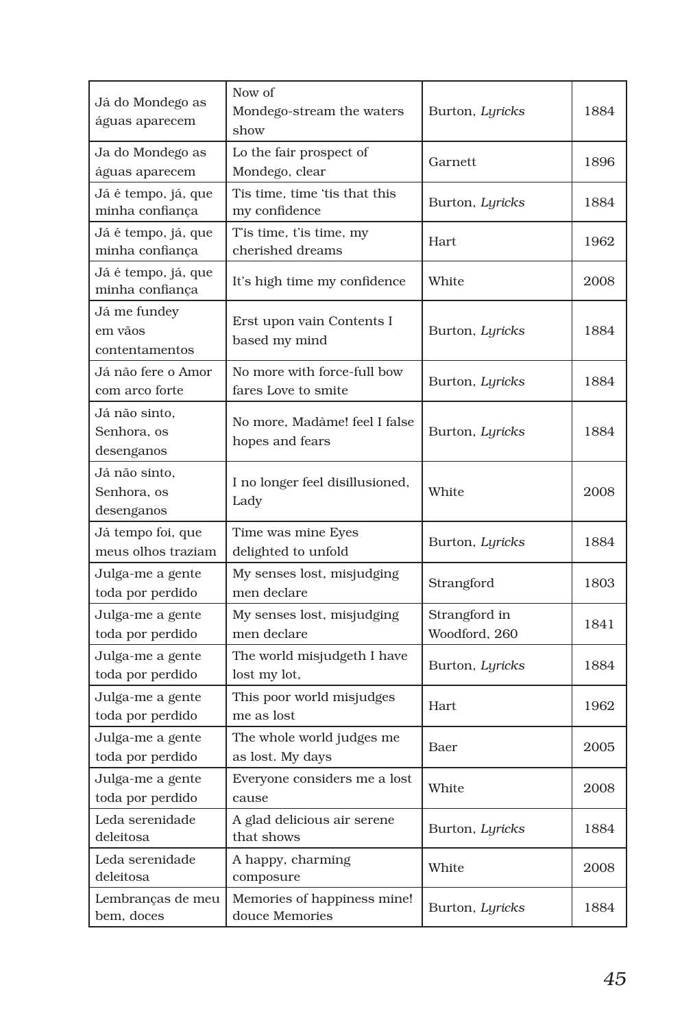| Já do Mondego as águas aparecem | Now of Mondego-stream the waters show | Burton, *Lyricks* | 1884 |
|---|---|---|---|
| Ja do Mondego as águas aparecem | Lo the fair prospect of Mondego, clear | Garnett | 1896 |
| Já é tempo, já, que minha confiança | Tis time, time 'tis that this my confidence | Burton, *Lyricks* | 1884 |
| Já é tempo, já, que minha confiança | T'is time, t'is time, my cherished dreams | Hart | 1962 |
| Já é tempo, já, que minha confiança | It's high time my confidence | White | 2008 |
| Já me fundey em vãos contentamentos | Erst upon vain Contents I based my mind | Burton, *Lyricks* | 1884 |
| Já não fere o Amor com arco forte | No more with force-full bow fares Love to smite | Burton, *Lyricks* | 1884 |
| Já não sinto, Senhora, os desenganos | No more, Madàme! feel I false hopes and fears | Burton, *Lyricks* | 1884 |
| Já não sinto, Senhora, os desenganos | I no longer feel disillusioned, Lady | White | 2008 |
| Já tempo foi, que meus olhos traziam | Time was mine Eyes delighted to unfold | Burton, *Lyricks* | 1884 |
| Julga-me a gente toda por perdido | My senses lost, misjudging men declare | Strangford | 1803 |
| Julga-me a gente toda por perdido | My senses lost, misjudging men declare | Strangford in Woodford, 260 | 1841 |
| Julga-me a gente toda por perdido | The world misjudgeth I have lost my lot, | Burton, *Lyricks* | 1884 |
| Julga-me a gente toda por perdido | This poor world misjudges me as lost | Hart | 1962 |
| Julga-me a gente toda por perdido | The whole world judges me as lost. My days | Baer | 2005 |
| Julga-me a gente toda por perdido | Everyone considers me a lost cause | White | 2008 |
| Leda serenidade deleitosa | A glad delicious air serene that shows | Burton, *Lyricks* | 1884 |
| Leda serenidade deleitosa | A happy, charming composure | White | 2008 |
| Lembranças de meu bem, doces | Memories of happiness mine! douce Memories | Burton, *Lyricks* | 1884 |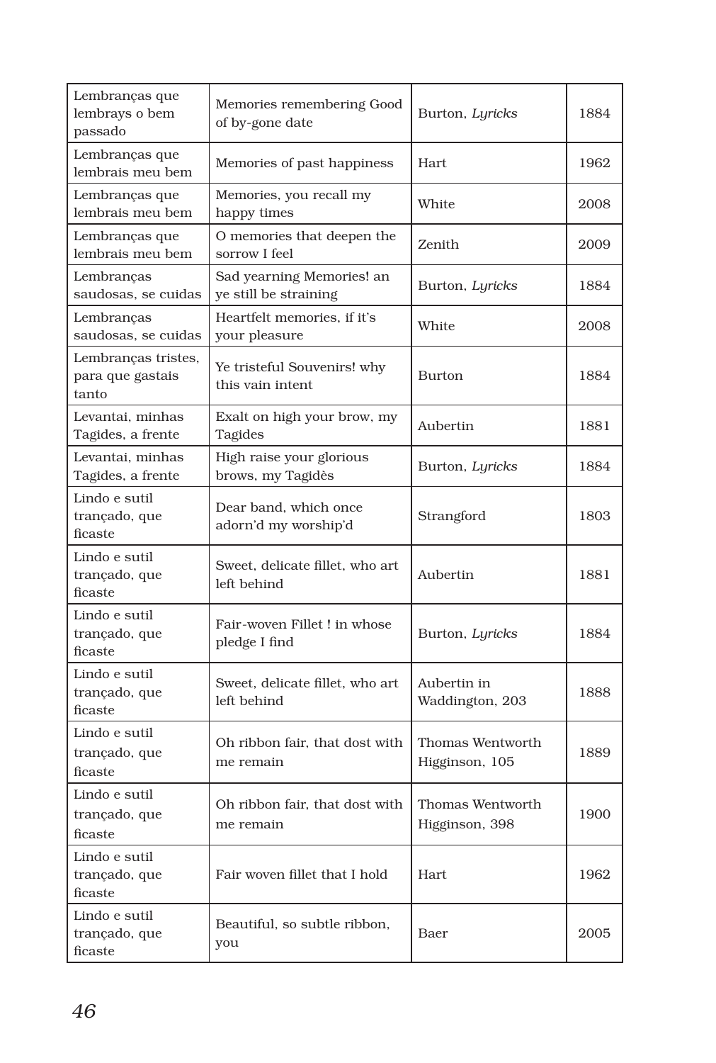| Lembranças que lembrays o bem passado | Memories remembering Good of by-gone date | Burton, *Lyricks* | 1884 |
|---|---|---|---|
| Lembranças que lembrais meu bem | Memories of past happiness | Hart | 1962 |
| Lembranças que lembrais meu bem | Memories, you recall my happy times | White | 2008 |
| Lembranças que lembrais meu bem | O memories that deepen the sorrow I feel | Zenith | 2009 |
| Lembranças saudosas, se cuidas | Sad yearning Memories! an ye still be straining | Burton, *Lyricks* | 1884 |
| Lembranças saudosas, se cuidas | Heartfelt memories, if it's your pleasure | White | 2008 |
| Lembranças tristes, para que gastais tanto | Ye tristeful Souvenirs! why this vain intent | Burton | 1884 |
| Levantai, minhas Tagides, a frente | Exalt on high your brow, my Tagides | Aubertin | 1881 |
| Levantai, minhas Tagides, a frente | High raise your glorious brows, my Tagidès | Burton, *Lyricks* | 1884 |
| Lindo e sutil trançado, que ficaste | Dear band, which once adorn'd my worship'd | Strangford | 1803 |
| Lindo e sutil trançado, que ficaste | Sweet, delicate fillet, who art left behind | Aubertin | 1881 |
| Lindo e sutil trançado, que ficaste | Fair-woven Fillet ! in whose pledge I find | Burton, *Lyricks* | 1884 |
| Lindo e sutil trançado, que ficaste | Sweet, delicate fillet, who art left behind | Aubertin in Waddington, 203 | 1888 |
| Lindo e sutil trançado, que ficaste | Oh ribbon fair, that dost with me remain | Thomas Wentworth Higginson, 105 | 1889 |
| Lindo e sutil trançado, que ficaste | Oh ribbon fair, that dost with me remain | Thomas Wentworth Higginson, 398 | 1900 |
| Lindo e sutil trançado, que ficaste | Fair woven fillet that I hold | Hart | 1962 |
| Lindo e sutil trançado, que ficaste | Beautiful, so subtle ribbon, you | Baer | 2005 |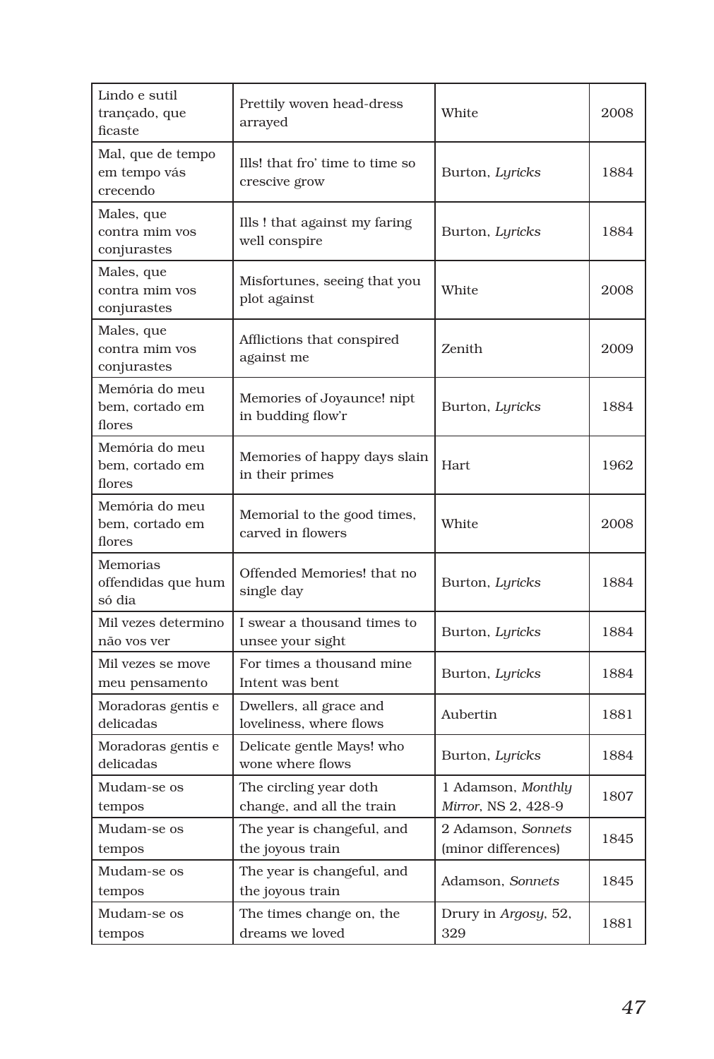| Lindo e sutil trançado, que ficaste | Prettily woven head-dress arrayed | White | 2008 |
|---|---|---|---|
| Mal, que de tempo em tempo vás crecendo | Ills! that fro' time to time so crescive grow | Burton, *Lyricks* | 1884 |
| Males, que contra mim vos conjurastes | Ills ! that against my faring well conspire | Burton, *Lyricks* | 1884 |
| Males, que contra mim vos conjurastes | Misfortunes, seeing that you plot against | White | 2008 |
| Males, que contra mim vos conjurastes | Afflictions that conspired against me | Zenith | 2009 |
| Memória do meu bem, cortado em flores | Memories of Joyaunce! nipt in budding flow'r | Burton, *Lyricks* | 1884 |
| Memória do meu bem, cortado em flores | Memories of happy days slain in their primes | Hart | 1962 |
| Memória do meu bem, cortado em flores | Memorial to the good times, carved in flowers | White | 2008 |
| Memorias offendidas que hum só dia | Offended Memories! that no single day | Burton, *Lyricks* | 1884 |
| Mil vezes determino não vos ver | I swear a thousand times to unsee your sight | Burton, *Lyricks* | 1884 |
| Mil vezes se move meu pensamento | For times a thousand mine Intent was bent | Burton, *Lyricks* | 1884 |
| Moradoras gentis e delicadas | Dwellers, all grace and loveliness, where flows | Aubertin | 1881 |
| Moradoras gentis e delicadas | Delicate gentle Mays! who wone where flows | Burton, *Lyricks* | 1884 |
| Mudam-se os tempos | The circling year doth change, and all the train | 1 Adamson, *Monthly Mirror*, NS 2, 428-9 | 1807 |
| Mudam-se os tempos | The year is changeful, and the joyous train | 2 Adamson, *Sonnets* (minor differences) | 1845 |
| Mudam-se os tempos | The year is changeful, and the joyous train | Adamson, *Sonnets* | 1845 |
| Mudam-se os tempos | The times change on, the dreams we loved | Drury in *Argosy*, 52, 329 | 1881 |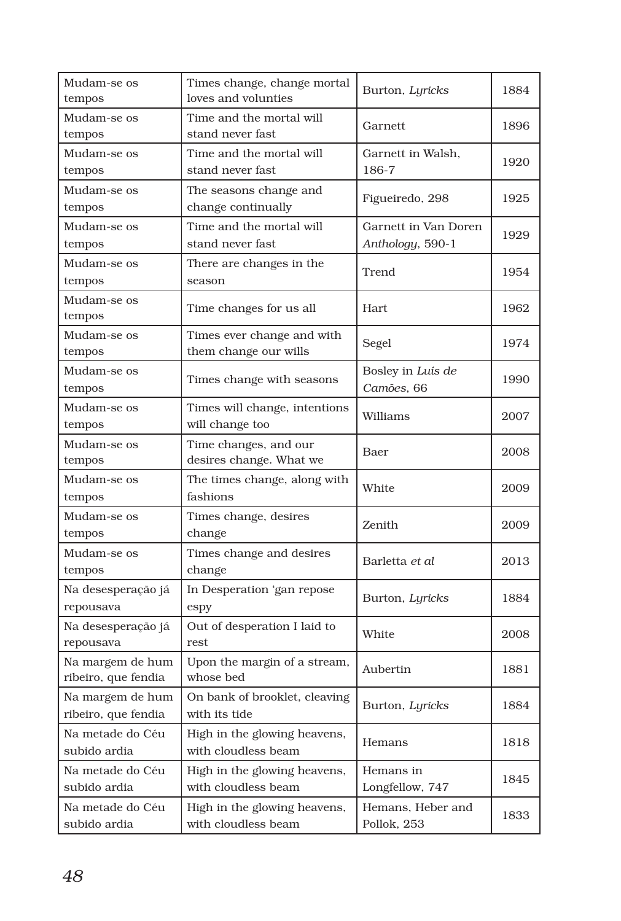| Mudam-se os tempos | Times change, change mortal loves and volunties | Burton, *Lyricks* | 1884 |
|---|---|---|---|
| Mudam-se os tempos | Time and the mortal will stand never fast | Garnett | 1896 |
| Mudam-se os tempos | Time and the mortal will stand never fast | Garnett in Walsh, 186-7 | 1920 |
| Mudam-se os tempos | The seasons change and change continually | Figueiredo, 298 | 1925 |
| Mudam-se os tempos | Time and the mortal will stand never fast | Garnett in Van Doren *Anthology*, 590-1 | 1929 |
| Mudam-se os tempos | There are changes in the season | Trend | 1954 |
| Mudam-se os tempos | Time changes for us all | Hart | 1962 |
| Mudam-se os tempos | Times ever change and with them change our wills | Segel | 1974 |
| Mudam-se os tempos | Times change with seasons | Bosley in *Luís de Camões*, 66 | 1990 |
| Mudam-se os tempos | Times will change, intentions will change too | Williams | 2007 |
| Mudam-se os tempos | Time changes, and our desires change. What we | Baer | 2008 |
| Mudam-se os tempos | The times change, along with fashions | White | 2009 |
| Mudam-se os tempos | Times change, desires change | Zenith | 2009 |
| Mudam-se os tempos | Times change and desires change | Barletta *et al* | 2013 |
| Na desesperação já repousava | In Desperation 'gan repose espy | Burton, *Lyricks* | 1884 |
| Na desesperação já repousava | Out of desperation I laid to rest | White | 2008 |
| Na margem de hum ribeiro, que fendia | Upon the margin of a stream, whose bed | Aubertin | 1881 |
| Na margem de hum ribeiro, que fendia | On bank of brooklet, cleaving with its tide | Burton, *Lyricks* | 1884 |
| Na metade do Céu subido ardia | High in the glowing heavens, with cloudless beam | Hemans | 1818 |
| Na metade do Céu subido ardia | High in the glowing heavens, with cloudless beam | Hemans in Longfellow, 747 | 1845 |
| Na metade do Céu subido ardia | High in the glowing heavens, with cloudless beam | Hemans, Heber and Pollok, 253 | 1833 |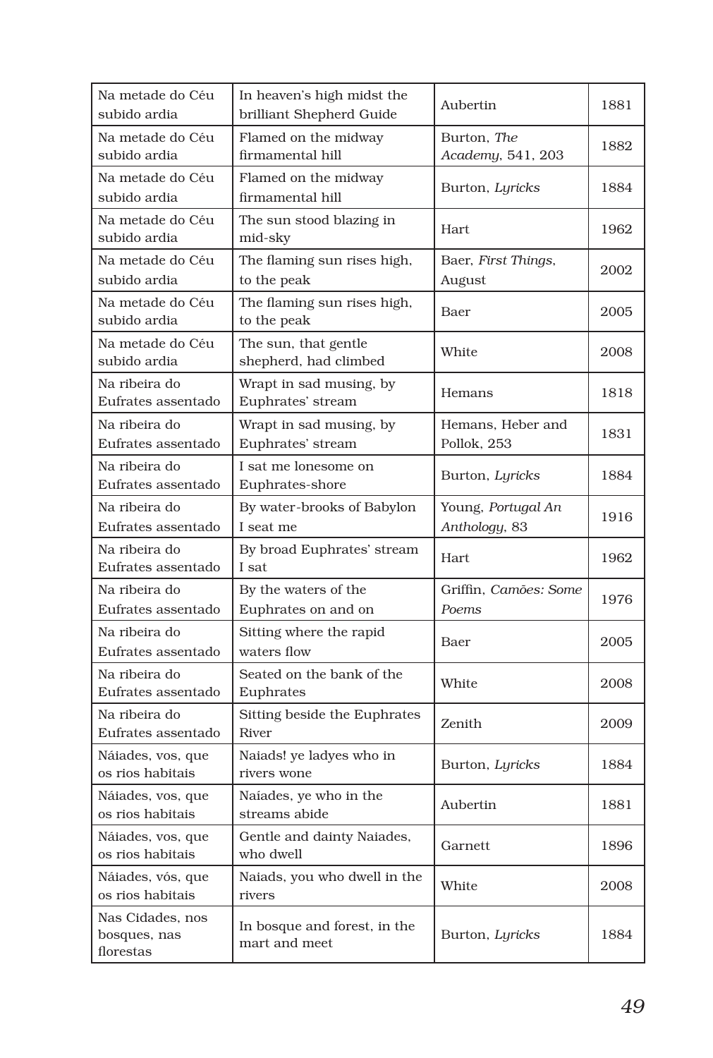| | | | |
|---|---|---|---|
| Na metade do Céu subido ardia | In heaven's high midst the brilliant Shepherd Guide | Aubertin | 1881 |
| Na metade do Céu subido ardia | Flamed on the midway firmamental hill | Burton, *The Academy*, 541, 203 | 1882 |
| Na metade do Céu subido ardia | Flamed on the midway firmamental hill | Burton, *Lyricks* | 1884 |
| Na metade do Céu subido ardia | The sun stood blazing in mid-sky | Hart | 1962 |
| Na metade do Céu subido ardia | The flaming sun rises high, to the peak | Baer, *First Things*, August | 2002 |
| Na metade do Céu subido ardia | The flaming sun rises high, to the peak | Baer | 2005 |
| Na metade do Céu subido ardia | The sun, that gentle shepherd, had climbed | White | 2008 |
| Na ribeira do Eufrates assentado | Wrapt in sad musing, by Euphrates' stream | Hemans | 1818 |
| Na ribeira do Eufrates assentado | Wrapt in sad musing, by Euphrates' stream | Hemans, Heber and Pollok, 253 | 1831 |
| Na ribeira do Eufrates assentado | I sat me lonesome on Euphrates-shore | Burton, *Lyricks* | 1884 |
| Na ribeira do Eufrates assentado | By water-brooks of Babylon I seat me | Young, *Portugal An Anthology*, 83 | 1916 |
| Na ribeira do Eufrates assentado | By broad Euphrates' stream I sat | Hart | 1962 |
| Na ribeira do Eufrates assentado | By the waters of the Euphrates on and on | Griffin, *Camões: Some Poems* | 1976 |
| Na ribeira do Eufrates assentado | Sitting where the rapid waters flow | Baer | 2005 |
| Na ribeira do Eufrates assentado | Seated on the bank of the Euphrates | White | 2008 |
| Na ribeira do Eufrates assentado | Sitting beside the Euphrates River | Zenith | 2009 |
| Náiades, vos, que os rios habitais | Naiads! ye ladyes who in rivers wone | Burton, *Lyricks* | 1884 |
| Náiades, vos, que os rios habitais | Naiades, ye who in the streams abide | Aubertin | 1881 |
| Náiades, vos, que os rios habitais | Gentle and dainty Naiades, who dwell | Garnett | 1896 |
| Náiades, vós, que os rios habitais | Naiads, you who dwell in the rivers | White | 2008 |
| Nas Cidades, nos bosques, nas florestas | In bosque and forest, in the mart and meet | Burton, *Lyricks* | 1884 |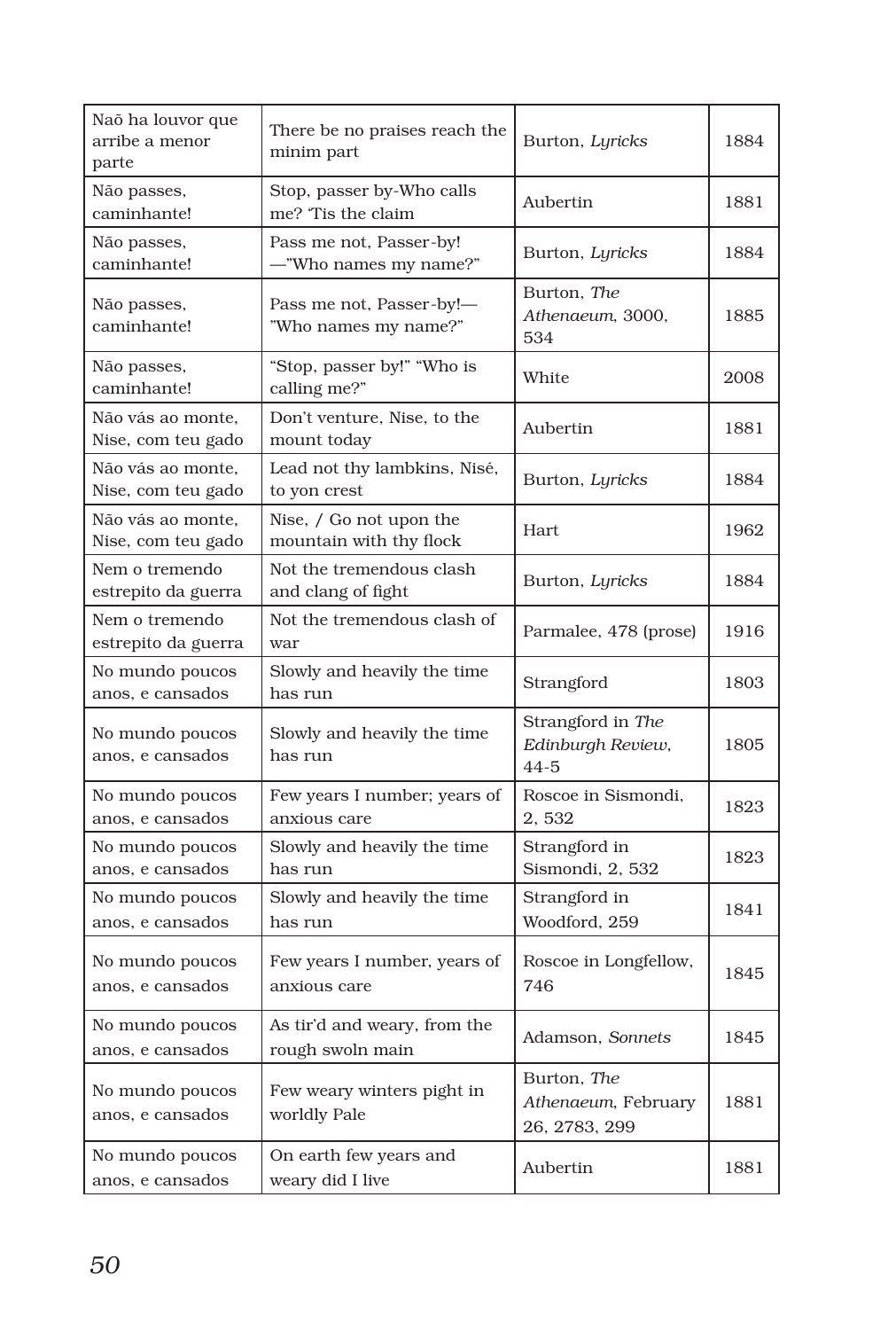| Naõ ha louvor que arribe a menor parte | There be no praises reach the minim part | Burton, *Lyricks* | 1884 |
|---|---|---|---|
| Não passes, caminhante! | Stop, passer by-Who calls me? 'Tis the claim | Aubertin | 1881 |
| Não passes, caminhante! | Pass me not, Passer-by! —"Who names my name?" | Burton, *Lyricks* | 1884 |
| Não passes, caminhante! | Pass me not, Passer-by!— "Who names my name?" | Burton, *The Athenaeum*, 3000, 534 | 1885 |
| Não passes, caminhante! | "Stop, passer by!" "Who is calling me?" | White | 2008 |
| Não vás ao monte, Nise, com teu gado | Don't venture, Nise, to the mount today | Aubertin | 1881 |
| Não vás ao monte, Nise, com teu gado | Lead not thy lambkins, Nisé, to yon crest | Burton, *Lyricks* | 1884 |
| Não vás ao monte, Nise, com teu gado | Nise, / Go not upon the mountain with thy flock | Hart | 1962 |
| Nem o tremendo estrepito da guerra | Not the tremendous clash and clang of fight | Burton, *Lyricks* | 1884 |
| Nem o tremendo estrepito da guerra | Not the tremendous clash of war | Parmalee, 478 (prose) | 1916 |
| No mundo poucos anos, e cansados | Slowly and heavily the time has run | Strangford | 1803 |
| No mundo poucos anos, e cansados | Slowly and heavily the time has run | Strangford in *The Edinburgh Review*, 44-5 | 1805 |
| No mundo poucos anos, e cansados | Few years I number; years of anxious care | Roscoe in Sismondi, 2, 532 | 1823 |
| No mundo poucos anos, e cansados | Slowly and heavily the time has run | Strangford in Sismondi, 2, 532 | 1823 |
| No mundo poucos anos, e cansados | Slowly and heavily the time has run | Strangford in Woodford, 259 | 1841 |
| No mundo poucos anos, e cansados | Few years I number, years of anxious care | Roscoe in Longfellow, 746 | 1845 |
| No mundo poucos anos, e cansados | As tir'd and weary, from the rough swoln main | Adamson, *Sonnets* | 1845 |
| No mundo poucos anos, e cansados | Few weary winters pight in worldly Pale | Burton, *The Athenaeum*, February 26, 2783, 299 | 1881 |
| No mundo poucos anos, e cansados | On earth few years and weary did I live | Aubertin | 1881 |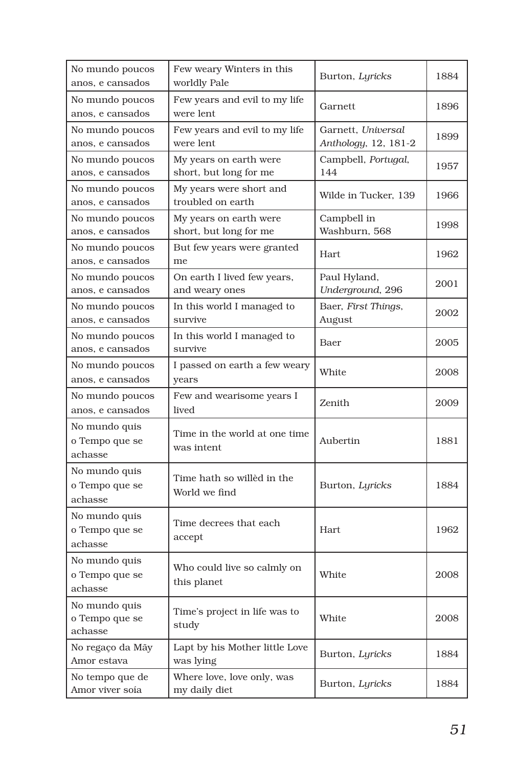| No mundo poucos anos, e cansados | Few weary Winters in this worldly Pale | Burton, *Lyricks* | 1884 |
|---|---|---|---|
| No mundo poucos anos, e cansados | Few years and evil to my life were lent | Garnett | 1896 |
| No mundo poucos anos, e cansados | Few years and evil to my life were lent | Garnett, *Universal Anthology*, 12, 181-2 | 1899 |
| No mundo poucos anos, e cansados | My years on earth were short, but long for me | Campbell, *Portugal*, 144 | 1957 |
| No mundo poucos anos, e cansados | My years were short and troubled on earth | Wilde in Tucker, 139 | 1966 |
| No mundo poucos anos, e cansados | My years on earth were short, but long for me | Campbell in Washburn, 568 | 1998 |
| No mundo poucos anos, e cansados | But few years were granted me | Hart | 1962 |
| No mundo poucos anos, e cansados | On earth I lived few years, and weary ones | Paul Hyland, *Underground*, 296 | 2001 |
| No mundo poucos anos, e cansados | In this world I managed to survive | Baer, *First Things*, August | 2002 |
| No mundo poucos anos, e cansados | In this world I managed to survive | Baer | 2005 |
| No mundo poucos anos, e cansados | I passed on earth a few weary years | White | 2008 |
| No mundo poucos anos, e cansados | Few and wearisome years I lived | Zenith | 2009 |
| No mundo quis o Tempo que se achasse | Time in the world at one time was intent | Aubertin | 1881 |
| No mundo quis o Tempo que se achasse | Time hath so willèd in the World we find | Burton, *Lyricks* | 1884 |
| No mundo quis o Tempo que se achasse | Time decrees that each accept | Hart | 1962 |
| No mundo quis o Tempo que se achasse | Who could live so calmly on this planet | White | 2008 |
| No mundo quis o Tempo que se achasse | Time's project in life was to study | White | 2008 |
| No regaço da Māy Amor estava | Lapt by his Mother little Love was lying | Burton, *Lyricks* | 1884 |
| No tempo que de Amor viver soía | Where love, love only, was my daily diet | Burton, *Lyricks* | 1884 |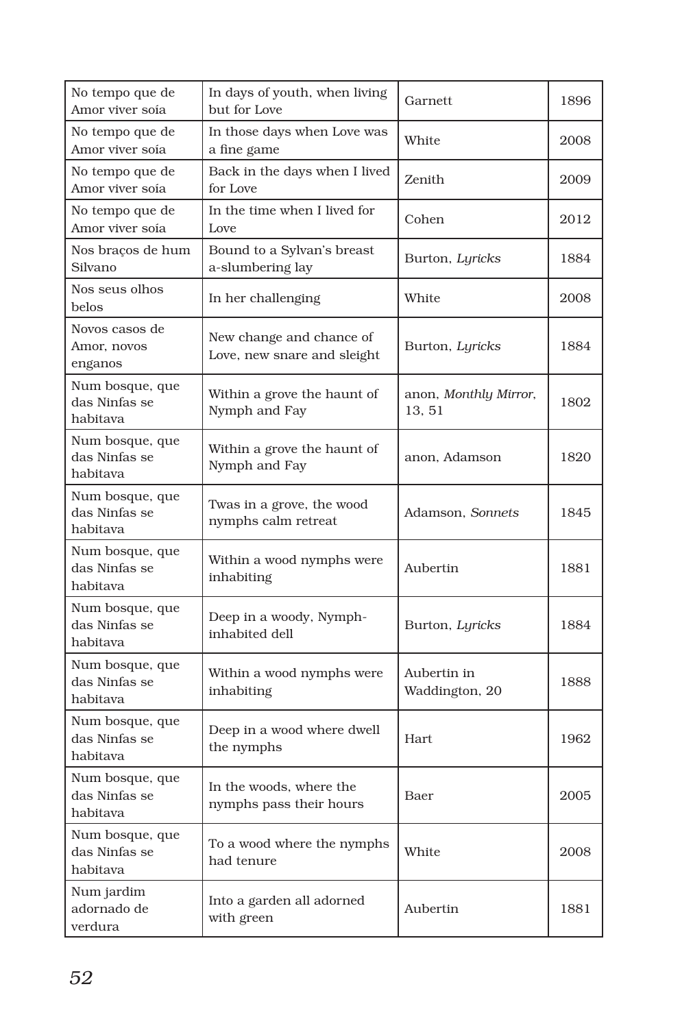| No tempo que de Amor viver soía | In days of youth, when living but for Love | Garnett | 1896 |
|---|---|---|---|
| No tempo que de Amor viver soía | In those days when Love was a fine game | White | 2008 |
| No tempo que de Amor viver soía | Back in the days when I lived for Love | Zenith | 2009 |
| No tempo que de Amor viver soía | In the time when I lived for Love | Cohen | 2012 |
| Nos braços de hum Silvano | Bound to a Sylvan's breast a-slumbering lay | Burton, *Lyricks* | 1884 |
| Nos seus olhos belos | In her challenging | White | 2008 |
| Novos casos de Amor, novos enganos | New change and chance of Love, new snare and sleight | Burton, *Lyricks* | 1884 |
| Num bosque, que das Ninfas se habitava | Within a grove the haunt of Nymph and Fay | anon, *Monthly Mirror*, 13, 51 | 1802 |
| Num bosque, que das Ninfas se habitava | Within a grove the haunt of Nymph and Fay | anon, Adamson | 1820 |
| Num bosque, que das Ninfas se habitava | Twas in a grove, the wood nymphs calm retreat | Adamson, *Sonnets* | 1845 |
| Num bosque, que das Ninfas se habitava | Within a wood nymphs were inhabiting | Aubertin | 1881 |
| Num bosque, que das Ninfas se habitava | Deep in a woody, Nymph-inhabited dell | Burton, *Lyricks* | 1884 |
| Num bosque, que das Ninfas se habitava | Within a wood nymphs were inhabiting | Aubertin in Waddington, 20 | 1888 |
| Num bosque, que das Ninfas se habitava | Deep in a wood where dwell the nymphs | Hart | 1962 |
| Num bosque, que das Ninfas se habitava | In the woods, where the nymphs pass their hours | Baer | 2005 |
| Num bosque, que das Ninfas se habitava | To a wood where the nymphs had tenure | White | 2008 |
| Num jardim adornado de verdura | Into a garden all adorned with green | Aubertin | 1881 |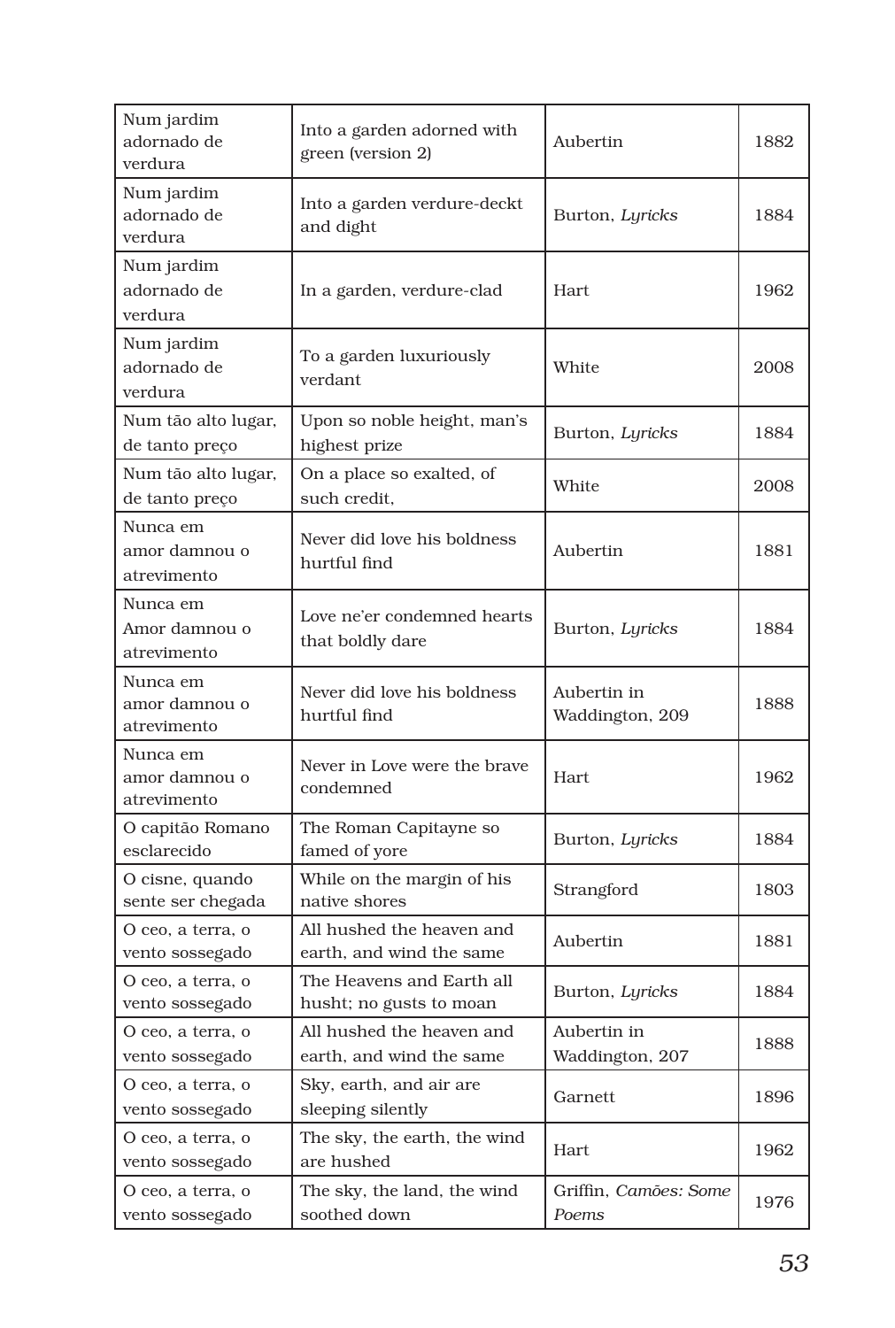| Num jardim adornado de verdura | Into a garden adorned with green (version 2) | Aubertin | 1882 |
|---|---|---|---|
| Num jardim adornado de verdura | Into a garden verdure-deckt and dight | Burton, *Lyricks* | 1884 |
| Num jardim adornado de verdura | In a garden, verdure-clad | Hart | 1962 |
| Num jardim adornado de verdura | To a garden luxuriously verdant | White | 2008 |
| Num tão alto lugar, de tanto preço | Upon so noble height, man's highest prize | Burton, *Lyricks* | 1884 |
| Num tão alto lugar, de tanto preço | On a place so exalted, of such credit, | White | 2008 |
| Nunca em amor damnou o atrevimento | Never did love his boldness hurtful find | Aubertin | 1881 |
| Nunca em Amor damnou o atrevimento | Love ne'er condemned hearts that boldly dare | Burton, *Lyricks* | 1884 |
| Nunca em amor damnou o atrevimento | Never did love his boldness hurtful find | Aubertin in Waddington, 209 | 1888 |
| Nunca em amor damnou o atrevimento | Never in Love were the brave condemned | Hart | 1962 |
| O capitão Romano esclarecido | The Roman Capitayne so famed of yore | Burton, *Lyricks* | 1884 |
| O cisne, quando sente ser chegada | While on the margin of his native shores | Strangford | 1803 |
| O ceo, a terra, o vento sossegado | All hushed the heaven and earth, and wind the same | Aubertin | 1881 |
| O ceo, a terra, o vento sossegado | The Heavens and Earth all husht; no gusts to moan | Burton, *Lyricks* | 1884 |
| O ceo, a terra, o vento sossegado | All hushed the heaven and earth, and wind the same | Aubertin in Waddington, 207 | 1888 |
| O ceo, a terra, o vento sossegado | Sky, earth, and air are sleeping silently | Garnett | 1896 |
| O ceo, a terra, o vento sossegado | The sky, the earth, the wind are hushed | Hart | 1962 |
| O ceo, a terra, o vento sossegado | The sky, the land, the wind soothed down | Griffin, *Camões: Some Poems* | 1976 |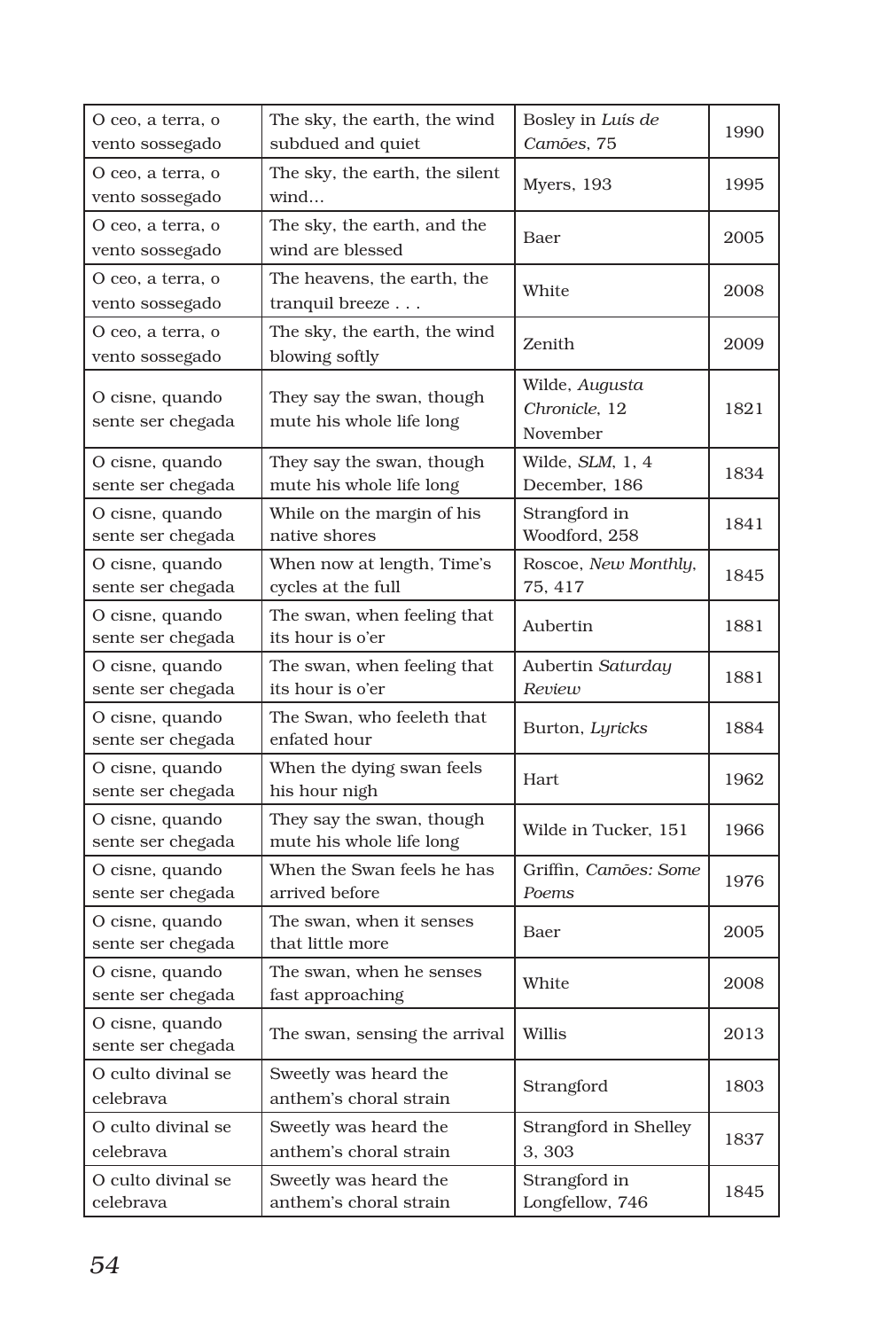| O ceo, a terra, o vento sossegado | The sky, the earth, the wind subdued and quiet | Bosley in *Luís de Camões*, 75 | 1990 |
|---|---|---|---|
| O ceo, a terra, o vento sossegado | The sky, the earth, the silent wind… | Myers, 193 | 1995 |
| O ceo, a terra, o vento sossegado | The sky, the earth, and the wind are blessed | Baer | 2005 |
| O ceo, a terra, o vento sossegado | The heavens, the earth, the tranquil breeze . . . | White | 2008 |
| O ceo, a terra, o vento sossegado | The sky, the earth, the wind blowing softly | Zenith | 2009 |
| O cisne, quando sente ser chegada | They say the swan, though mute his whole life long | Wilde, *Augusta Chronicle*, 12 November | 1821 |
| O cisne, quando sente ser chegada | They say the swan, though mute his whole life long | Wilde, *SLM*, 1, 4 December, 186 | 1834 |
| O cisne, quando sente ser chegada | While on the margin of his native shores | Strangford in Woodford, 258 | 1841 |
| O cisne, quando sente ser chegada | When now at length, Time's cycles at the full | Roscoe, *New Monthly*, 75, 417 | 1845 |
| O cisne, quando sente ser chegada | The swan, when feeling that its hour is o'er | Aubertin | 1881 |
| O cisne, quando sente ser chegada | The swan, when feeling that its hour is o'er | Aubertin *Saturday Review* | 1881 |
| O cisne, quando sente ser chegada | The Swan, who feeleth that enfated hour | Burton, *Lyricks* | 1884 |
| O cisne, quando sente ser chegada | When the dying swan feels his hour nigh | Hart | 1962 |
| O cisne, quando sente ser chegada | They say the swan, though mute his whole life long | Wilde in Tucker, 151 | 1966 |
| O cisne, quando sente ser chegada | When the Swan feels he has arrived before | Griffin, *Camões: Some Poems* | 1976 |
| O cisne, quando sente ser chegada | The swan, when it senses that little more | Baer | 2005 |
| O cisne, quando sente ser chegada | The swan, when he senses fast approaching | White | 2008 |
| O cisne, quando sente ser chegada | The swan, sensing the arrival | Willis | 2013 |
| O culto divinal se celebrava | Sweetly was heard the anthem's choral strain | Strangford | 1803 |
| O culto divinal se celebrava | Sweetly was heard the anthem's choral strain | Strangford in Shelley 3, 303 | 1837 |
| O culto divinal se celebrava | Sweetly was heard the anthem's choral strain | Strangford in Longfellow, 746 | 1845 |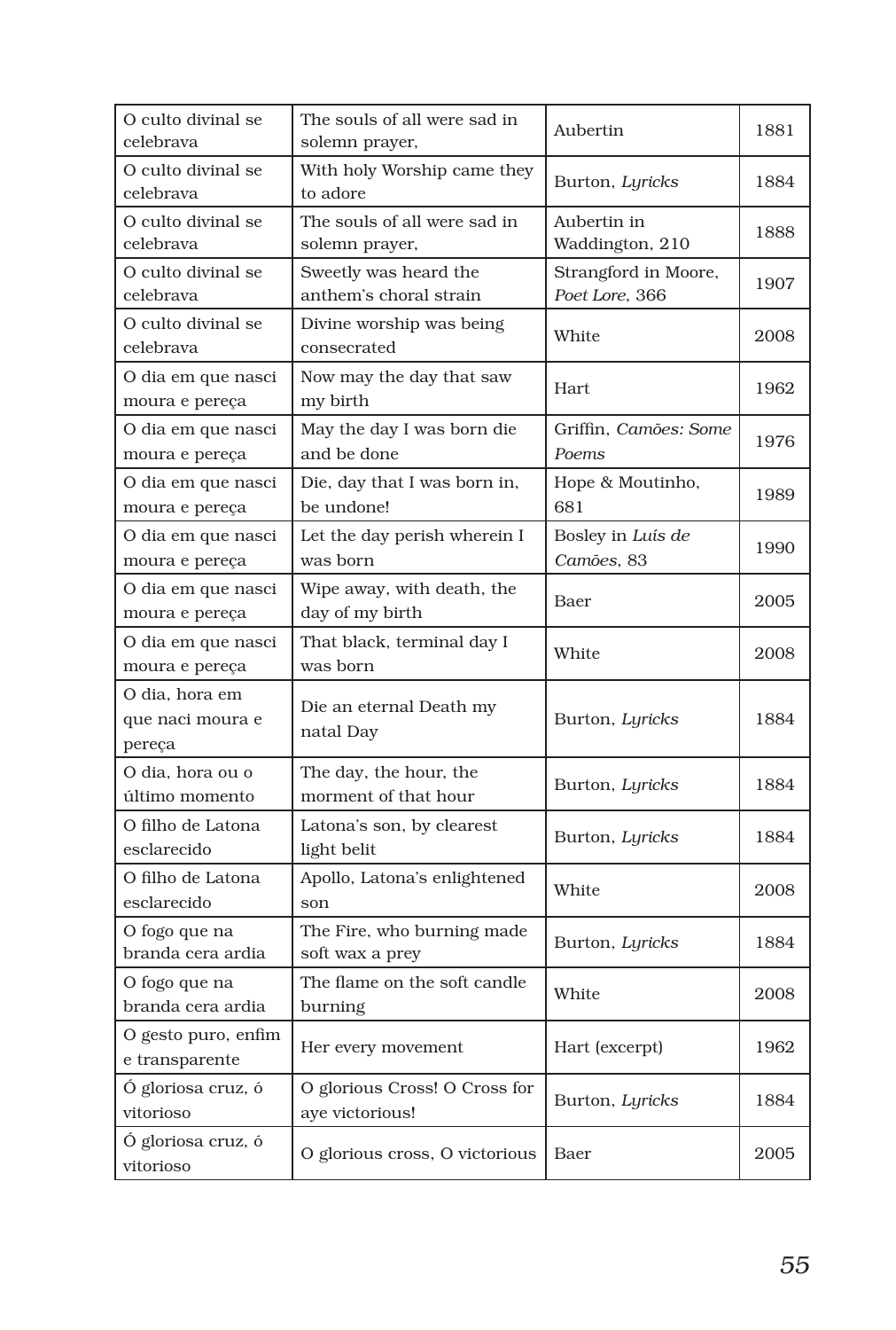| O culto divinal se celebrava | The souls of all were sad in solemn prayer, | Aubertin | 1881 |
|---|---|---|---|
| O culto divinal se celebrava | With holy Worship came they to adore | Burton, *Lyricks* | 1884 |
| O culto divinal se celebrava | The souls of all were sad in solemn prayer, | Aubertin in Waddington, 210 | 1888 |
| O culto divinal se celebrava | Sweetly was heard the anthem's choral strain | Strangford in Moore, *Poet Lore*, 366 | 1907 |
| O culto divinal se celebrava | Divine worship was being consecrated | White | 2008 |
| O dia em que nasci moura e pereça | Now may the day that saw my birth | Hart | 1962 |
| O dia em que nasci moura e pereça | May the day I was born die and be done | Griffin, *Camões: Some Poems* | 1976 |
| O dia em que nasci moura e pereça | Die, day that I was born in, be undone! | Hope & Moutinho, 681 | 1989 |
| O dia em que nasci moura e pereça | Let the day perish wherein I was born | Bosley in *Luís de Camões*, 83 | 1990 |
| O dia em que nasci moura e pereça | Wipe away, with death, the day of my birth | Baer | 2005 |
| O dia em que nasci moura e pereça | That black, terminal day I was born | White | 2008 |
| O dia, hora em que naci moura e pereça | Die an eternal Death my natal Day | Burton, *Lyricks* | 1884 |
| O dia, hora ou o último momento | The day, the hour, the morment of that hour | Burton, *Lyricks* | 1884 |
| O filho de Latona esclarecido | Latona's son, by clearest light belit | Burton, *Lyricks* | 1884 |
| O filho de Latona esclarecido | Apollo, Latona's enlightened son | White | 2008 |
| O fogo que na branda cera ardia | The Fire, who burning made soft wax a prey | Burton, *Lyricks* | 1884 |
| O fogo que na branda cera ardia | The flame on the soft candle burning | White | 2008 |
| O gesto puro, enfim e transparente | Her every movement | Hart (excerpt) | 1962 |
| Ó gloriosa cruz, ó vitorioso | O glorious Cross! O Cross for aye victorious! | Burton, *Lyricks* | 1884 |
| Ó gloriosa cruz, ó vitorioso | O glorious cross, O victorious | Baer | 2005 |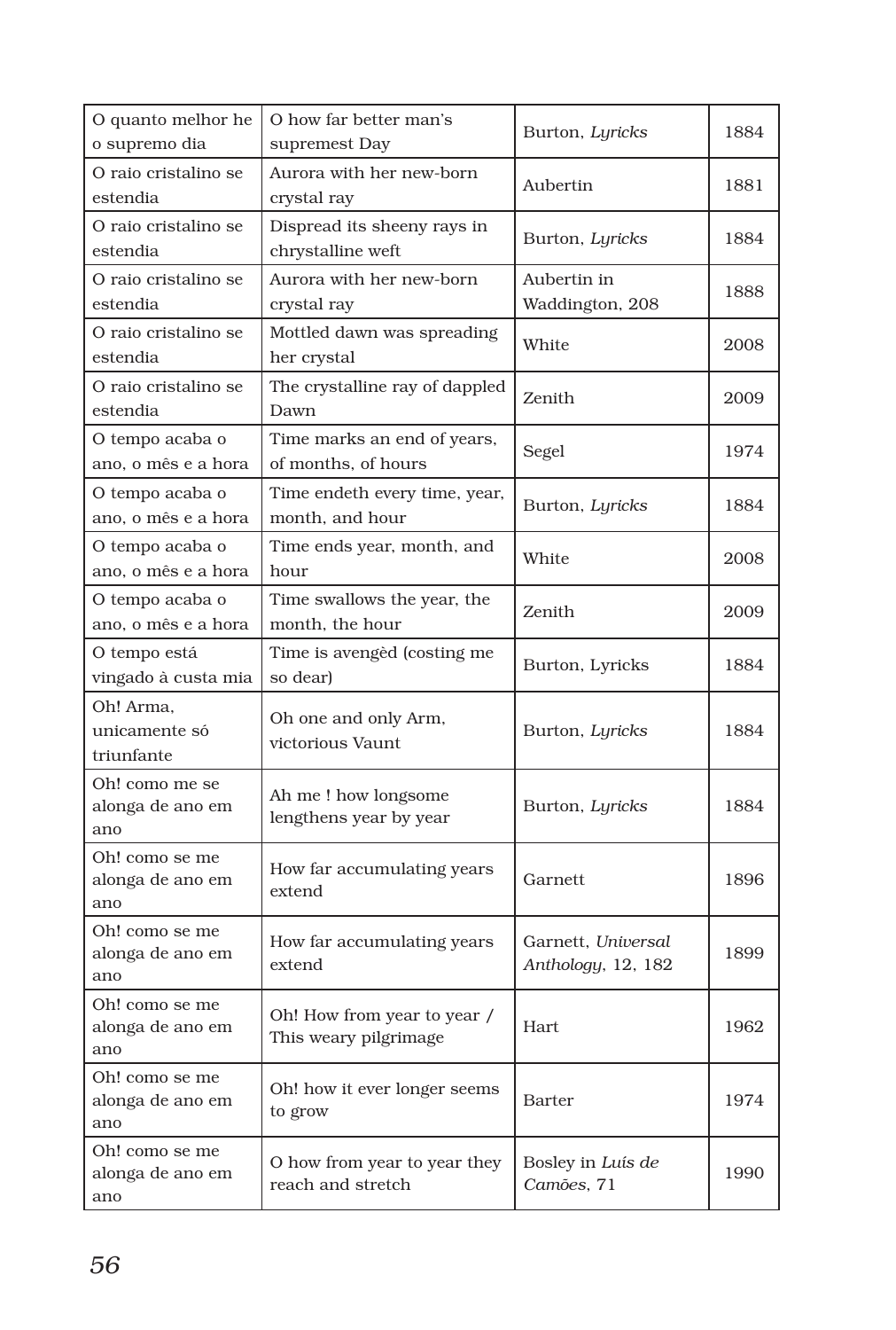| O quanto melhor he o supremo dia | O how far better man's supremest Day | Burton, *Lyricks* | 1884 |
|---|---|---|---|
| O raio cristalino se estendia | Aurora with her new-born crystal ray | Aubertin | 1881 |
| O raio cristalino se estendia | Dispread its sheeny rays in chrystalline weft | Burton, *Lyricks* | 1884 |
| O raio cristalino se estendia | Aurora with her new-born crystal ray | Aubertin in Waddington, 208 | 1888 |
| O raio cristalino se estendia | Mottled dawn was spreading her crystal | White | 2008 |
| O raio cristalino se estendia | The crystalline ray of dappled Dawn | Zenith | 2009 |
| O tempo acaba o ano, o mês e a hora | Time marks an end of years, of months, of hours | Segel | 1974 |
| O tempo acaba o ano, o mês e a hora | Time endeth every time, year, month, and hour | Burton, *Lyricks* | 1884 |
| O tempo acaba o ano, o mês e a hora | Time ends year, month, and hour | White | 2008 |
| O tempo acaba o ano, o mês e a hora | Time swallows the year, the month, the hour | Zenith | 2009 |
| O tempo está vingado à custa mia | Time is avengèd (costing me so dear) | Burton, Lyricks | 1884 |
| Oh! Arma, unicamente só triunfante | Oh one and only Arm, victorious Vaunt | Burton, *Lyricks* | 1884 |
| Oh! como me se alonga de ano em ano | Ah me ! how longsome lengthens year by year | Burton, *Lyricks* | 1884 |
| Oh! como se me alonga de ano em ano | How far accumulating years extend | Garnett | 1896 |
| Oh! como se me alonga de ano em ano | How far accumulating years extend | Garnett, *Universal Anthology*, 12, 182 | 1899 |
| Oh! como se me alonga de ano em ano | Oh! How from year to year / This weary pilgrimage | Hart | 1962 |
| Oh! como se me alonga de ano em ano | Oh! how it ever longer seems to grow | Barter | 1974 |
| Oh! como se me alonga de ano em ano | O how from year to year they reach and stretch | Bosley in *Luís de Camões*, 71 | 1990 |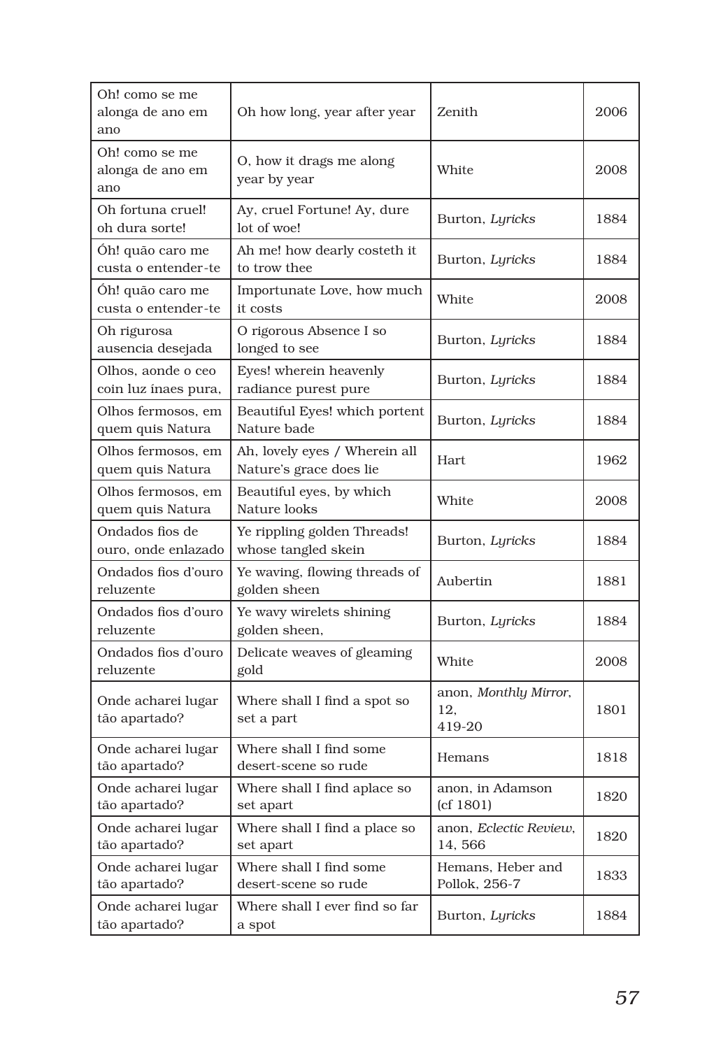| Oh! como se me alonga de ano em ano | Oh how long, year after year | Zenith | 2006 |
|---|---|---|---|
| Oh! como se me alonga de ano em ano | O, how it drags me along year by year | White | 2008 |
| Oh fortuna cruel! oh dura sorte! | Ay, cruel Fortune! Ay, dure lot of woe! | Burton, *Lyricks* | 1884 |
| Óh! quão caro me custa o entender-te | Ah me! how dearly costeth it to trow thee | Burton, *Lyricks* | 1884 |
| Óh! quão caro me custa o entender-te | Importunate Love, how much it costs | White | 2008 |
| Oh rigurosa ausencia desejada | O rigorous Absence I so longed to see | Burton, *Lyricks* | 1884 |
| Olhos, aonde o ceo coin luz ínaes pura, | Eyes! wherein heavenly radiance purest pure | Burton, *Lyricks* | 1884 |
| Olhos fermosos, em quem quis Natura | Beautiful Eyes! which portent Nature bade | Burton, *Lyricks* | 1884 |
| Olhos fermosos, em quem quis Natura | Ah, lovely eyes / Wherein all Nature's grace does lie | Hart | 1962 |
| Olhos fermosos, em quem quis Natura | Beautiful eyes, by which Nature looks | White | 2008 |
| Ondados fios de ouro, onde enlazado | Ye rippling golden Threads! whose tangled skein | Burton, *Lyricks* | 1884 |
| Ondados fios d'ouro reluzente | Ye waving, flowing threads of golden sheen | Aubertin | 1881 |
| Ondados fios d'ouro reluzente | Ye wavy wirelets shining golden sheen, | Burton, *Lyricks* | 1884 |
| Ondados fios d'ouro reluzente | Delicate weaves of gleaming gold | White | 2008 |
| Onde acharei lugar tão apartado? | Where shall I find a spot so set a part | anon, *Monthly Mirror*, 12, 419-20 | 1801 |
| Onde acharei lugar tão apartado? | Where shall I find some desert-scene so rude | Hemans | 1818 |
| Onde acharei lugar tão apartado? | Where shall I find aplace so set apart | anon, in Adamson (cf 1801) | 1820 |
| Onde acharei lugar tão apartado? | Where shall I find a place so set apart | anon, *Eclectic Review*, 14, 566 | 1820 |
| Onde acharei lugar tão apartado? | Where shall I find some desert-scene so rude | Hemans, Heber and Pollok, 256-7 | 1833 |
| Onde acharei lugar tão apartado? | Where shall I ever find so far a spot | Burton, *Lyricks* | 1884 |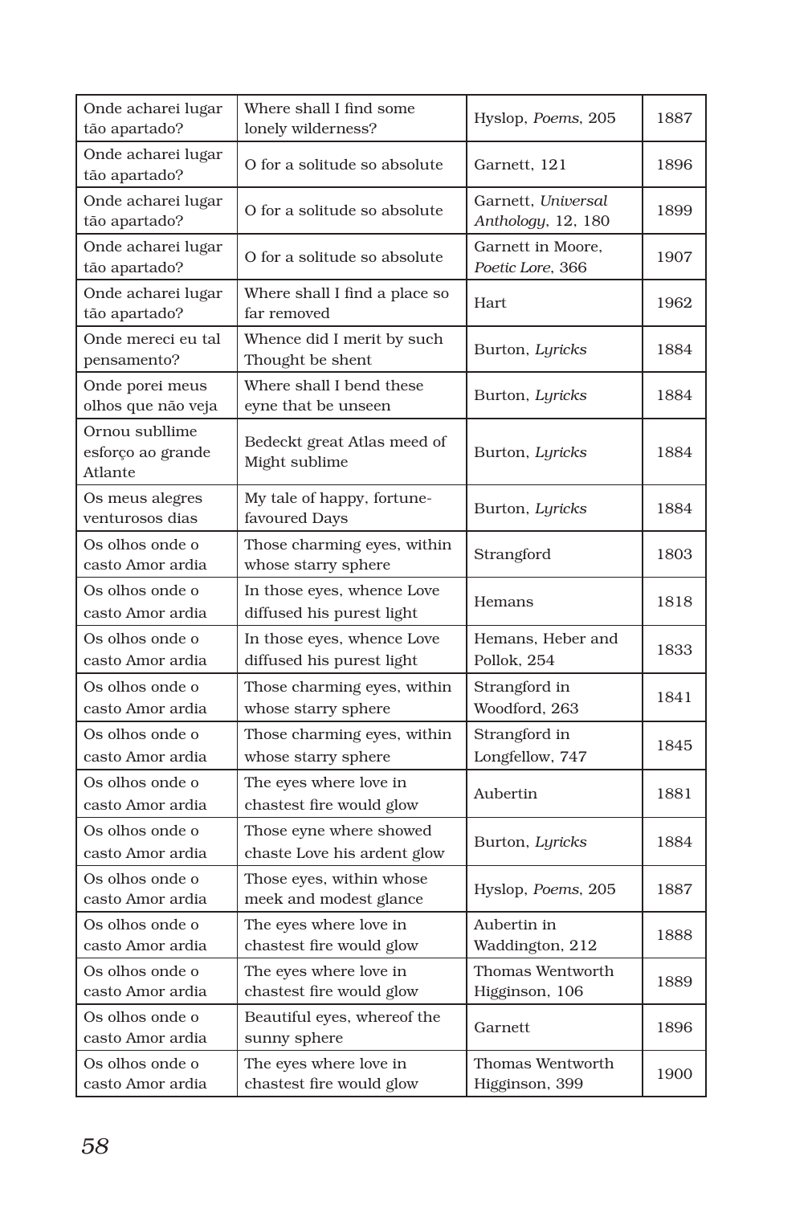| Onde acharei lugar tão apartado? | Where shall I find some lonely wilderness? | Hyslop, *Poems*, 205 | 1887 |
|---|---|---|---|
| Onde acharei lugar tão apartado? | O for a solitude so absolute | Garnett, 121 | 1896 |
| Onde acharei lugar tão apartado? | O for a solitude so absolute | Garnett, *Universal Anthology*, 12, 180 | 1899 |
| Onde acharei lugar tão apartado? | O for a solitude so absolute | Garnett in Moore, *Poetic Lore*, 366 | 1907 |
| Onde acharei lugar tão apartado? | Where shall I find a place so far removed | Hart | 1962 |
| Onde mereci eu tal pensamento? | Whence did I merit by such Thought be shent | Burton, *Lyricks* | 1884 |
| Onde porei meus olhos que não veja | Where shall I bend these eyne that be unseen | Burton, *Lyricks* | 1884 |
| Ornou subllime esforço ao grande Atlante | Bedeckt great Atlas meed of Might sublime | Burton, *Lyricks* | 1884 |
| Os meus alegres venturosos dias | My tale of happy, fortune-favoured Days | Burton, *Lyricks* | 1884 |
| Os olhos onde o casto Amor ardia | Those charming eyes, within whose starry sphere | Strangford | 1803 |
| Os olhos onde o casto Amor ardia | In those eyes, whence Love diffused his purest light | Hemans | 1818 |
| Os olhos onde o casto Amor ardia | In those eyes, whence Love diffused his purest light | Hemans, Heber and Pollok, 254 | 1833 |
| Os olhos onde o casto Amor ardia | Those charming eyes, within whose starry sphere | Strangford in Woodford, 263 | 1841 |
| Os olhos onde o casto Amor ardia | Those charming eyes, within whose starry sphere | Strangford in Longfellow, 747 | 1845 |
| Os olhos onde o casto Amor ardia | The eyes where love in chastest fire would glow | Aubertin | 1881 |
| Os olhos onde o casto Amor ardia | Those eyne where showed chaste Love his ardent glow | Burton, *Lyricks* | 1884 |
| Os olhos onde o casto Amor ardia | Those eyes, within whose meek and modest glance | Hyslop, *Poems*, 205 | 1887 |
| Os olhos onde o casto Amor ardia | The eyes where love in chastest fire would glow | Aubertin in Waddington, 212 | 1888 |
| Os olhos onde o casto Amor ardia | The eyes where love in chastest fire would glow | Thomas Wentworth Higginson, 106 | 1889 |
| Os olhos onde o casto Amor ardia | Beautiful eyes, whereof the sunny sphere | Garnett | 1896 |
| Os olhos onde o casto Amor ardia | The eyes where love in chastest fire would glow | Thomas Wentworth Higginson, 399 | 1900 |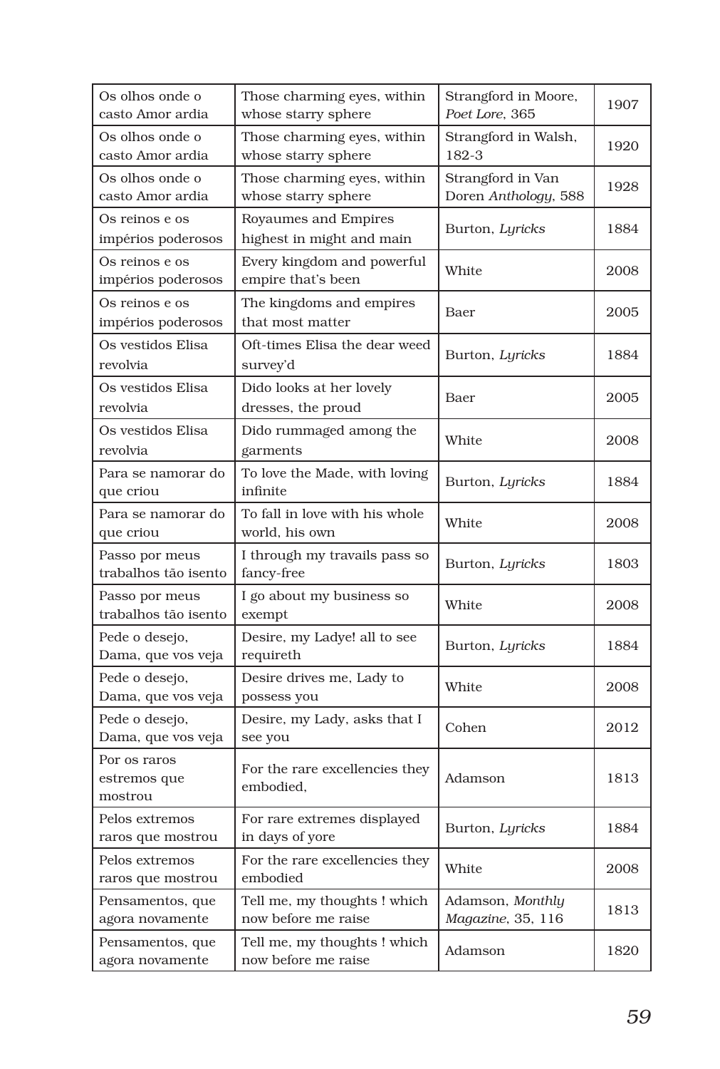| | | | |
|---|---|---|---|
| Os olhos onde o casto Amor ardia | Those charming eyes, within whose starry sphere | Strangford in Moore, *Poet Lore*, 365 | 1907 |
| Os olhos onde o casto Amor ardia | Those charming eyes, within whose starry sphere | Strangford in Walsh, 182-3 | 1920 |
| Os olhos onde o casto Amor ardia | Those charming eyes, within whose starry sphere | Strangford in Van Doren *Anthology*, 588 | 1928 |
| Os reinos e os impérios poderosos | Royaumes and Empires highest in might and main | Burton, *Lyricks* | 1884 |
| Os reinos e os impérios poderosos | Every kingdom and powerful empire that's been | White | 2008 |
| Os reinos e os impérios poderosos | The kingdoms and empires that most matter | Baer | 2005 |
| Os vestidos Elisa revolvia | Oft-times Elisa the dear weed survey'd | Burton, *Lyricks* | 1884 |
| Os vestidos Elisa revolvia | Dido looks at her lovely dresses, the proud | Baer | 2005 |
| Os vestidos Elisa revolvia | Dido rummaged among the garments | White | 2008 |
| Para se namorar do que criou | To love the Made, with loving infinite | Burton, *Lyricks* | 1884 |
| Para se namorar do que criou | To fall in love with his whole world, his own | White | 2008 |
| Passo por meus trabalhos tão isento | I through my travails pass so fancy-free | Burton, *Lyricks* | 1803 |
| Passo por meus trabalhos tão isento | I go about my business so exempt | White | 2008 |
| Pede o desejo, Dama, que vos veja | Desire, my Ladye! all to see requireth | Burton, *Lyricks* | 1884 |
| Pede o desejo, Dama, que vos veja | Desire drives me, Lady to possess you | White | 2008 |
| Pede o desejo, Dama, que vos veja | Desire, my Lady, asks that I see you | Cohen | 2012 |
| Por os raros estremos que mostrou | For the rare excellencies they embodied, | Adamson | 1813 |
| Pelos extremos raros que mostrou | For rare extremes displayed in days of yore | Burton, *Lyricks* | 1884 |
| Pelos extremos raros que mostrou | For the rare excellencies they embodied | White | 2008 |
| Pensamentos, que agora novamente | Tell me, my thoughts ! which now before me raise | Adamson, *Monthly Magazine*, 35, 116 | 1813 |
| Pensamentos, que agora novamente | Tell me, my thoughts ! which now before me raise | Adamson | 1820 |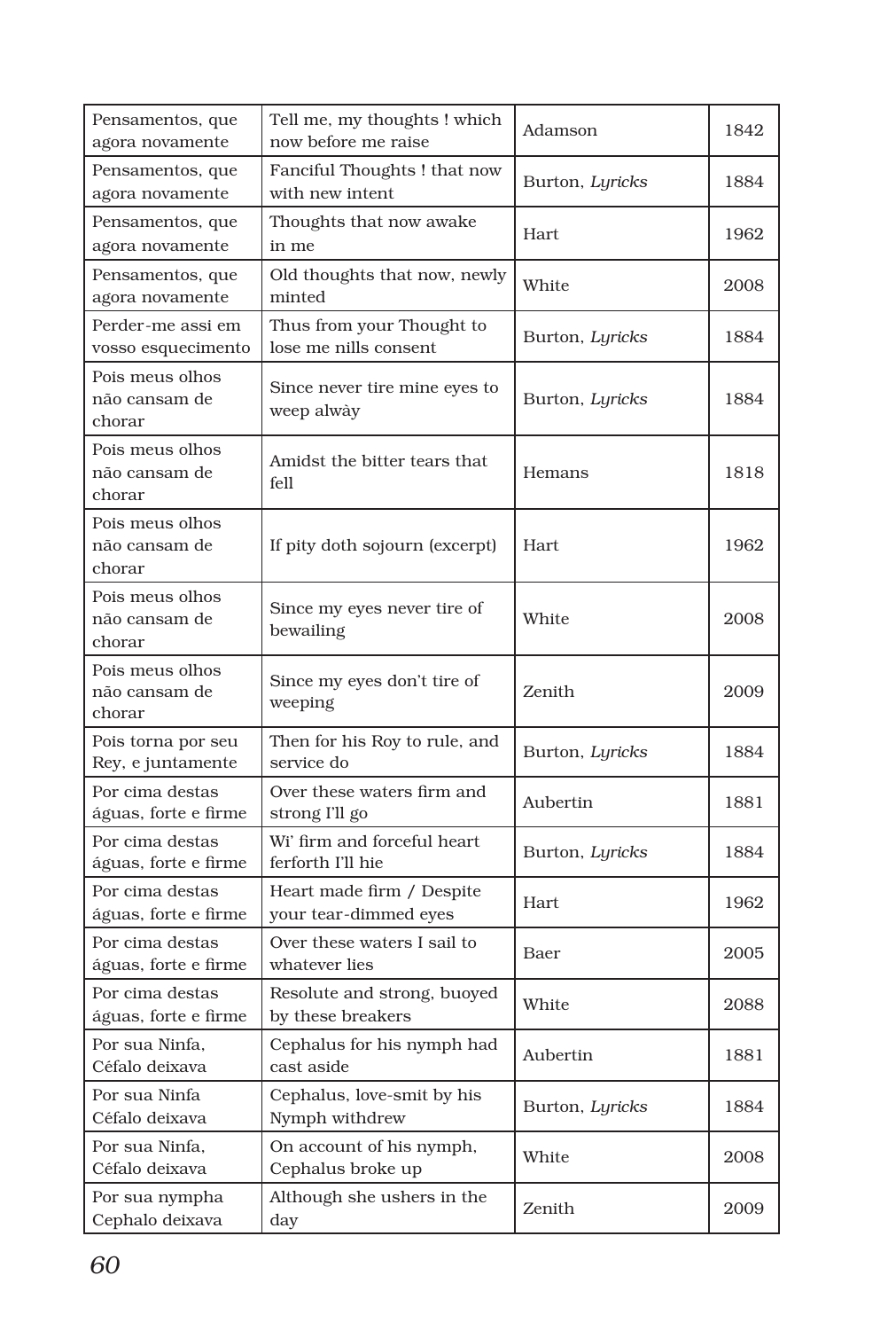| Pensamentos, que agora novamente | Tell me, my thoughts ! which now before me raise | Adamson | 1842 |
|---|---|---|---|
| Pensamentos, que agora novamente | Fanciful Thoughts ! that now with new intent | Burton, *Lyricks* | 1884 |
| Pensamentos, que agora novamente | Thoughts that now awake in me | Hart | 1962 |
| Pensamentos, que agora novamente | Old thoughts that now, newly minted | White | 2008 |
| Perder-me assi em vosso esquecimento | Thus from your Thought to lose me nills consent | Burton, *Lyricks* | 1884 |
| Pois meus olhos não cansam de chorar | Since never tire mine eyes to weep alwày | Burton, *Lyricks* | 1884 |
| Pois meus olhos não cansam de chorar | Amidst the bitter tears that fell | Hemans | 1818 |
| Pois meus olhos não cansam de chorar | If pity doth sojourn (excerpt) | Hart | 1962 |
| Pois meus olhos não cansam de chorar | Since my eyes never tire of bewailing | White | 2008 |
| Pois meus olhos não cansam de chorar | Since my eyes don't tire of weeping | Zenith | 2009 |
| Pois torna por seu Rey, e juntamente | Then for his Roy to rule, and service do | Burton, *Lyricks* | 1884 |
| Por cima destas águas, forte e firme | Over these waters firm and strong I'll go | Aubertin | 1881 |
| Por cima destas águas, forte e firme | Wi' firm and forceful heart ferforth I'll hie | Burton, *Lyricks* | 1884 |
| Por cima destas águas, forte e firme | Heart made firm / Despite your tear-dimmed eyes | Hart | 1962 |
| Por cima destas águas, forte e firme | Over these waters I sail to whatever lies | Baer | 2005 |
| Por cima destas águas, forte e firme | Resolute and strong, buoyed by these breakers | White | 2088 |
| Por sua Ninfa, Céfalo deixava | Cephalus for his nymph had cast aside | Aubertin | 1881 |
| Por sua Ninfa Céfalo deixava | Cephalus, love-smit by his Nymph withdrew | Burton, *Lyricks* | 1884 |
| Por sua Ninfa, Céfalo deixava | On account of his nymph, Cephalus broke up | White | 2008 |
| Por sua nympha Cephalo deixava | Although she ushers in the day | Zenith | 2009 |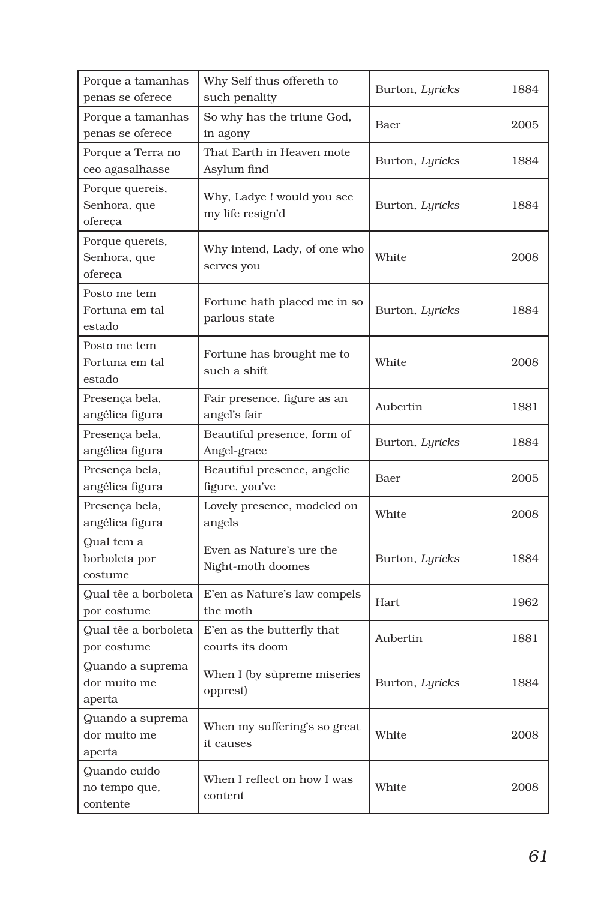| Porque a tamanhas penas se oferece | Why Self thus offereth to such penality | Burton, *Lyricks* | 1884 |
|---|---|---|---|
| Porque a tamanhas penas se oferece | So why has the triune God, in agony | Baer | 2005 |
| Porque a Terra no ceo agasalhasse | That Earth in Heaven mote Asylum find | Burton, *Lyricks* | 1884 |
| Porque quereis, Senhora, que ofereça | Why, Ladye ! would you see my life resign'd | Burton, *Lyricks* | 1884 |
| Porque quereis, Senhora, que ofereça | Why intend, Lady, of one who serves you | White | 2008 |
| Posto me tem Fortuna em tal estado | Fortune hath placed me in so parlous state | Burton, *Lyricks* | 1884 |
| Posto me tem Fortuna em tal estado | Fortune has brought me to such a shift | White | 2008 |
| Presença bela, angélica figura | Fair presence, figure as an angel's fair | Aubertin | 1881 |
| Presença bela, angélica figura | Beautiful presence, form of Angel-grace | Burton, *Lyricks* | 1884 |
| Presença bela, angélica figura | Beautiful presence, angelic figure, you've | Baer | 2005 |
| Presença bela, angélica figura | Lovely presence, modeled on angels | White | 2008 |
| Qual tem a borboleta por costume | Even as Nature's ure the Night-moth doomes | Burton, *Lyricks* | 1884 |
| Qual tê a borboleta por costume | E'en as Nature's law compels the moth | Hart | 1962 |
| Qual tê a borboleta por costume | E'en as the butterfly that courts its doom | Aubertin | 1881 |
| Quando a suprema dor muito me aperta | When I (by sùpreme miseries opprest) | Burton, *Lyricks* | 1884 |
| Quando a suprema dor muito me aperta | When my suffering's so great it causes | White | 2008 |
| Quando cuido no tempo que, contente | When I reflect on how I was content | White | 2008 |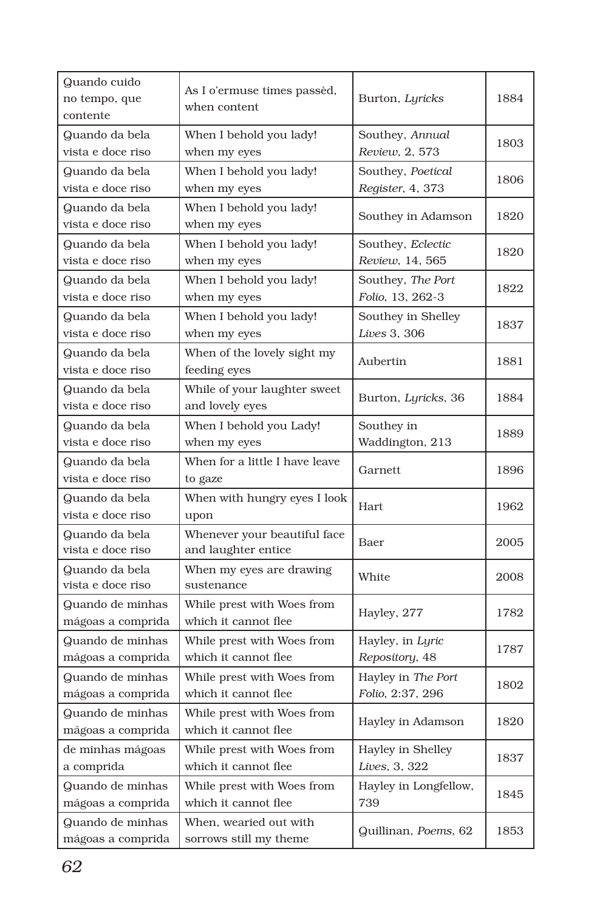| Quando cuido no tempo, que contente | As I o'ermuse times passèd, when content | Burton, *Lyricks* | 1884 |
|---|---|---|---|
| Quando da bela vista e doce riso | When I behold you lady! when my eyes | Southey, *Annual Review*, 2, 573 | 1803 |
| Quando da bela vista e doce riso | When I behold you lady! when my eyes | Southey, *Poetical Register*, 4, 373 | 1806 |
| Quando da bela vista e doce riso | When I behold you lady! when my eyes | Southey in Adamson | 1820 |
| Quando da bela vista e doce riso | When I behold you lady! when my eyes | Southey, *Eclectic Review*, 14, 565 | 1820 |
| Quando da bela vista e doce riso | When I behold you lady! when my eyes | Southey, *The Port Folio*, 13, 262-3 | 1822 |
| Quando da bela vista e doce riso | When I behold you lady! when my eyes | Southey in Shelley *Lives* 3, 306 | 1837 |
| Quando da bela vista e doce riso | When of the lovely sight my feeding eyes | Aubertin | 1881 |
| Quando da bela vista e doce riso | While of your laughter sweet and lovely eyes | Burton, *Lyricks*, 36 | 1884 |
| Quando da bela vista e doce riso | When I behold you Lady! when my eyes | Southey in Waddington, 213 | 1889 |
| Quando da bela vista e doce riso | When for a little I have leave to gaze | Garnett | 1896 |
| Quando da bela vista e doce riso | When with hungry eyes I look upon | Hart | 1962 |
| Quando da bela vista e doce riso | Whenever your beautiful face and laughter entice | Baer | 2005 |
| Quando da bela vista e doce riso | When my eyes are drawing sustenance | White | 2008 |
| Quando de minhas mágoas a comprida | While prest with Woes from which it cannot flee | Hayley, 277 | 1782 |
| Quando de minhas mágoas a comprida | While prest with Woes from which it cannot flee | Hayley, in *Lyric Repository*, 48 | 1787 |
| Quando de minhas mágoas a comprida | While prest with Woes from which it cannot flee | Hayley in *The Port Folio*, 2:37, 296 | 1802 |
| Quando de minhas mágoas a comprida | While prest with Woes from which it cannot flee | Hayley in Adamson | 1820 |
| de minhas mágoas a comprida | While prest with Woes from which it cannot flee | Hayley in Shelley *Lives*, 3, 322 | 1837 |
| Quando de minhas mágoas a comprida | While prest with Woes from which it cannot flee | Hayley in Longfellow, 739 | 1845 |
| Quando de minhas mágoas a comprida | When, wearied out with sorrows still my theme | Quillinan, *Poems*, 62 | 1853 |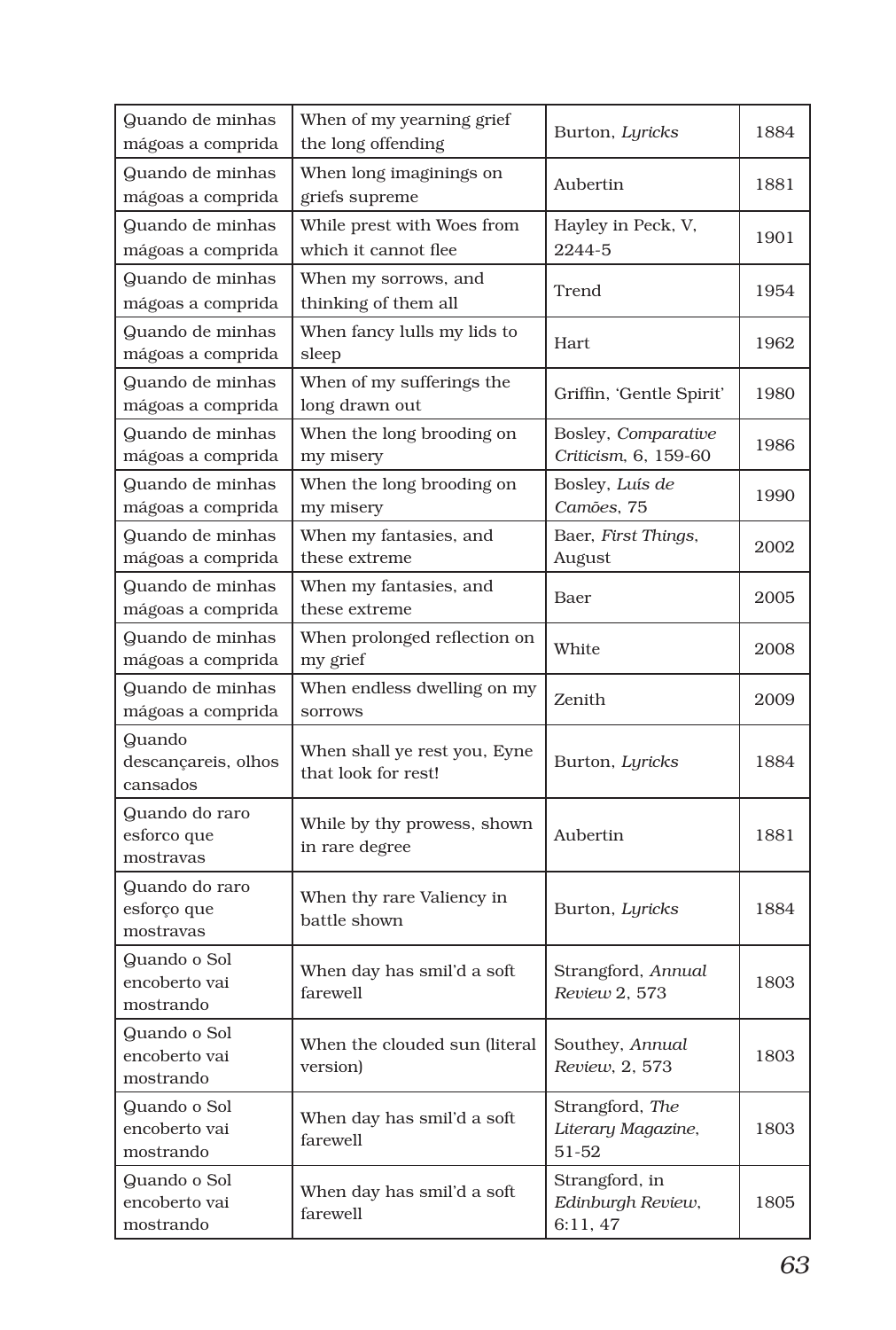| | | | |
|---|---|---|---|
| Quando de minhas mágoas a comprida | When of my yearning grief the long offending | Burton, *Lyricks* | 1884 |
| Quando de minhas mágoas a comprida | When long imaginings on griefs supreme | Aubertin | 1881 |
| Quando de minhas mágoas a comprida | While prest with Woes from which it cannot flee | Hayley in Peck, V, 2244-5 | 1901 |
| Quando de minhas mágoas a comprida | When my sorrows, and thinking of them all | Trend | 1954 |
| Quando de minhas mágoas a comprida | When fancy lulls my lids to sleep | Hart | 1962 |
| Quando de minhas mágoas a comprida | When of my sufferings the long drawn out | Griffin, 'Gentle Spirit' | 1980 |
| Quando de minhas mágoas a comprida | When the long brooding on my misery | Bosley, *Comparative Criticism*, 6, 159-60 | 1986 |
| Quando de minhas mágoas a comprida | When the long brooding on my misery | Bosley, *Luís de Camões*, 75 | 1990 |
| Quando de minhas mágoas a comprida | When my fantasies, and these extreme | Baer, *First Things*, August | 2002 |
| Quando de minhas mágoas a comprida | When my fantasies, and these extreme | Baer | 2005 |
| Quando de minhas mágoas a comprida | When prolonged reflection on my grief | White | 2008 |
| Quando de minhas mágoas a comprida | When endless dwelling on my sorrows | Zenith | 2009 |
| Quando descançareis, olhos cansados | When shall ye rest you, Eyne that look for rest! | Burton, *Lyricks* | 1884 |
| Quando do raro esforco que mostravas | While by thy prowess, shown in rare degree | Aubertin | 1881 |
| Quando do raro esforço que mostravas | When thy rare Valiency in battle shown | Burton, *Lyricks* | 1884 |
| Quando o Sol encoberto vai mostrando | When day has smil'd a soft farewell | Strangford, *Annual Review* 2, 573 | 1803 |
| Quando o Sol encoberto vai mostrando | When the clouded sun (literal version) | Southey, *Annual Review*, 2, 573 | 1803 |
| Quando o Sol encoberto vai mostrando | When day has smil'd a soft farewell | Strangford, *The Literary Magazine*, 51-52 | 1803 |
| Quando o Sol encoberto vai mostrando | When day has smil'd a soft farewell | Strangford, in *Edinburgh Review*, 6:11, 47 | 1805 |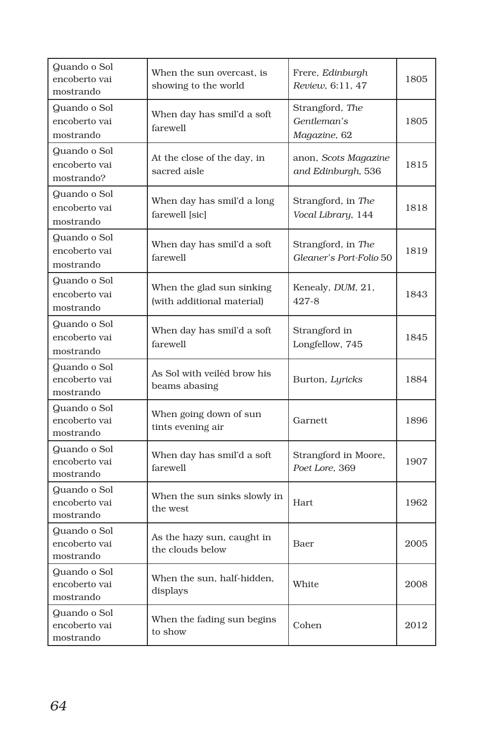| Quando o Sol encoberto vai mostrando | When the sun overcast, is showing to the world | Frere, *Edinburgh Review*, 6:11, 47 | 1805 |
|---|---|---|---|
| Quando o Sol encoberto vai mostrando | When day has smil'd a soft farewell | Strangford, *The Gentleman's Magazine*, 62 | 1805 |
| Quando o Sol encoberto vai mostrando? | At the close of the day, in sacred aisle | anon, *Scots Magazine and Edinburgh*, 536 | 1815 |
| Quando o Sol encoberto vai mostrando | When day has smil'd a long farewell [sic] | Strangford, in *The Vocal Library*, 144 | 1818 |
| Quando o Sol encoberto vai mostrando | When day has smil'd a soft farewell | Strangford, in *The Gleaner's Port-Folio* 50 | 1819 |
| Quando o Sol encoberto vai mostrando | When the glad sun sinking (with additional material) | Kenealy, *DUM*, 21, 427-8 | 1843 |
| Quando o Sol encoberto vai mostrando | When day has smil'd a soft farewell | Strangford in Longfellow, 745 | 1845 |
| Quando o Sol encoberto vai mostrando | As Sol with veilèd brow his beams abasing | Burton, *Lyricks* | 1884 |
| Quando o Sol encoberto vai mostrando | When going down of sun tints evening air | Garnett | 1896 |
| Quando o Sol encoberto vai mostrando | When day has smil'd a soft farewell | Strangford in Moore, *Poet Lore*, 369 | 1907 |
| Quando o Sol encoberto vai mostrando | When the sun sinks slowly in the west | Hart | 1962 |
| Quando o Sol encoberto vai mostrando | As the hazy sun, caught in the clouds below | Baer | 2005 |
| Quando o Sol encoberto vai mostrando | When the sun, half-hidden, displays | White | 2008 |
| Quando o Sol encoberto vai mostrando | When the fading sun begins to show | Cohen | 2012 |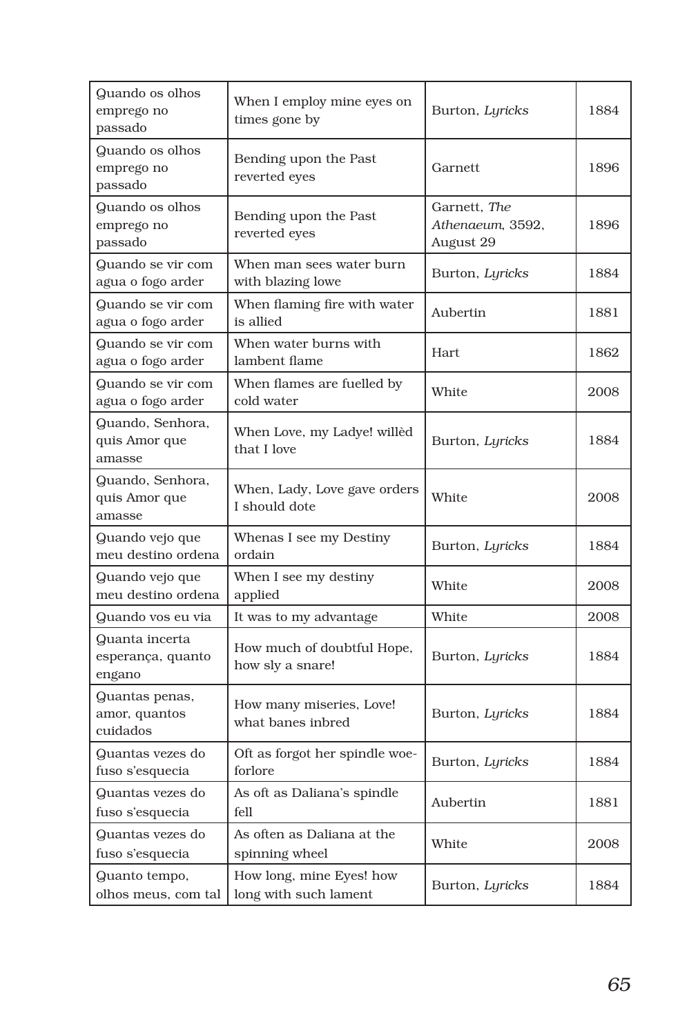| Quando os olhos emprego no passado | When I employ mine eyes on times gone by | Burton, *Lyricks* | 1884 |
|---|---|---|---|
| Quando os olhos emprego no passado | Bending upon the Past reverted eyes | Garnett | 1896 |
| Quando os olhos emprego no passado | Bending upon the Past reverted eyes | Garnett, *The Athenaeum*, 3592, August 29 | 1896 |
| Quando se vir com agua o fogo arder | When man sees water burn with blazing lowe | Burton, *Lyricks* | 1884 |
| Quando se vir com agua o fogo arder | When flaming fire with water is allied | Aubertin | 1881 |
| Quando se vir com agua o fogo arder | When water burns with lambent flame | Hart | 1862 |
| Quando se vir com agua o fogo arder | When flames are fuelled by cold water | White | 2008 |
| Quando, Senhora, quis Amor que amasse | When Love, my Ladye! willèd that I love | Burton, *Lyricks* | 1884 |
| Quando, Senhora, quis Amor que amasse | When, Lady, Love gave orders I should dote | White | 2008 |
| Quando vejo que meu destino ordena | Whenas I see my Destiny ordain | Burton, *Lyricks* | 1884 |
| Quando vejo que meu destino ordena | When I see my destiny applied | White | 2008 |
| Quando vos eu via | It was to my advantage | White | 2008 |
| Quanta incerta esperança, quanto engano | How much of doubtful Hope, how sly a snare! | Burton, *Lyricks* | 1884 |
| Quantas penas, amor, quantos cuidados | How many miseries, Love! what banes inbred | Burton, *Lyricks* | 1884 |
| Quantas vezes do fuso s'esquecia | Oft as forgot her spindle woe-forlore | Burton, *Lyricks* | 1884 |
| Quantas vezes do fuso s'esquecia | As oft as Daliana's spindle fell | Aubertin | 1881 |
| Quantas vezes do fuso s'esquecia | As often as Daliana at the spinning wheel | White | 2008 |
| Quanto tempo, olhos meus, com tal | How long, mine Eyes! how long with such lament | Burton, *Lyricks* | 1884 |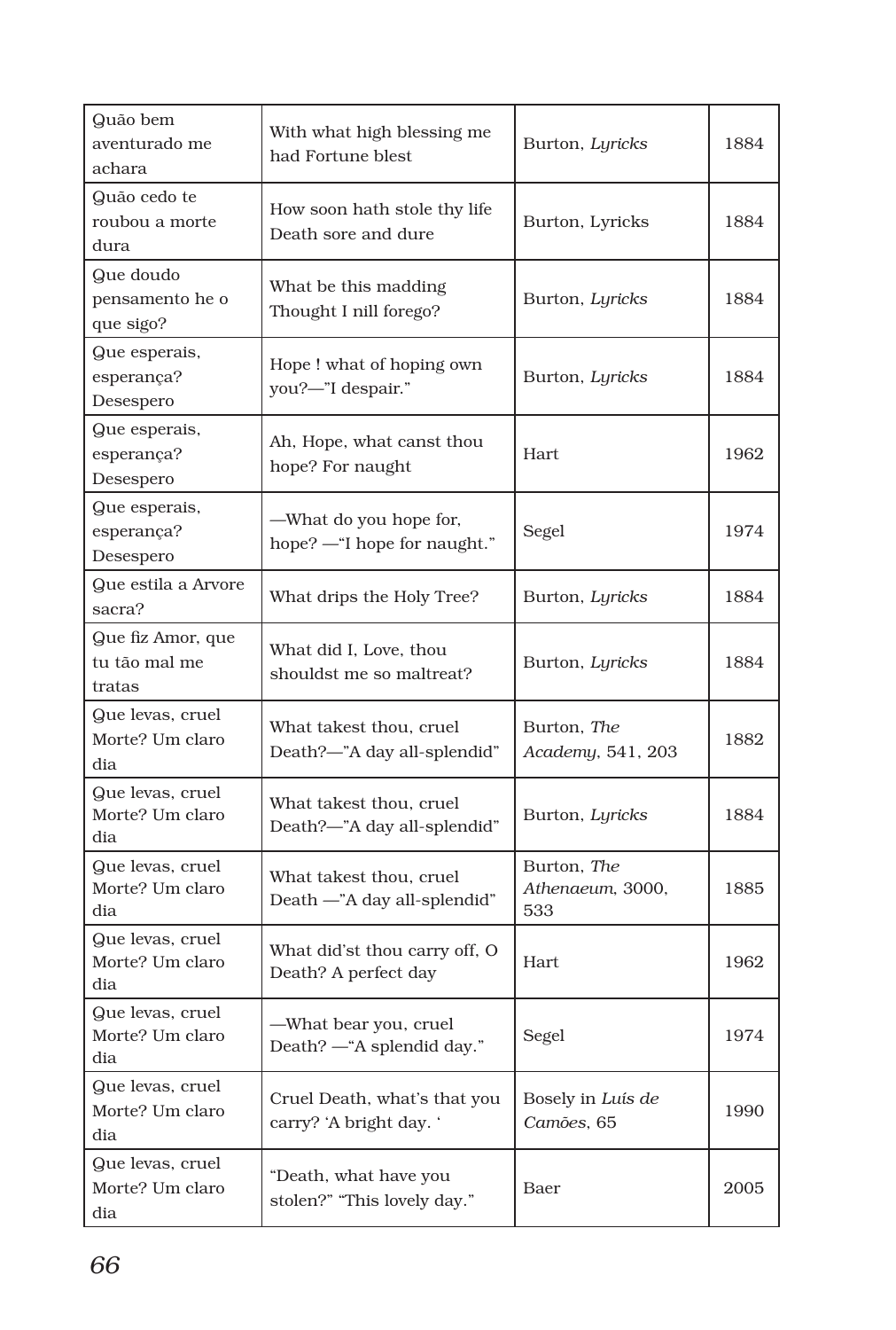| Quão bem aventurado me achara | With what high blessing me had Fortune blest | Burton, *Lyricks* | 1884 |
|---|---|---|---|
| Quão cedo te roubou a morte dura | How soon hath stole thy life Death sore and dure | Burton, Lyricks | 1884 |
| Que doudo pensamento he o que sigo? | What be this madding Thought I nill forego? | Burton, *Lyricks* | 1884 |
| Que esperais, esperança? Desespero | Hope ! what of hoping own you?—"I despair." | Burton, *Lyricks* | 1884 |
| Que esperais, esperança? Desespero | Ah, Hope, what canst thou hope? For naught | Hart | 1962 |
| Que esperais, esperança? Desespero | —What do you hope for, hope? —"I hope for naught." | Segel | 1974 |
| Que estila a Arvore sacra? | What drips the Holy Tree? | Burton, *Lyricks* | 1884 |
| Que fiz Amor, que tu tão mal me tratas | What did I, Love, thou shouldst me so maltreat? | Burton, *Lyricks* | 1884 |
| Que levas, cruel Morte? Um claro dia | What takest thou, cruel Death?—"A day all-splendid" | Burton, *The Academy*, 541, 203 | 1882 |
| Que levas, cruel Morte? Um claro dia | What takest thou, cruel Death?—"A day all-splendid" | Burton, *Lyricks* | 1884 |
| Que levas, cruel Morte? Um claro dia | What takest thou, cruel Death —"A day all-splendid" | Burton, *The Athenaeum*, 3000, 533 | 1885 |
| Que levas, cruel Morte? Um claro dia | What did'st thou carry off, O Death? A perfect day | Hart | 1962 |
| Que levas, cruel Morte? Um claro dia | —What bear you, cruel Death? —"A splendid day." | Segel | 1974 |
| Que levas, cruel Morte? Um claro dia | Cruel Death, what's that you carry? 'A bright day. ' | Bosely in *Luís de Camões*, 65 | 1990 |
| Que levas, cruel Morte? Um claro dia | "Death, what have you stolen?" "This lovely day." | Baer | 2005 |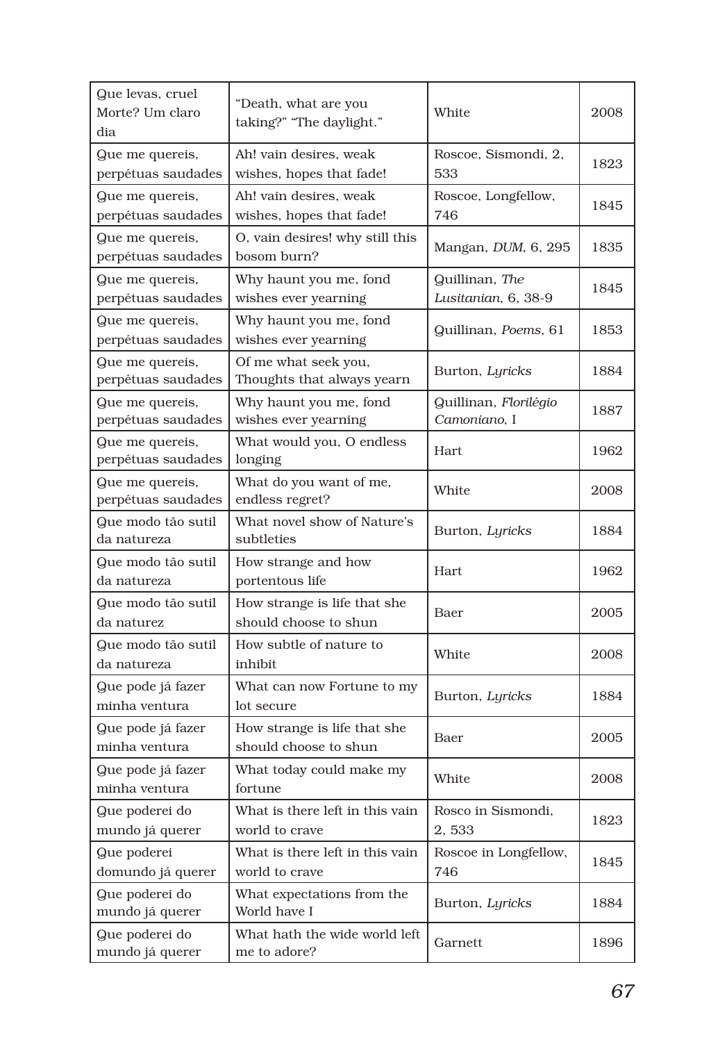| Que levas, cruel Morte? Um claro dia | "Death, what are you taking?" "The daylight." | White | 2008 |
|---|---|---|---|
| Que me quereis, perpétuas saudades | Ah! vain desires, weak wishes, hopes that fade! | Roscoe, Sismondi, 2, 533 | 1823 |
| Que me quereis, perpétuas saudades | Ah! vain desires, weak wishes, hopes that fade! | Roscoe, Longfellow, 746 | 1845 |
| Que me quereis, perpétuas saudades | O, vain desires! why still this bosom burn? | Mangan, *DUM*, 6, 295 | 1835 |
| Que me quereis, perpétuas saudades | Why haunt you me, fond wishes ever yearning | Quillinan, *The Lusitanian*, 6, 38-9 | 1845 |
| Que me quereis, perpétuas saudades | Why haunt you me, fond wishes ever yearning | Quillinan, *Poems*, 61 | 1853 |
| Que me quereis, perpétuas saudades | Of me what seek you, Thoughts that always yearn | Burton, *Lyricks* | 1884 |
| Que me quereis, perpétuas saudades | Why haunt you me, fond wishes ever yearning | Quillinan, *Florilégio Camoniano*, I | 1887 |
| Que me quereis, perpétuas saudades | What would you, O endless longing | Hart | 1962 |
| Que me quereis, perpétuas saudades | What do you want of me, endless regret? | White | 2008 |
| Que modo tão sutil da natureza | What novel show of Nature's subtleties | Burton, *Lyricks* | 1884 |
| Que modo tão sutil da natureza | How strange and how portentous life | Hart | 1962 |
| Que modo tão sutil da naturez | How strange is life that she should choose to shun | Baer | 2005 |
| Que modo tão sutil da natureza | How subtle of nature to inhibit | White | 2008 |
| Que pode já fazer minha ventura | What can now Fortune to my lot secure | Burton, *Lyricks* | 1884 |
| Que pode já fazer minha ventura | How strange is life that she should choose to shun | Baer | 2005 |
| Que pode já fazer minha ventura | What today could make my fortune | White | 2008 |
| Que poderei do mundo já querer | What is there left in this vain world to crave | Rosco in Sismondi, 2, 533 | 1823 |
| Que poderei domundo já querer | What is there left in this vain world to crave | Roscoe in Longfellow, 746 | 1845 |
| Que poderei do mundo já querer | What expectations from the World have I | Burton, *Lyricks* | 1884 |
| Que poderei do mundo já querer | What hath the wide world left me to adore? | Garnett | 1896 |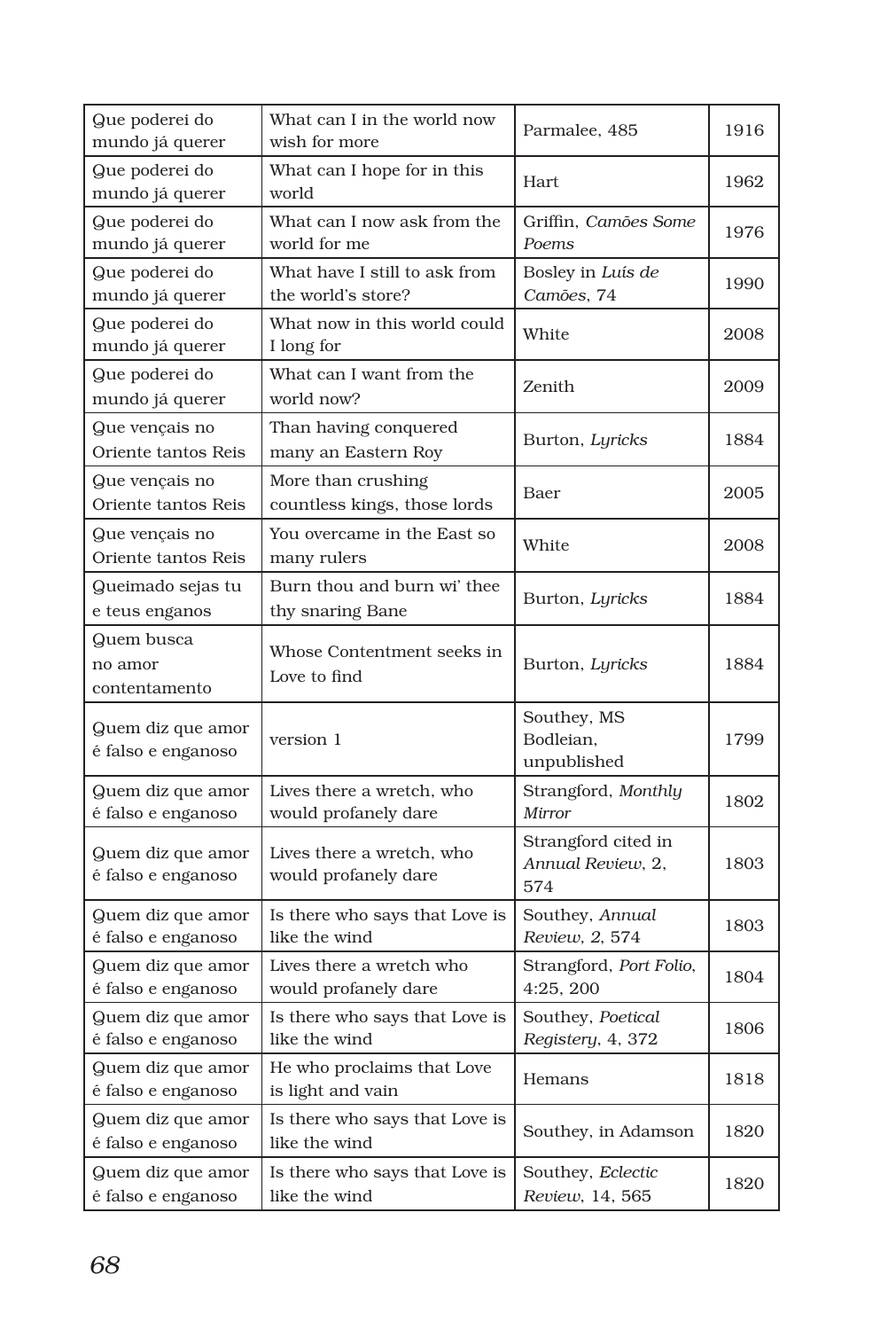| Que poderei do mundo já querer | What can I in the world now wish for more | Parmalee, 485 | 1916 |
|---|---|---|---|
| Que poderei do mundo já querer | What can I hope for in this world | Hart | 1962 |
| Que poderei do mundo já querer | What can I now ask from the world for me | Griffin, *Camões Some Poems* | 1976 |
| Que poderei do mundo já querer | What have I still to ask from the world's store? | Bosley in *Luís de Camões*, 74 | 1990 |
| Que poderei do mundo já querer | What now in this world could I long for | White | 2008 |
| Que poderei do mundo já querer | What can I want from the world now? | Zenith | 2009 |
| Que vençais no Oriente tantos Reis | Than having conquered many an Eastern Roy | Burton, *Lyricks* | 1884 |
| Que vençais no Oriente tantos Reis | More than crushing countless kings, those lords | Baer | 2005 |
| Que vençais no Oriente tantos Reis | You overcame in the East so many rulers | White | 2008 |
| Queimado sejas tu e teus enganos | Burn thou and burn wi' thee thy snaring Bane | Burton, *Lyricks* | 1884 |
| Quem busca no amor contentamento | Whose Contentment seeks in Love to find | Burton, *Lyricks* | 1884 |
| Quem diz que amor é falso e enganoso | version 1 | Southey, MS Bodleian, unpublished | 1799 |
| Quem diz que amor é falso e enganoso | Lives there a wretch, who would profanely dare | Strangford, *Monthly Mirror* | 1802 |
| Quem diz que amor é falso e enganoso | Lives there a wretch, who would profanely dare | Strangford cited in *Annual Review*, 2, 574 | 1803 |
| Quem diz que amor é falso e enganoso | Is there who says that Love is like the wind | Southey, *Annual Review*, 2, 574 | 1803 |
| Quem diz que amor é falso e enganoso | Lives there a wretch who would profanely dare | Strangford, *Port Folio*, 4:25, 200 | 1804 |
| Quem diz que amor é falso e enganoso | Is there who says that Love is like the wind | Southey, *Poetical Registery*, 4, 372 | 1806 |
| Quem diz que amor é falso e enganoso | He who proclaims that Love is light and vain | Hemans | 1818 |
| Quem diz que amor é falso e enganoso | Is there who says that Love is like the wind | Southey, in Adamson | 1820 |
| Quem diz que amor é falso e enganoso | Is there who says that Love is like the wind | Southey, *Eclectic Review*, 14, 565 | 1820 |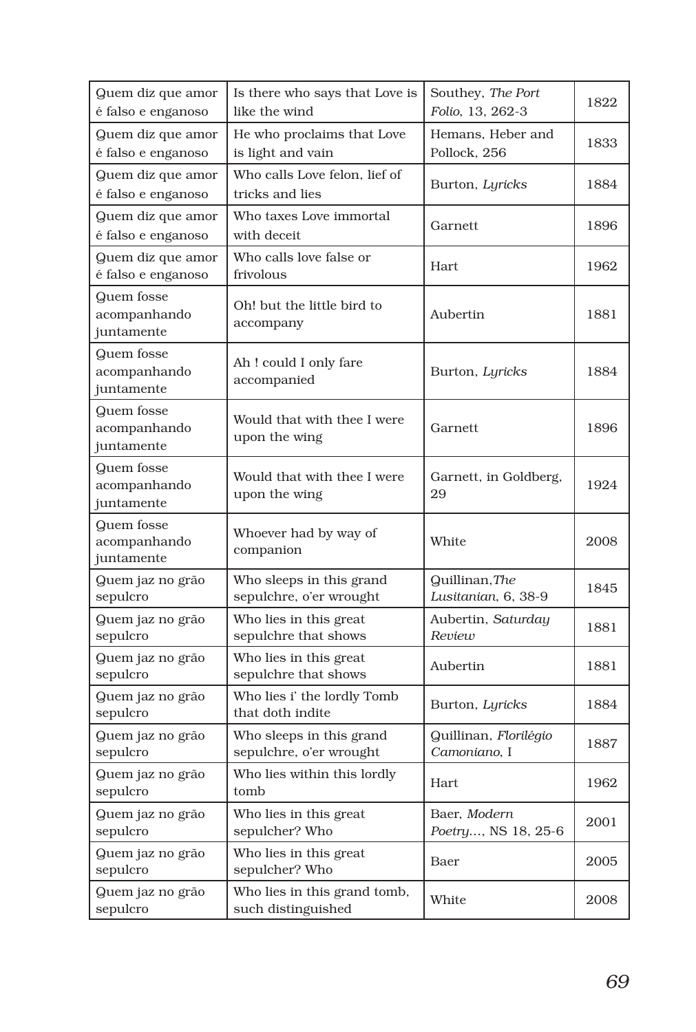| Quem diz que amor é falso e enganoso | Is there who says that Love is like the wind | Southey, *The Port Folio*, 13, 262-3 | 1822 |
|---|---|---|---|
| Quem diz que amor é falso e enganoso | He who proclaims that Love is light and vain | Hemans, Heber and Pollock, 256 | 1833 |
| Quem diz que amor é falso e enganoso | Who calls Love felon, lief of tricks and lies | Burton, *Lyricks* | 1884 |
| Quem diz que amor é falso e enganoso | Who taxes Love immortal with deceit | Garnett | 1896 |
| Quem diz que amor é falso e enganoso | Who calls love false or frivolous | Hart | 1962 |
| Quem fosse acompanhando juntamente | Oh! but the little bird to accompany | Aubertin | 1881 |
| Quem fosse acompanhando juntamente | Ah ! could I only fare accompanied | Burton, *Lyricks* | 1884 |
| Quem fosse acompanhando juntamente | Would that with thee I were upon the wing | Garnett | 1896 |
| Quem fosse acompanhando juntamente | Would that with thee I were upon the wing | Garnett, in Goldberg, 29 | 1924 |
| Quem fosse acompanhando juntamente | Whoever had by way of companion | White | 2008 |
| Quem jaz no grão sepulcro | Who sleeps in this grand sepulchre, o'er wrought | Quillinan, *The Lusitanian*, 6, 38-9 | 1845 |
| Quem jaz no grão sepulcro | Who lies in this great sepulchre that shows | Aubertin, *Saturday Review* | 1881 |
| Quem jaz no grão sepulcro | Who lies in this great sepulchre that shows | Aubertin | 1881 |
| Quem jaz no grão sepulcro | Who lies i' the lordly Tomb that doth indite | Burton, *Lyricks* | 1884 |
| Quem jaz no grão sepulcro | Who sleeps in this grand sepulchre, o'er wrought | Quillinan, *Florilégio Camoniano*, I | 1887 |
| Quem jaz no grão sepulcro | Who lies within this lordly tomb | Hart | 1962 |
| Quem jaz no grão sepulcro | Who lies in this great sepulcher? Who | Baer, *Modern Poetry...*, NS 18, 25-6 | 2001 |
| Quem jaz no grão sepulcro | Who lies in this great sepulcher? Who | Baer | 2005 |
| Quem jaz no grão sepulcro | Who lies in this grand tomb, such distinguished | White | 2008 |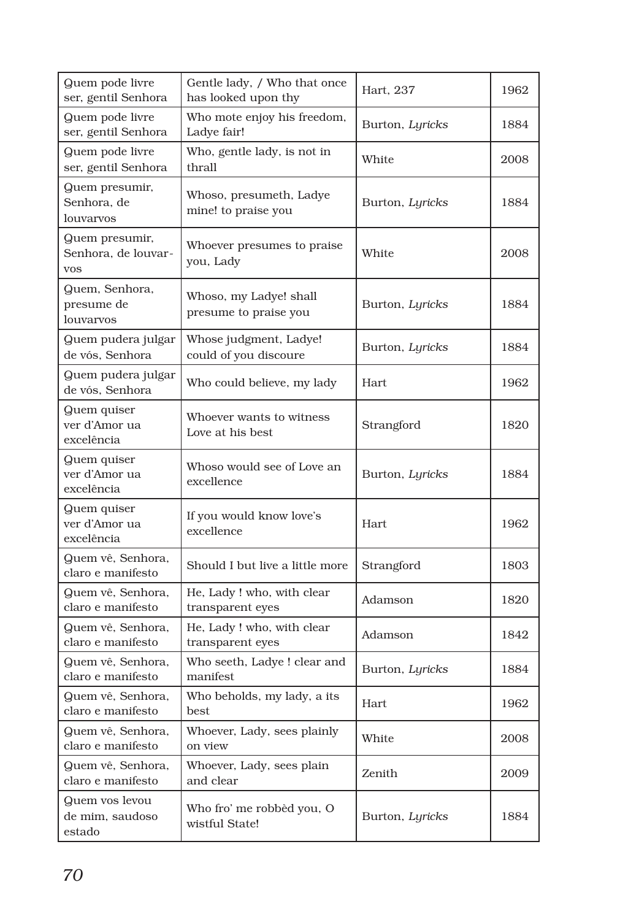| Quem pode livre ser, gentil Senhora | Gentle lady, / Who that once has looked upon thy | Hart, 237 | 1962 |
|---|---|---|---|
| Quem pode livre ser, gentil Senhora | Who mote enjoy his freedom, Ladye fair! | Burton, *Lyricks* | 1884 |
| Quem pode livre ser, gentil Senhora | Who, gentle lady, is not in thrall | White | 2008 |
| Quem presumir, Senhora, de louvarvos | Whoso, presumeth, Ladye mine! to praise you | Burton, *Lyricks* | 1884 |
| Quem presumir, Senhora, de louvar-vos | Whoever presumes to praise you, Lady | White | 2008 |
| Quem, Senhora, presume de louvarvos | Whoso, my Ladye! shall presume to praise you | Burton, *Lyricks* | 1884 |
| Quem pudera julgar de vós, Senhora | Whose judgment, Ladye! could of you discoure | Burton, *Lyricks* | 1884 |
| Quem pudera julgar de vós, Senhora | Who could believe, my lady | Hart | 1962 |
| Quem quiser ver d'Amor ua excelência | Whoever wants to witness Love at his best | Strangford | 1820 |
| Quem quiser ver d'Amor ua excelência | Whoso would see of Love an excellence | Burton, *Lyricks* | 1884 |
| Quem quiser ver d'Amor ua excelência | If you would know love's excellence | Hart | 1962 |
| Quem vê, Senhora, claro e manifesto | Should I but live a little more | Strangford | 1803 |
| Quem vê, Senhora, claro e manifesto | He, Lady ! who, with clear transparent eyes | Adamson | 1820 |
| Quem vê, Senhora, claro e manifesto | He, Lady ! who, with clear transparent eyes | Adamson | 1842 |
| Quem vê, Senhora, claro e manifesto | Who seeth, Ladye ! clear and manifest | Burton, *Lyricks* | 1884 |
| Quem vê, Senhora, claro e manifesto | Who beholds, my lady, a its best | Hart | 1962 |
| Quem vê, Senhora, claro e manifesto | Whoever, Lady, sees plainly on view | White | 2008 |
| Quem vê, Senhora, claro e manifesto | Whoever, Lady, sees plain and clear | Zenith | 2009 |
| Quem vos levou de mim, saudoso estado | Who fro' me robbèd you, O wistful State! | Burton, *Lyricks* | 1884 |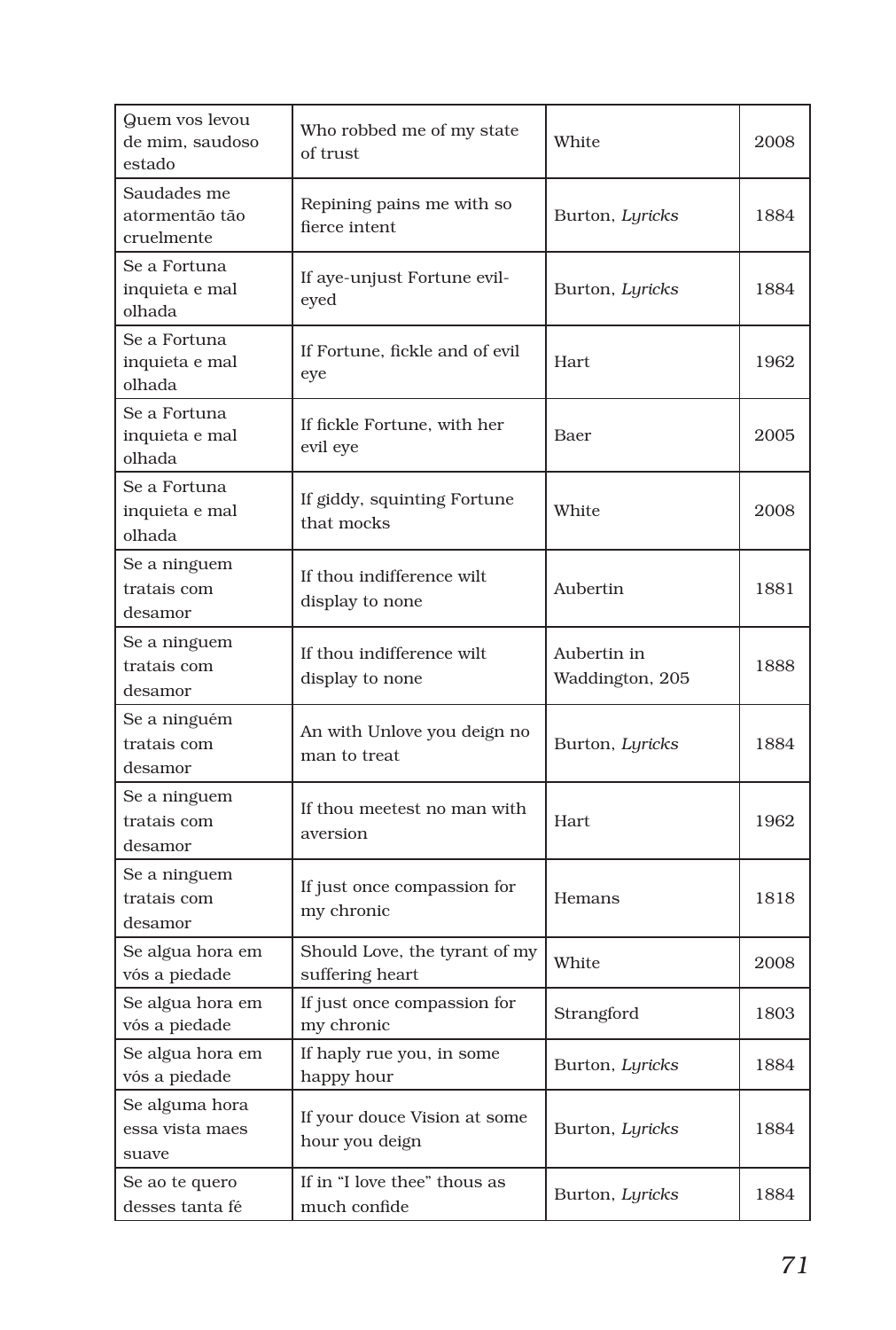| Quem vos levou de mim, saudoso estado | Who robbed me of my state of trust | White | 2008 |
|---|---|---|---|
| Saudades me atormentão tão cruelmente | Repining pains me with so fierce intent | Burton, *Lyricks* | 1884 |
| Se a Fortuna inquieta e mal olhada | If aye-unjust Fortune evil-eyed | Burton, *Lyricks* | 1884 |
| Se a Fortuna inquieta e mal olhada | If Fortune, fickle and of evil eye | Hart | 1962 |
| Se a Fortuna inquieta e mal olhada | If fickle Fortune, with her evil eye | Baer | 2005 |
| Se a Fortuna inquieta e mal olhada | If giddy, squinting Fortune that mocks | White | 2008 |
| Se a ninguem tratais com desamor | If thou indifference wilt display to none | Aubertin | 1881 |
| Se a ninguem tratais com desamor | If thou indifference wilt display to none | Aubertin in Waddington, 205 | 1888 |
| Se a ninguém tratais com desamor | An with Unlove you deign no man to treat | Burton, *Lyricks* | 1884 |
| Se a ninguem tratais com desamor | If thou meetest no man with aversion | Hart | 1962 |
| Se a ninguem tratais com desamor | If just once compassion for my chronic | Hemans | 1818 |
| Se algua hora em vós a piedade | Should Love, the tyrant of my suffering heart | White | 2008 |
| Se algua hora em vós a piedade | If just once compassion for my chronic | Strangford | 1803 |
| Se algua hora em vós a piedade | If haply rue you, in some happy hour | Burton, *Lyricks* | 1884 |
| Se alguma hora essa vista maes suave | If your douce Vision at some hour you deign | Burton, *Lyricks* | 1884 |
| Se ao te quero desses tanta fé | If in “I love thee” thous as much confide | Burton, *Lyricks* | 1884 |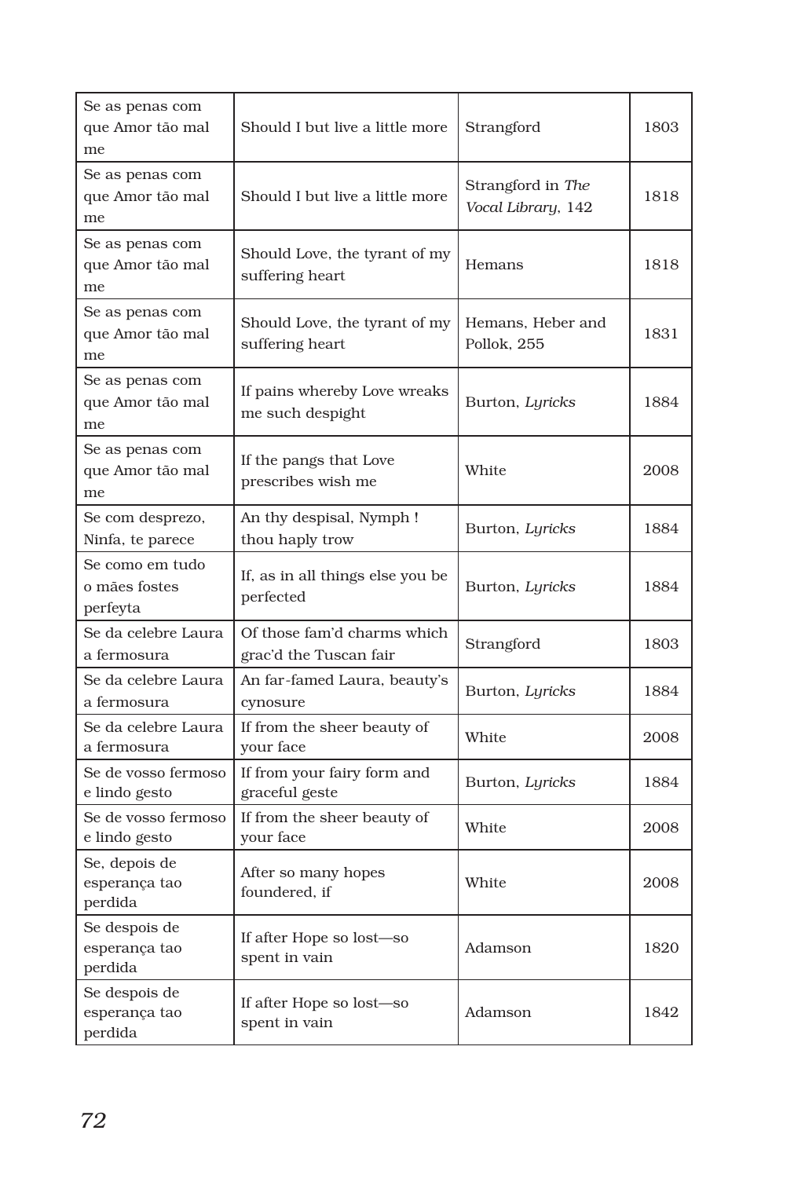| Se as penas com que Amor tão mal me | Should I but live a little more | Strangford | 1803 |
|---|---|---|---|
| Se as penas com que Amor tão mal me | Should I but live a little more | Strangford in *The Vocal Library*, 142 | 1818 |
| Se as penas com que Amor tão mal me | Should Love, the tyrant of my suffering heart | Hemans | 1818 |
| Se as penas com que Amor tão mal me | Should Love, the tyrant of my suffering heart | Hemans, Heber and Pollok, 255 | 1831 |
| Se as penas com que Amor tão mal me | If pains whereby Love wreaks me such despight | Burton, *Lyricks* | 1884 |
| Se as penas com que Amor tão mal me | If the pangs that Love prescribes wish me | White | 2008 |
| Se com desprezo, Ninfa, te parece | An thy despisal, Nymph ! thou haply trow | Burton, *Lyricks* | 1884 |
| Se como em tudo o mães fostes perfeyta | If, as in all things else you be perfected | Burton, *Lyricks* | 1884 |
| Se da celebre Laura a fermosura | Of those fam'd charms which grac'd the Tuscan fair | Strangford | 1803 |
| Se da celebre Laura a fermosura | An far-famed Laura, beauty's cynosure | Burton, *Lyricks* | 1884 |
| Se da celebre Laura a fermosura | If from the sheer beauty of your face | White | 2008 |
| Se de vosso fermoso e lindo gesto | If from your fairy form and graceful geste | Burton, *Lyricks* | 1884 |
| Se de vosso fermoso e lindo gesto | If from the sheer beauty of your face | White | 2008 |
| Se, depois de esperança tao perdida | After so many hopes foundered, if | White | 2008 |
| Se despois de esperança tao perdida | If after Hope so lost—so spent in vain | Adamson | 1820 |
| Se despois de esperança tao perdida | If after Hope so lost—so spent in vain | Adamson | 1842 |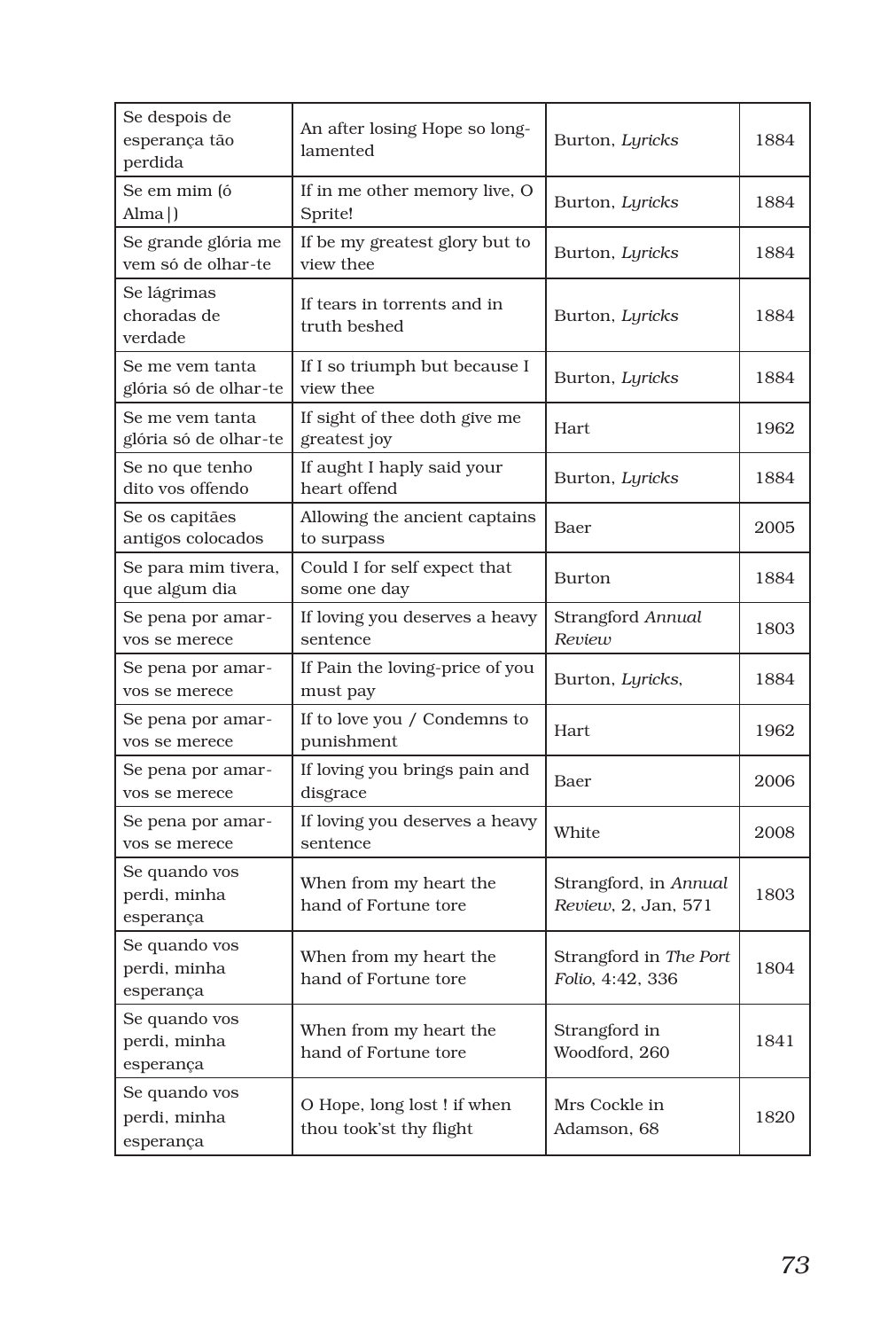| Se despois de esperança tão perdida | An after losing Hope so long-lamented | Burton, *Lyricks* | 1884 |
|---|---|---|---|
| Se em mim (ó Alma!) | If in me other memory live, O Sprite! | Burton, *Lyricks* | 1884 |
| Se grande glória me vem só de olhar-te | If be my greatest glory but to view thee | Burton, *Lyricks* | 1884 |
| Se lágrimas choradas de verdade | If tears in torrents and in truth beshed | Burton, *Lyricks* | 1884 |
| Se me vem tanta glória só de olhar-te | If I so triumph but because I view thee | Burton, *Lyricks* | 1884 |
| Se me vem tanta glória só de olhar-te | If sight of thee doth give me greatest joy | Hart | 1962 |
| Se no que tenho dito vos offendo | If aught I haply said your heart offend | Burton, *Lyricks* | 1884 |
| Se os capitães antigos colocados | Allowing the ancient captains to surpass | Baer | 2005 |
| Se para mim tivera, que algum dia | Could I for self expect that some one day | Burton | 1884 |
| Se pena por amar-vos se merece | If loving you deserves a heavy sentence | Strangford *Annual Review* | 1803 |
| Se pena por amar-vos se merece | If Pain the loving-price of you must pay | Burton, *Lyricks*, | 1884 |
| Se pena por amar-vos se merece | If to love you / Condemns to punishment | Hart | 1962 |
| Se pena por amar-vos se merece | If loving you brings pain and disgrace | Baer | 2006 |
| Se pena por amar-vos se merece | If loving you deserves a heavy sentence | White | 2008 |
| Se quando vos perdi, minha esperança | When from my heart the hand of Fortune tore | Strangford, in *Annual Review*, 2, Jan, 571 | 1803 |
| Se quando vos perdi, minha esperança | When from my heart the hand of Fortune tore | Strangford in *The Port Folio*, 4:42, 336 | 1804 |
| Se quando vos perdi, minha esperança | When from my heart the hand of Fortune tore | Strangford in Woodford, 260 | 1841 |
| Se quando vos perdi, minha esperança | O Hope, long lost ! if when thou took'st thy flight | Mrs Cockle in Adamson, 68 | 1820 |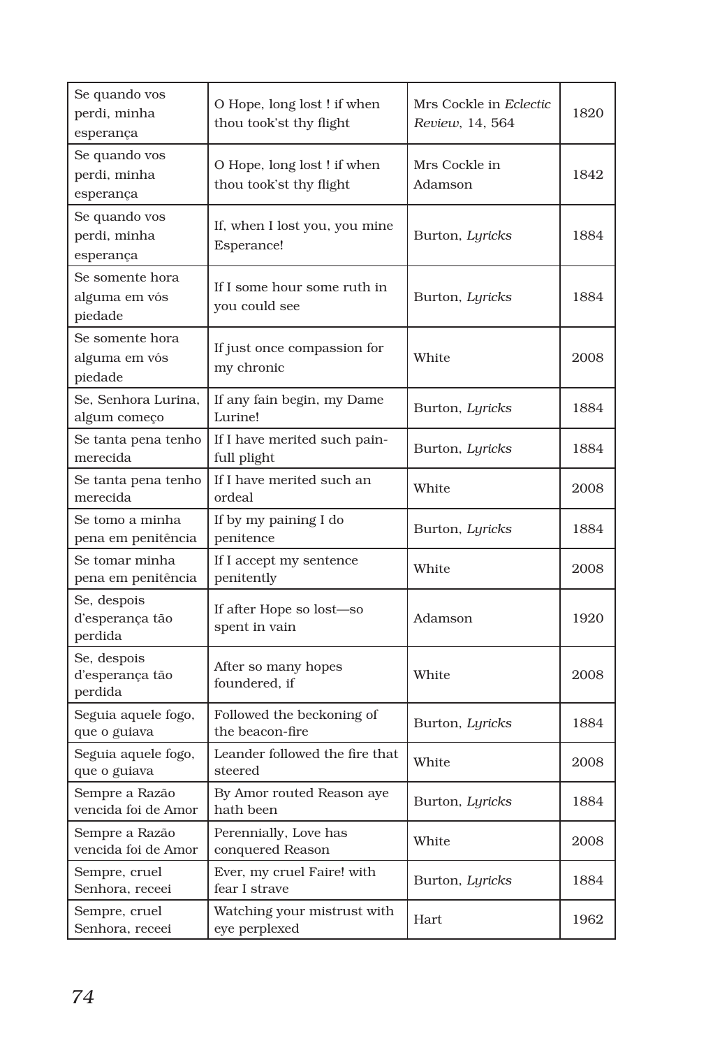| Se quando vos perdi, minha esperança | O Hope, long lost ! if when thou took'st thy flight | Mrs Cockle in *Eclectic Review*, 14, 564 | 1820 |
|---|---|---|---|
| Se quando vos perdi, minha esperança | O Hope, long lost ! if when thou took'st thy flight | Mrs Cockle in Adamson | 1842 |
| Se quando vos perdi, minha esperança | If, when I lost you, you mine Esperance! | Burton, *Lyricks* | 1884 |
| Se somente hora alguma em vós piedade | If I some hour some ruth in you could see | Burton, *Lyricks* | 1884 |
| Se somente hora alguma em vós piedade | If just once compassion for my chronic | White | 2008 |
| Se, Senhora Lurina, algum começo | If any fain begin, my Dame Lurine! | Burton, *Lyricks* | 1884 |
| Se tanta pena tenho merecida | If I have merited such pain-full plight | Burton, *Lyricks* | 1884 |
| Se tanta pena tenho merecida | If I have merited such an ordeal | White | 2008 |
| Se tomo a minha pena em penitência | If by my paining I do penitence | Burton, *Lyricks* | 1884 |
| Se tomar minha pena em penitência | If I accept my sentence penitently | White | 2008 |
| Se, despois d'esperança tão perdida | If after Hope so lost—so spent in vain | Adamson | 1920 |
| Se, despois d'esperança tão perdida | After so many hopes foundered, if | White | 2008 |
| Seguia aquele fogo, que o guiava | Followed the beckoning of the beacon-fire | Burton, *Lyricks* | 1884 |
| Seguia aquele fogo, que o guiava | Leander followed the fire that steered | White | 2008 |
| Sempre a Razão vencida foi de Amor | By Amor routed Reason aye hath been | Burton, *Lyricks* | 1884 |
| Sempre a Razão vencida foi de Amor | Perennially, Love has conquered Reason | White | 2008 |
| Sempre, cruel Senhora, receei | Ever, my cruel Faire! with fear I strave | Burton, *Lyricks* | 1884 |
| Sempre, cruel Senhora, receei | Watching your mistrust with eye perplexed | Hart | 1962 |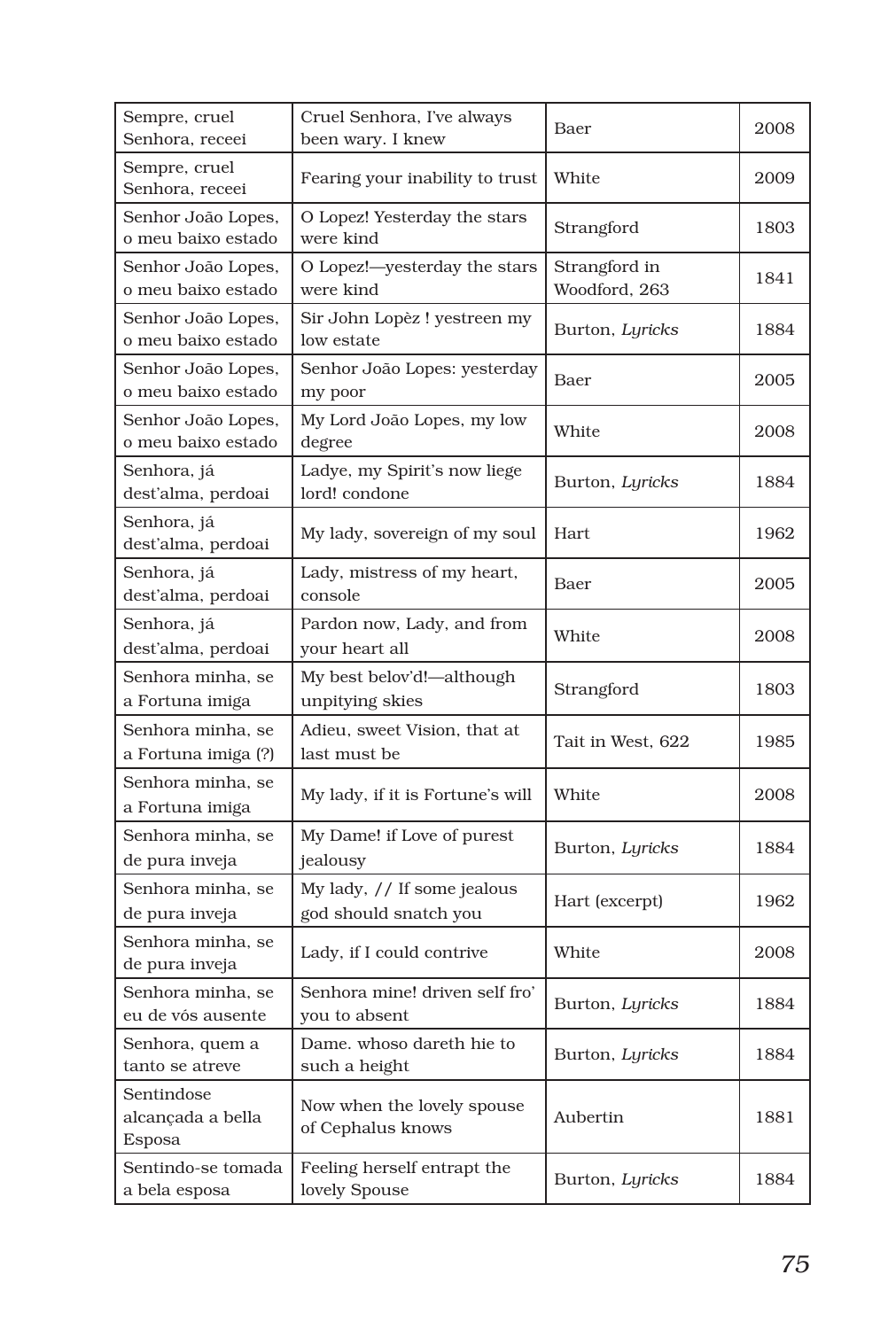| Sempre, cruel Senhora, receei | Cruel Senhora, I've always been wary. I knew | Baer | 2008 |
|---|---|---|---|
| Sempre, cruel Senhora, receei | Fearing your inability to trust | White | 2009 |
| Senhor João Lopes, o meu baixo estado | O Lopez! Yesterday the stars were kind | Strangford | 1803 |
| Senhor João Lopes, o meu baixo estado | O Lopez!—yesterday the stars were kind | Strangford in Woodford, 263 | 1841 |
| Senhor João Lopes, o meu baixo estado | Sir John Lopèz ! yestreen my low estate | Burton, *Lyricks* | 1884 |
| Senhor João Lopes, o meu baixo estado | Senhor João Lopes: yesterday my poor | Baer | 2005 |
| Senhor João Lopes, o meu baixo estado | My Lord João Lopes, my low degree | White | 2008 |
| Senhora, já dest'alma, perdoai | Ladye, my Spirit's now liege lord! condone | Burton, *Lyricks* | 1884 |
| Senhora, já dest'alma, perdoai | My lady, sovereign of my soul | Hart | 1962 |
| Senhora, já dest'alma, perdoai | Lady, mistress of my heart, console | Baer | 2005 |
| Senhora, já dest'alma, perdoai | Pardon now, Lady, and from your heart all | White | 2008 |
| Senhora minha, se a Fortuna imiga | My best belov'd!—although unpitying skies | Strangford | 1803 |
| Senhora minha, se a Fortuna imiga (?) | Adieu, sweet Vision, that at last must be | Tait in West, 622 | 1985 |
| Senhora minha, se a Fortuna imiga | My lady, if it is Fortune's will | White | 2008 |
| Senhora minha, se de pura inveja | My Dame! if Love of purest jealousy | Burton, *Lyricks* | 1884 |
| Senhora minha, se de pura inveja | My lady, // If some jealous god should snatch you | Hart (excerpt) | 1962 |
| Senhora minha, se de pura inveja | Lady, if I could contrive | White | 2008 |
| Senhora minha, se eu de vós ausente | Senhora mine! driven self fro' you to absent | Burton, *Lyricks* | 1884 |
| Senhora, quem a tanto se atreve | Dame. whoso dareth hie to such a height | Burton, *Lyricks* | 1884 |
| Sentindose alcançada a bella Esposa | Now when the lovely spouse of Cephalus knows | Aubertin | 1881 |
| Sentindo-se tomada a bela esposa | Feeling herself entrapt the lovely Spouse | Burton, *Lyricks* | 1884 |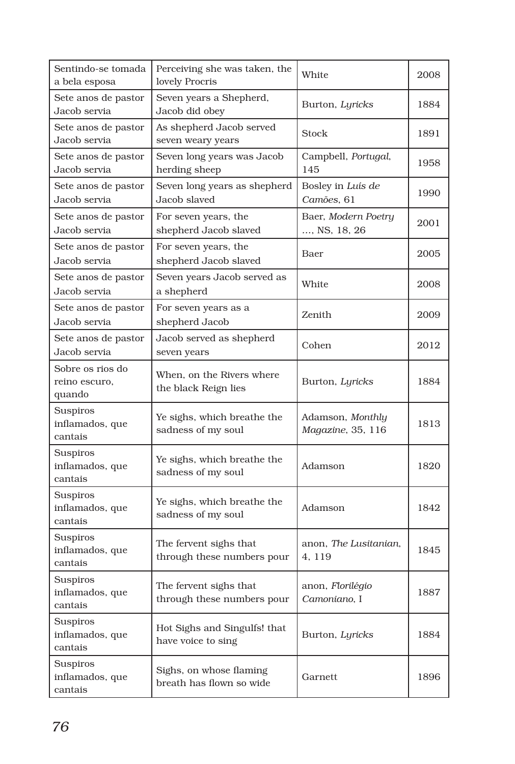| Sentindo-se tomada a bela esposa | Perceiving she was taken, the lovely Procris | White | 2008 |
|---|---|---|---|
| Sete anos de pastor Jacob servia | Seven years a Shepherd, Jacob did obey | Burton, *Lyricks* | 1884 |
| Sete anos de pastor Jacob servia | As shepherd Jacob served seven weary years | Stock | 1891 |
| Sete anos de pastor Jacob servia | Seven long years was Jacob herding sheep | Campbell, *Portugal*, 145 | 1958 |
| Sete anos de pastor Jacob servia | Seven long years as shepherd Jacob slaved | Bosley in *Luís de Camões*, 61 | 1990 |
| Sete anos de pastor Jacob servia | For seven years, the shepherd Jacob slaved | Baer, *Modern Poetry …*, NS, 18, 26 | 2001 |
| Sete anos de pastor Jacob servia | For seven years, the shepherd Jacob slaved | Baer | 2005 |
| Sete anos de pastor Jacob servia | Seven years Jacob served as a shepherd | White | 2008 |
| Sete anos de pastor Jacob servia | For seven years as a shepherd Jacob | Zenith | 2009 |
| Sete anos de pastor Jacob servia | Jacob served as shepherd seven years | Cohen | 2012 |
| Sobre os rios do reino escuro, quando | When, on the Rivers where the black Reign lies | Burton, *Lyricks* | 1884 |
| Suspiros inflamados, que cantais | Ye sighs, which breathe the sadness of my soul | Adamson, *Monthly Magazine*, 35, 116 | 1813 |
| Suspiros inflamados, que cantais | Ye sighs, which breathe the sadness of my soul | Adamson | 1820 |
| Suspiros inflamados, que cantais | Ye sighs, which breathe the sadness of my soul | Adamson | 1842 |
| Suspiros inflamados, que cantais | The fervent sighs that through these numbers pour | anon, *The Lusitanian*, 4, 119 | 1845 |
| Suspiros inflamados, que cantais | The fervent sighs that through these numbers pour | anon, *Florilégio Camoniano*, I | 1887 |
| Suspiros inflamados, que cantais | Hot Sighs and Singulfs! that have voice to sing | Burton, *Lyricks* | 1884 |
| Suspiros inflamados, que cantais | Sighs, on whose flaming breath has flown so wide | Garnett | 1896 |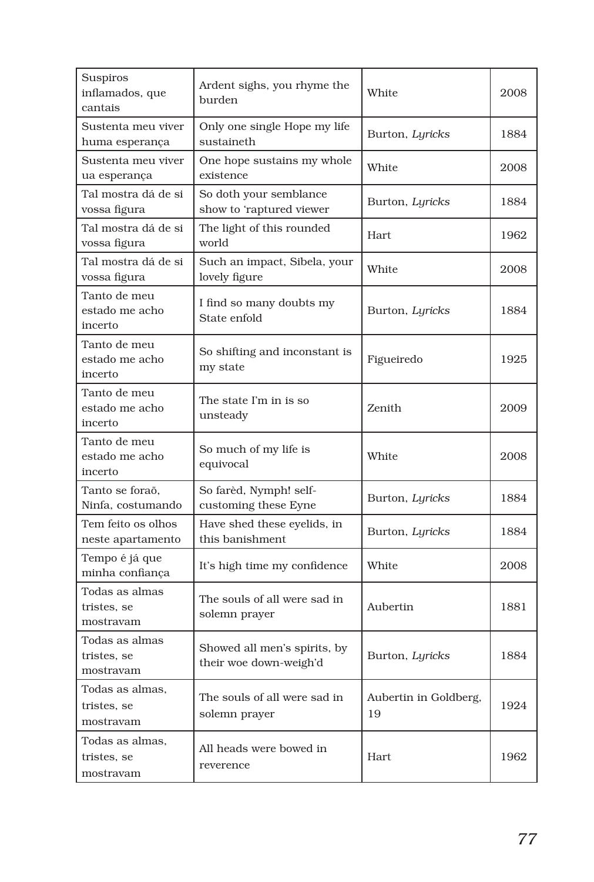| Suspiros inflamados, que cantais | Ardent sighs, you rhyme the burden | White | 2008 |
|---|---|---|---|
| Sustenta meu viver huma esperança | Only one single Hope my life sustaineth | Burton, *Lyricks* | 1884 |
| Sustenta meu viver ua esperança | One hope sustains my whole existence | White | 2008 |
| Tal mostra dá de si vossa figura | So doth your semblance show to 'raptured viewer | Burton, *Lyricks* | 1884 |
| Tal mostra dá de si vossa figura | The light of this rounded world | Hart | 1962 |
| Tal mostra dá de si vossa figura | Such an impact, Sibela, your lovely figure | White | 2008 |
| Tanto de meu estado me acho incerto | I find so many doubts my State enfold | Burton, *Lyricks* | 1884 |
| Tanto de meu estado me acho incerto | So shifting and inconstant is my state | Figueiredo | 1925 |
| Tanto de meu estado me acho incerto | The state I'm in is so unsteady | Zenith | 2009 |
| Tanto de meu estado me acho incerto | So much of my life is equivocal | White | 2008 |
| Tanto se foraõ, Ninfa, costumando | So farèd, Nymph! self-customing these Eyne | Burton, *Lyricks* | 1884 |
| Tem feito os olhos neste apartamento | Have shed these eyelids, in this banishment | Burton, *Lyricks* | 1884 |
| Tempo é já que minha confiança | It's high time my confidence | White | 2008 |
| Todas as almas tristes, se mostravam | The souls of all were sad in solemn prayer | Aubertin | 1881 |
| Todas as almas tristes, se mostravam | Showed all men's spirits, by their woe down-weigh'd | Burton, *Lyricks* | 1884 |
| Todas as almas, tristes, se mostravam | The souls of all were sad in solemn prayer | Aubertin in Goldberg, 19 | 1924 |
| Todas as almas, tristes, se mostravam | All heads were bowed in reverence | Hart | 1962 |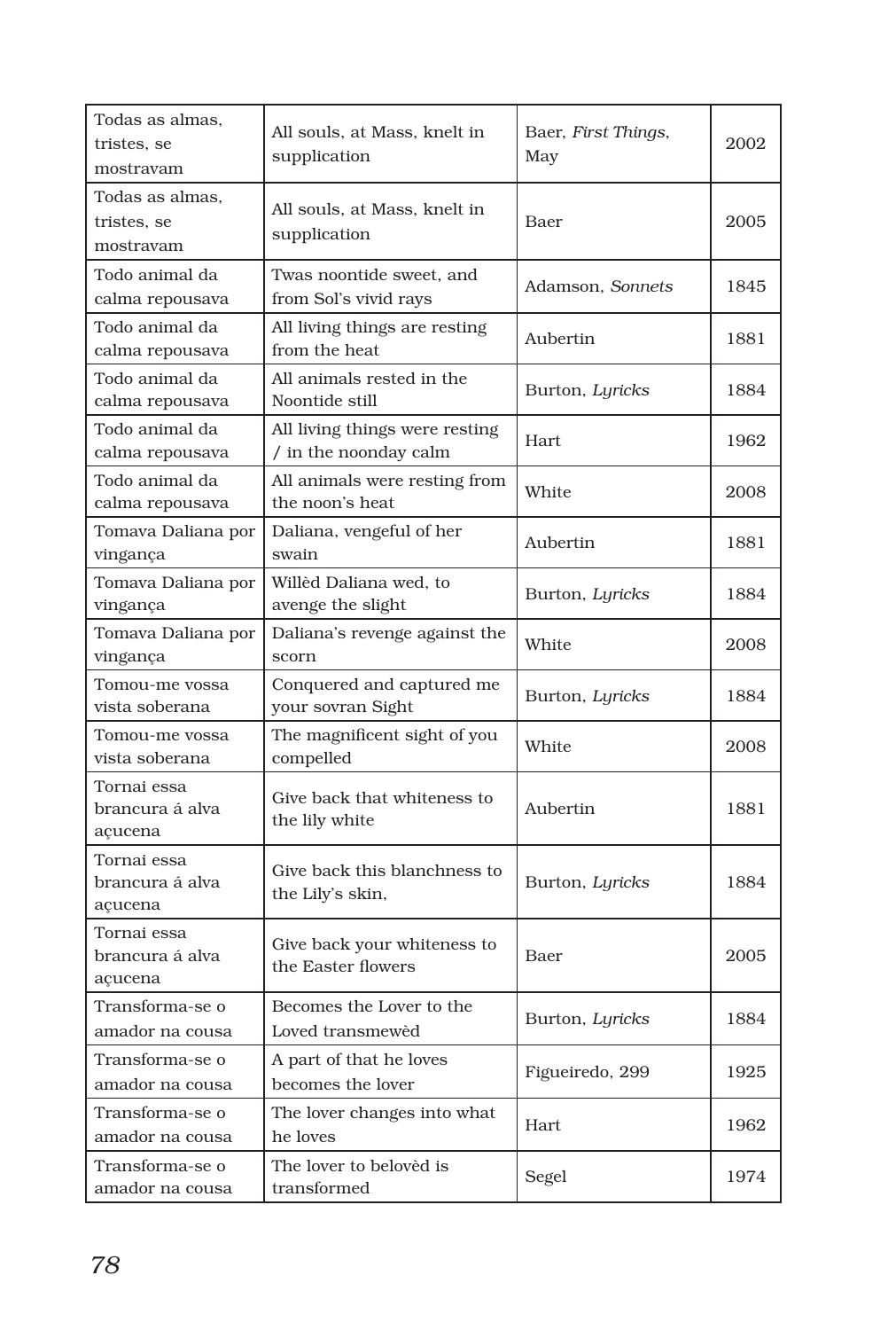| Todas as almas, tristes, se mostravam | All souls, at Mass, knelt in supplication | Baer, *First Things*, May | 2002 |
|---|---|---|---|
| Todas as almas, tristes, se mostravam | All souls, at Mass, knelt in supplication | Baer | 2005 |
| Todo animal da calma repousava | Twas noontide sweet, and from Sol's vivid rays | Adamson, *Sonnets* | 1845 |
| Todo animal da calma repousava | All living things are resting from the heat | Aubertin | 1881 |
| Todo animal da calma repousava | All animals rested in the Noontide still | Burton, *Lyricks* | 1884 |
| Todo animal da calma repousava | All living things were resting / in the noonday calm | Hart | 1962 |
| Todo animal da calma repousava | All animals were resting from the noon's heat | White | 2008 |
| Tomava Daliana por vingança | Daliana, vengeful of her swain | Aubertin | 1881 |
| Tomava Daliana por vingança | Willèd Daliana wed, to avenge the slight | Burton, *Lyricks* | 1884 |
| Tomava Daliana por vingança | Daliana's revenge against the scorn | White | 2008 |
| Tomou-me vossa vista soberana | Conquered and captured me your sovran Sight | Burton, *Lyricks* | 1884 |
| Tomou-me vossa vista soberana | The magnificent sight of you compelled | White | 2008 |
| Tornai essa brancura á alva açucena | Give back that whiteness to the lily white | Aubertin | 1881 |
| Tornai essa brancura á alva açucena | Give back this blanchness to the Lily's skin, | Burton, *Lyricks* | 1884 |
| Tornai essa brancura á alva açucena | Give back your whiteness to the Easter flowers | Baer | 2005 |
| Transforma-se o amador na cousa | Becomes the Lover to the Loved transmewèd | Burton, *Lyricks* | 1884 |
| Transforma-se o amador na cousa | A part of that he loves becomes the lover | Figueiredo, 299 | 1925 |
| Transforma-se o amador na cousa | The lover changes into what he loves | Hart | 1962 |
| Transforma-se o amador na cousa | The lover to belovèd is transformed | Segel | 1974 |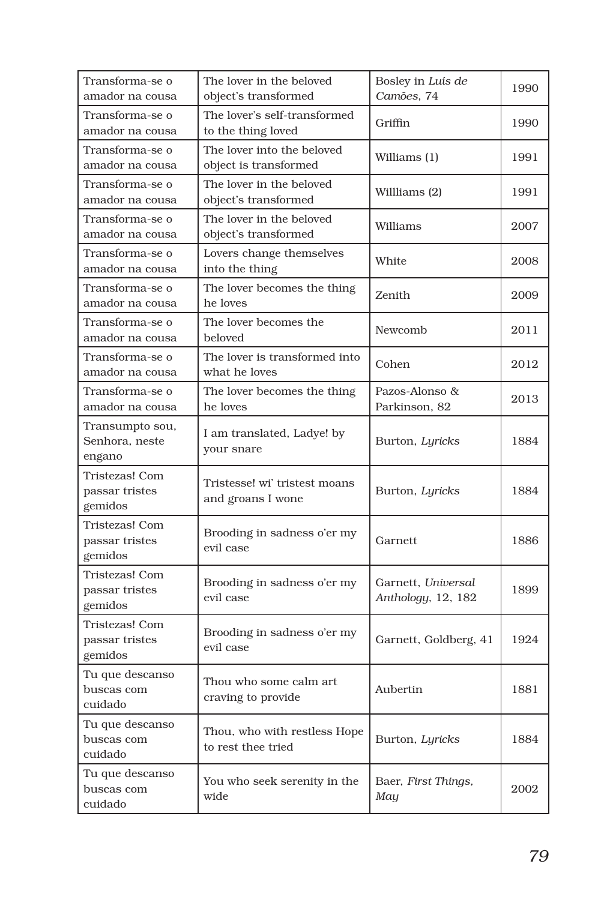| Transforma-se o amador na cousa | The lover in the beloved object's transformed | Bosley in *Luís de Camões*, 74 | 1990 |
|---|---|---|---|
| Transforma-se o amador na cousa | The lover's self-transformed to the thing loved | Griffin | 1990 |
| Transforma-se o amador na cousa | The lover into the beloved object is transformed | Williams (1) | 1991 |
| Transforma-se o amador na cousa | The lover in the beloved object's transformed | Willliams (2) | 1991 |
| Transforma-se o amador na cousa | The lover in the beloved object's transformed | Williams | 2007 |
| Transforma-se o amador na cousa | Lovers change themselves into the thing | White | 2008 |
| Transforma-se o amador na cousa | The lover becomes the thing he loves | Zenith | 2009 |
| Transforma-se o amador na cousa | The lover becomes the beloved | Newcomb | 2011 |
| Transforma-se o amador na cousa | The lover is transformed into what he loves | Cohen | 2012 |
| Transforma-se o amador na cousa | The lover becomes the thing he loves | Pazos-Alonso & Parkinson, 82 | 2013 |
| Transumpto sou, Senhora, neste engano | I am translated, Ladye! by your snare | Burton, *Lyricks* | 1884 |
| Tristezas! Com passar tristes gemidos | Tristesse! wi' tristest moans and groans I wone | Burton, *Lyricks* | 1884 |
| Tristezas! Com passar tristes gemidos | Brooding in sadness o'er my evil case | Garnett | 1886 |
| Tristezas! Com passar tristes gemidos | Brooding in sadness o'er my evil case | Garnett, *Universal Anthology*, 12, 182 | 1899 |
| Tristezas! Com passar tristes gemidos | Brooding in sadness o'er my evil case | Garnett, Goldberg, 41 | 1924 |
| Tu que descanso buscas com cuidado | Thou who some calm art craving to provide | Aubertin | 1881 |
| Tu que descanso buscas com cuidado | Thou, who with restless Hope to rest thee tried | Burton, *Lyricks* | 1884 |
| Tu que descanso buscas com cuidado | You who seek serenity in the wide | Baer, *First Things, May* | 2002 |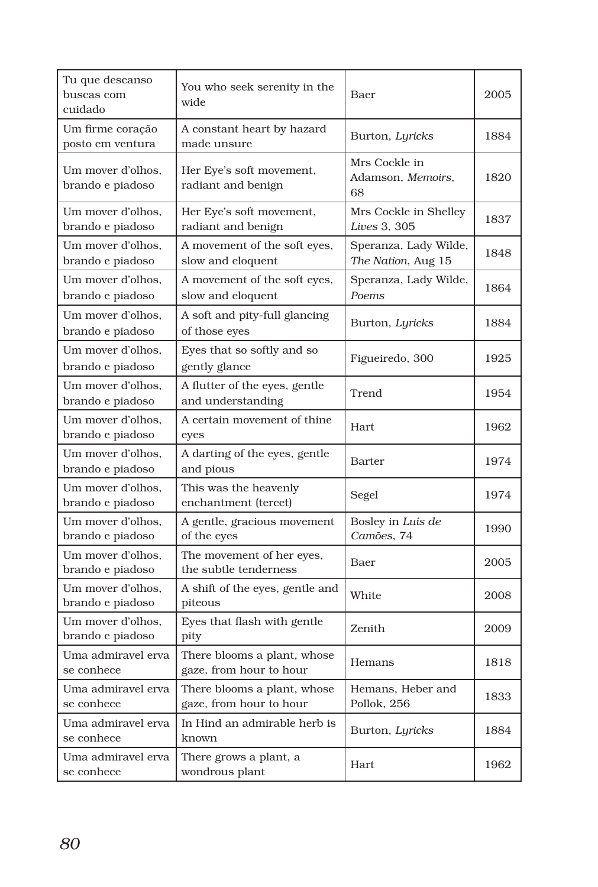| Tu que descanso buscas com cuidado | You who seek serenity in the wide | Baer | 2005 |
|---|---|---|---|
| Um firme coração posto em ventura | A constant heart by hazard made unsure | Burton, *Lyricks* | 1884 |
| Um mover d'olhos, brando e piadoso | Her Eye's soft movement, radiant and benign | Mrs Cockle in Adamson, *Memoirs*, 68 | 1820 |
| Um mover d'olhos, brando e piadoso | Her Eye's soft movement, radiant and benign | Mrs Cockle in Shelley *Lives* 3, 305 | 1837 |
| Um mover d'olhos, brando e piadoso | A movement of the soft eyes, slow and eloquent | Speranza, Lady Wilde, *The Nation*, Aug 15 | 1848 |
| Um mover d'olhos, brando e piadoso | A movement of the soft eyes, slow and eloquent | Speranza, Lady Wilde, *Poems* | 1864 |
| Um mover d'olhos, brando e piadoso | A soft and pity-full glancing of those eyes | Burton, *Lyricks* | 1884 |
| Um mover d'olhos, brando e piadoso | Eyes that so softly and so gently glance | Figueiredo, 300 | 1925 |
| Um mover d'olhos, brando e piadoso | A flutter of the eyes, gentle and understanding | Trend | 1954 |
| Um mover d'olhos, brando e piadoso | A certain movement of thine eyes | Hart | 1962 |
| Um mover d'olhos, brando e piadoso | A darting of the eyes, gentle and pious | Barter | 1974 |
| Um mover d'olhos, brando e piadoso | This was the heavenly enchantment (tercet) | Segel | 1974 |
| Um mover d'olhos, brando e piadoso | A gentle, gracious movement of the eyes | Bosley in *Luís de Camões*, 74 | 1990 |
| Um mover d'olhos, brando e piadoso | The movement of her eyes, the subtle tenderness | Baer | 2005 |
| Um mover d'olhos, brando e piadoso | A shift of the eyes, gentle and piteous | White | 2008 |
| Um mover d'olhos, brando e piadoso | Eyes that flash with gentle pity | Zenith | 2009 |
| Uma admiravel erva se conhece | There blooms a plant, whose gaze, from hour to hour | Hemans | 1818 |
| Uma admiravel erva se conhece | There blooms a plant, whose gaze, from hour to hour | Hemans, Heber and Pollok, 256 | 1833 |
| Uma admiravel erva se conhece | In Hind an admirable herb is known | Burton, *Lyricks* | 1884 |
| Uma admiravel erva se conhece | There grows a plant, a wondrous plant | Hart | 1962 |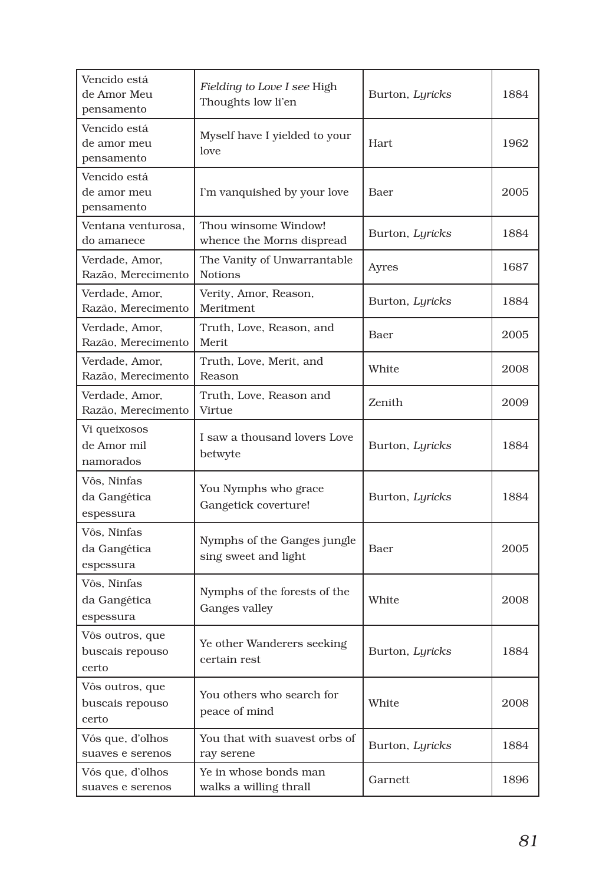| Vencido está de Amor Meu pensamento | *Fielding to Love I see* High Thoughts low li'en | Burton, *Lyricks* | 1884 |
|---|---|---|---|
| Vencido está de amor meu pensamento | Myself have I yielded to your love | Hart | 1962 |
| Vencido está de amor meu pensamento | I'm vanquished by your love | Baer | 2005 |
| Ventana venturosa, do amanece | Thou winsome Window! whence the Morns dispread | Burton, *Lyricks* | 1884 |
| Verdade, Amor, Razão, Merecimento | The Vanity of Unwarrantable Notions | Ayres | 1687 |
| Verdade, Amor, Razão, Merecimento | Verity, Amor, Reason, Meritment | Burton, *Lyricks* | 1884 |
| Verdade, Amor, Razão, Merecimento | Truth, Love, Reason, and Merit | Baer | 2005 |
| Verdade, Amor, Razão, Merecimento | Truth, Love, Merit, and Reason | White | 2008 |
| Verdade, Amor, Razão, Merecimento | Truth, Love, Reason and Virtue | Zenith | 2009 |
| Vi queixosos de Amor mil namorados | I saw a thousand lovers Love betwyte | Burton, *Lyricks* | 1884 |
| Vôs, Ninfas da Gangética espessura | You Nymphs who grace Gangetick coverture! | Burton, *Lyricks* | 1884 |
| Vôs, Ninfas da Gangética espessura | Nymphs of the Ganges jungle sing sweet and light | Baer | 2005 |
| Vôs, Ninfas da Gangética espessura | Nymphs of the forests of the Ganges valley | White | 2008 |
| Vôs outros, que buscais repouso certo | Ye other Wanderers seeking certain rest | Burton, *Lyricks* | 1884 |
| Vôs outros, que buscais repouso certo | You others who search for peace of mind | White | 2008 |
| Vós que, d'olhos suaves e serenos | You that with suavest orbs of ray serene | Burton, *Lyricks* | 1884 |
| Vós que, d'olhos suaves e serenos | Ye in whose bonds man walks a willing thrall | Garnett | 1896 |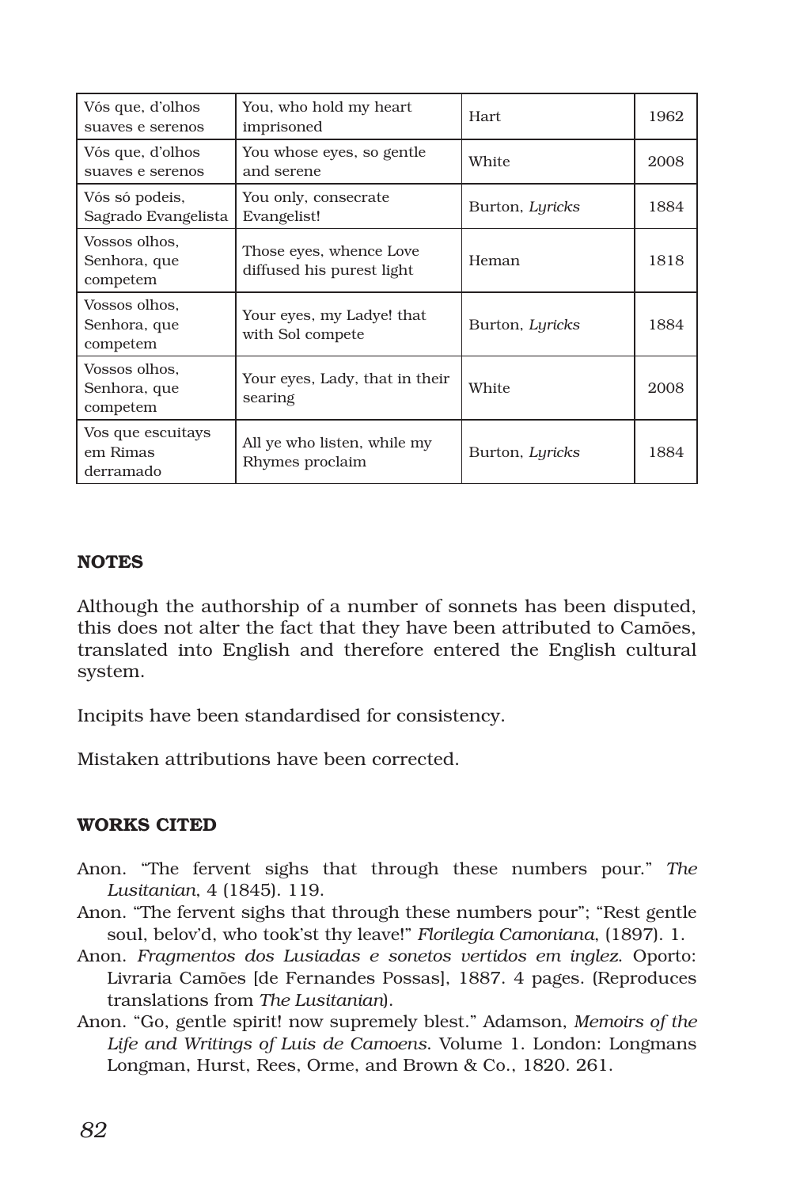| Vós que, d'olhos suaves e serenos | You, who hold my heart imprisoned | Hart | 1962 |
|---|---|---|---|
| Vós que, d'olhos suaves e serenos | You whose eyes, so gentle and serene | White | 2008 |
| Vós só podeis, Sagrado Evangelista | You only, consecrate Evangelist! | Burton, *Lyricks* | 1884 |
| Vossos olhos, Senhora, que competem | Those eyes, whence Love diffused his purest light | Heman | 1818 |
| Vossos olhos, Senhora, que competem | Your eyes, my Ladye! that with Sol compete | Burton, *Lyricks* | 1884 |
| Vossos olhos, Senhora, que competem | Your eyes, Lady, that in their searing | White | 2008 |
| Vos que escuitays em Rimas derramado | All ye who listen, while my Rhymes proclaim | Burton, *Lyricks* | 1884 |

**NOTES**

Although the authorship of a number of sonnets has been disputed, this does not alter the fact that they have been attributed to Camões, translated into English and therefore entered the English cultural system.

Incipits have been standardised for consistency.

Mistaken attributions have been corrected.

**WORKS CITED**

Anon. "The fervent sighs that through these numbers pour." *The Lusitanian*, 4 (1845). 119.

Anon. "The fervent sighs that through these numbers pour"; "Rest gentle soul, belov'd, who took'st thy leave!" *Florilegia Camoniana*, (1897). 1.

Anon. *Fragmentos dos Lusiadas e sonetos vertidos em inglez*. Oporto: Livraria Camões [de Fernandes Possas], 1887. 4 pages. (Reproduces translations from *The Lusitanian*).

Anon. "Go, gentle spirit! now supremely blest." Adamson, *Memoirs of the Life and Writings of Luis de Camoens*. Volume 1. London: Longmans Longman, Hurst, Rees, Orme, and Brown & Co., 1820. 261.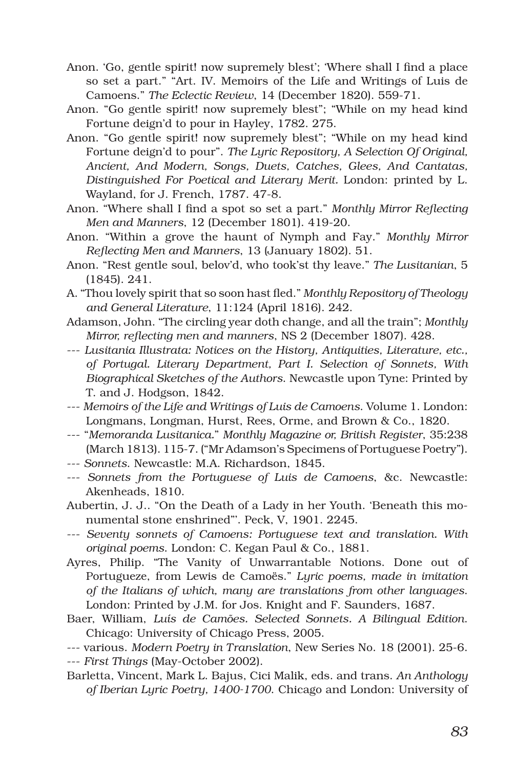Anon. 'Go, gentle spirit! now supremely blest'; 'Where shall I find a place so set a part." "Art. IV. Memoirs of the Life and Writings of Luis de Camoens." *The Eclectic Review*, 14 (December 1820). 559-71.

Anon. "Go gentle spirit! now supremely blest"; "While on my head kind Fortune deign'd to pour in Hayley, 1782. 275.

Anon. "Go gentle spirit! now supremely blest"; "While on my head kind Fortune deign'd to pour". *The Lyric Repository, A Selection Of Original, Ancient, And Modern, Songs, Duets, Catches, Glees, And Cantatas, Distinguished For Poetical and Literary Merit.* London: printed by L. Wayland, for J. French, 1787. 47-8.

Anon. "Where shall I find a spot so set a part." *Monthly Mirror Reflecting Men and Manners*, 12 (December 1801). 419-20.

Anon. "Within a grove the haunt of Nymph and Fay." *Monthly Mirror Reflecting Men and Manners*, 13 (January 1802). 51.

Anon. "Rest gentle soul, belov'd, who took'st thy leave." *The Lusitanian*, 5 (1845). 241.

A. "Thou lovely spirit that so soon hast fled." *Monthly Repository of Theology and General Literature*, 11:124 (April 1816). 242.

Adamson, John. "The circling year doth change, and all the train"; *Monthly Mirror, reflecting men and manners*, NS 2 (December 1807). 428.

--- *Lusitania Illustrata: Notices on the History, Antiquities, Literature, etc., of Portugal. Literary Department, Part I. Selection of Sonnets, With Biographical Sketches of the Authors.* Newcastle upon Tyne: Printed by T. and J. Hodgson, 1842.

--- *Memoirs of the Life and Writings of Luis de Camoens.* Volume 1. London: Longmans, Longman, Hurst, Rees, Orme, and Brown & Co., 1820.

--- "*Memoranda Lusitanica.*" *Monthly Magazine or, British Register*, 35:238 (March 1813). 115-7. ("Mr Adamson's Specimens of Portuguese Poetry").

--- *Sonnets.* Newcastle: M.A. Richardson, 1845.

--- *Sonnets from the Portuguese of Luis de Camoens*, &c. Newcastle: Akenheads, 1810.

Aubertin, J. J.. "On the Death of a Lady in her Youth. 'Beneath this monumental stone enshrined"'. Peck, V, 1901. 2245.

--- *Seventy sonnets of Camoens: Portuguese text and translation. With original poems.* London: C. Kegan Paul & Co., 1881.

Ayres, Philip. "The Vanity of Unwarrantable Notions. Done out of Portugueze, from Lewis de Camoës." *Lyric poems, made in imitation of the Italians of which, many are translations from other languages.* London: Printed by J.M. for Jos. Knight and F. Saunders, 1687.

Baer, William, *Luís de Camões. Selected Sonnets. A Bilingual Edition.* Chicago: University of Chicago Press, 2005.

--- various. *Modern Poetry in Translation*, New Series No. 18 (2001). 25-6.

--- *First Things* (May-October 2002).

Barletta, Vincent, Mark L. Bajus, Cici Malik, eds. and trans. *An Anthology of Iberian Lyric Poetry, 1400-1700.* Chicago and London: University of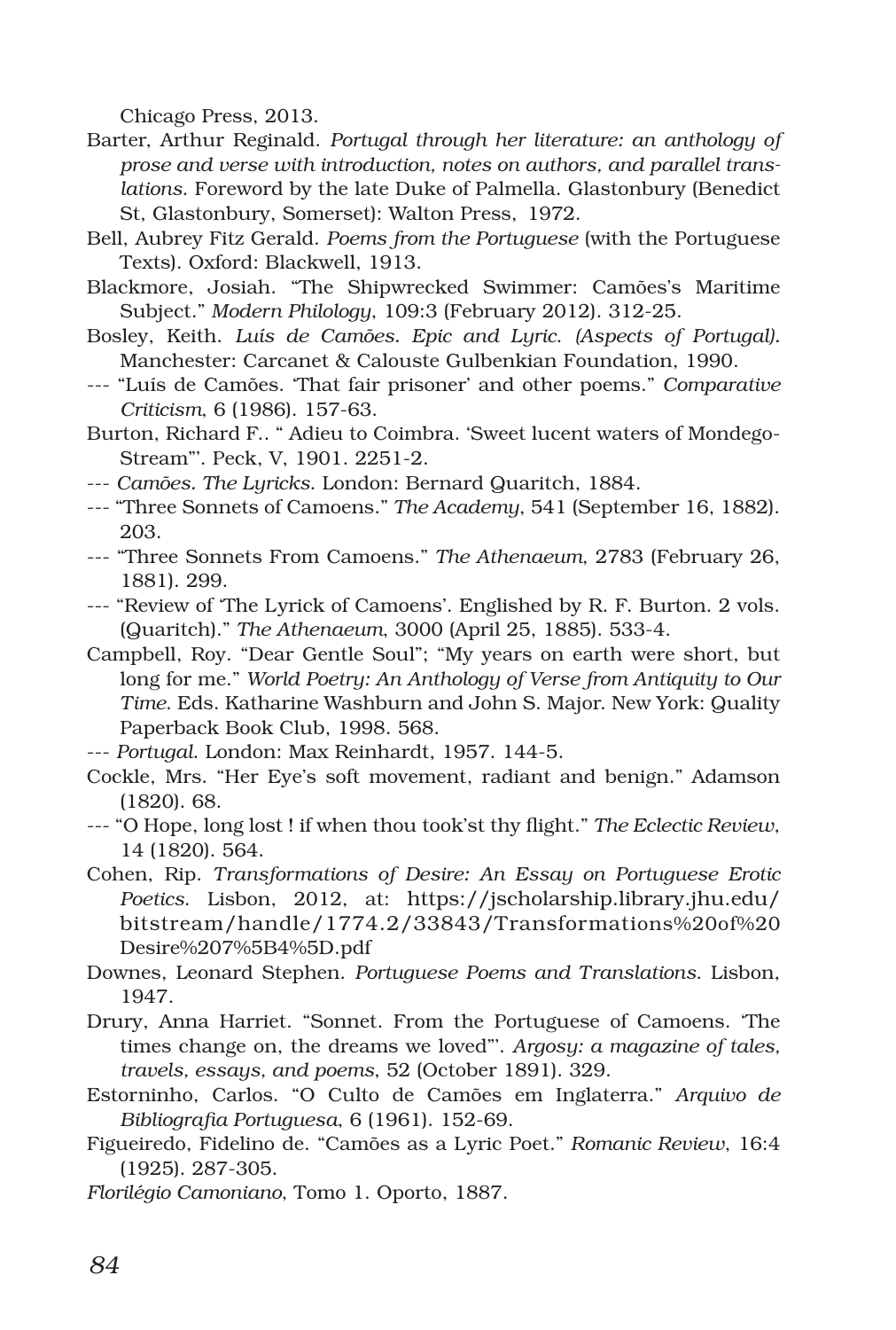Chicago Press, 2013.

Barter, Arthur Reginald. *Portugal through her literature: an anthology of prose and verse with introduction, notes on authors, and parallel translations*. Foreword by the late Duke of Palmella. Glastonbury (Benedict St, Glastonbury, Somerset): Walton Press, 1972.

Bell, Aubrey Fitz Gerald. *Poems from the Portuguese* (with the Portuguese Texts). Oxford: Blackwell, 1913.

Blackmore, Josiah. "The Shipwrecked Swimmer: Camões's Maritime Subject." *Modern Philology*, 109:3 (February 2012). 312-25.

Bosley, Keith. *Luís de Camões. Epic and Lyric. (Aspects of Portugal).* Manchester: Carcanet & Calouste Gulbenkian Foundation, 1990.

--- "Luís de Camões. 'That fair prisoner' and other poems." *Comparative Criticism*, 6 (1986). 157-63.

Burton, Richard F.. " Adieu to Coimbra. 'Sweet lucent waters of Mondego-Stream"'. Peck, V, 1901. 2251-2.

--- *Camões. The Lyricks*. London: Bernard Quaritch, 1884.

--- "Three Sonnets of Camoens." *The Academy*, 541 (September 16, 1882). 203.

--- "Three Sonnets From Camoens." *The Athenaeum*, 2783 (February 26, 1881). 299.

--- "Review of 'The Lyrick of Camoens'. Englished by R. F. Burton. 2 vols. (Quaritch)." *The Athenaeum*, 3000 (April 25, 1885). 533-4.

Campbell, Roy. "Dear Gentle Soul"; "My years on earth were short, but long for me." *World Poetry: An Anthology of Verse from Antiquity to Our Time*. Eds. Katharine Washburn and John S. Major. New York: Quality Paperback Book Club, 1998. 568.

--- *Portugal*. London: Max Reinhardt, 1957. 144-5.

Cockle, Mrs. "Her Eye's soft movement, radiant and benign." Adamson (1820). 68.

--- "O Hope, long lost ! if when thou took'st thy flight." *The Eclectic Review*, 14 (1820). 564.

Cohen, Rip. *Transformations of Desire: An Essay on Portuguese Erotic Poetics*. Lisbon, 2012, at: https://jscholarship.library.jhu.edu/bitstream/handle/1774.2/33843/Transformations%20of%20Desire%207%5B4%5D.pdf

Downes, Leonard Stephen. *Portuguese Poems and Translations*. Lisbon, 1947.

Drury, Anna Harriet. "Sonnet. From the Portuguese of Camoens. 'The times change on, the dreams we loved"'. *Argosy: a magazine of tales, travels, essays, and poems*, 52 (October 1891). 329.

Estorninho, Carlos. "O Culto de Camões em Inglaterra." *Arquivo de Bibliografia Portuguesa*, 6 (1961). 152-69.

Figueiredo, Fidelino de. "Camões as a Lyric Poet." *Romanic Review*, 16:4 (1925). 287-305.

*Florilégio Camoniano*, Tomo 1. Oporto, 1887.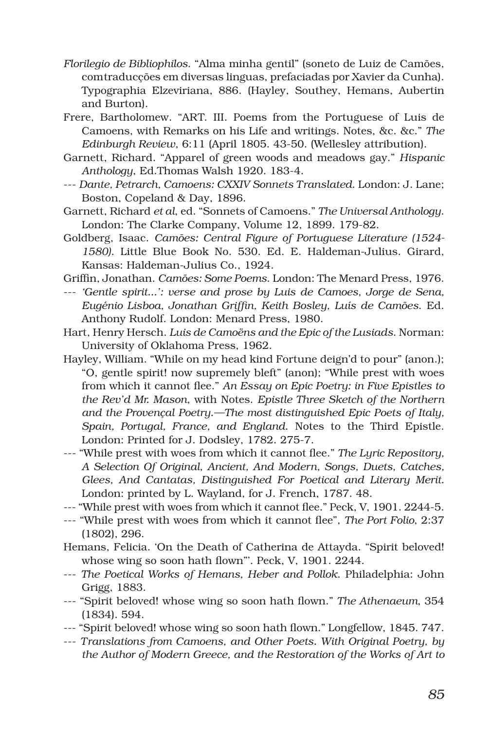*Florilegio de Bibliophilos*. "Alma minha gentil" (soneto de Luiz de Camões, comtraducções em diversas linguas, prefaciadas por Xavier da Cunha). Typographia Elzeviriana, 886. (Hayley, Southey, Hemans, Aubertin and Burton).

Frere, Bartholomew. "ART. III. Poems from the Portuguese of Luis de Camoens, with Remarks on his Life and writings. Notes, &c. &c." *The Edinburgh Review*, 6:11 (April 1805. 43-50. (Wellesley attribution).

Garnett, Richard. "Apparel of green woods and meadows gay." *Hispanic Anthology*, Ed.Thomas Walsh 1920. 183-4.

--- *Dante, Petrarch, Camoens: CXXIV Sonnets Translated*. London: J. Lane; Boston, Copeland & Day, 1896.

Garnett, Richard *et al*, ed. "Sonnets of Camoens." *The Universal Anthology*. London: The Clarke Company, Volume 12, 1899. 179-82.

Goldberg, Isaac. *Camões: Central Figure of Portuguese Literature (1524-1580)*. Little Blue Book No. 530. Ed. E. Haldeman-Julius. Girard, Kansas: Haldeman-Julius Co., 1924.

Griffin, Jonathan. *Camões: Some Poems*. London: The Menard Press, 1976.

--- *'Gentle spirit...': verse and prose by Luis de Camoes, Jorge de Sena, Eugénio Lisboa, Jonathan Griffin, Keith Bosley, Luís de Camões*. Ed. Anthony Rudolf. London: Menard Press, 1980.

Hart, Henry Hersch. *Luis de Camoëns and the Epic of the Lusiads*. Norman: University of Oklahoma Press, 1962.

Hayley, William. "While on my head kind Fortune deign'd to pour" (anon.); "O, gentle spirit! now supremely bleft" (anon); "While prest with woes from which it cannot flee." *An Essay on Epic Poetry: in Five Epistles to the Rev'd Mr. Mason*, with Notes. *Epistle Three Sketch of the Northern and the Provençal Poetry.—The most distinguished Epic Poets of Italy, Spain, Portugal, France, and England*. Notes to the Third Epistle. London: Printed for J. Dodsley, 1782. 275-7.

--- "While prest with woes from which it cannot flee." *The Lyric Repository, A Selection Of Original, Ancient, And Modern, Songs, Duets, Catches, Glees, And Cantatas, Distinguished For Poetical and Literary Merit*. London: printed by L. Wayland, for J. French, 1787. 48.

--- "While prest with woes from which it cannot flee." Peck, V, 1901. 2244-5.

--- "While prest with woes from which it cannot flee", *The Port Folio*, 2:37 (1802), 296.

Hemans, Felicia. 'On the Death of Catherina de Attayda. "Spirit beloved! whose wing so soon hath flown"'. Peck, V, 1901. 2244.

--- *The Poetical Works of Hemans, Heber and Pollok*. Philadelphia: John Grigg, 1883.

--- "Spirit beloved! whose wing so soon hath flown." *The Athenaeum*, 354 (1834). 594.

--- "Spirit beloved! whose wing so soon hath flown." Longfellow, 1845. 747.

--- *Translations from Camoens, and Other Poets. With Original Poetry, by the Author of Modern Greece, and the Restoration of the Works of Art to*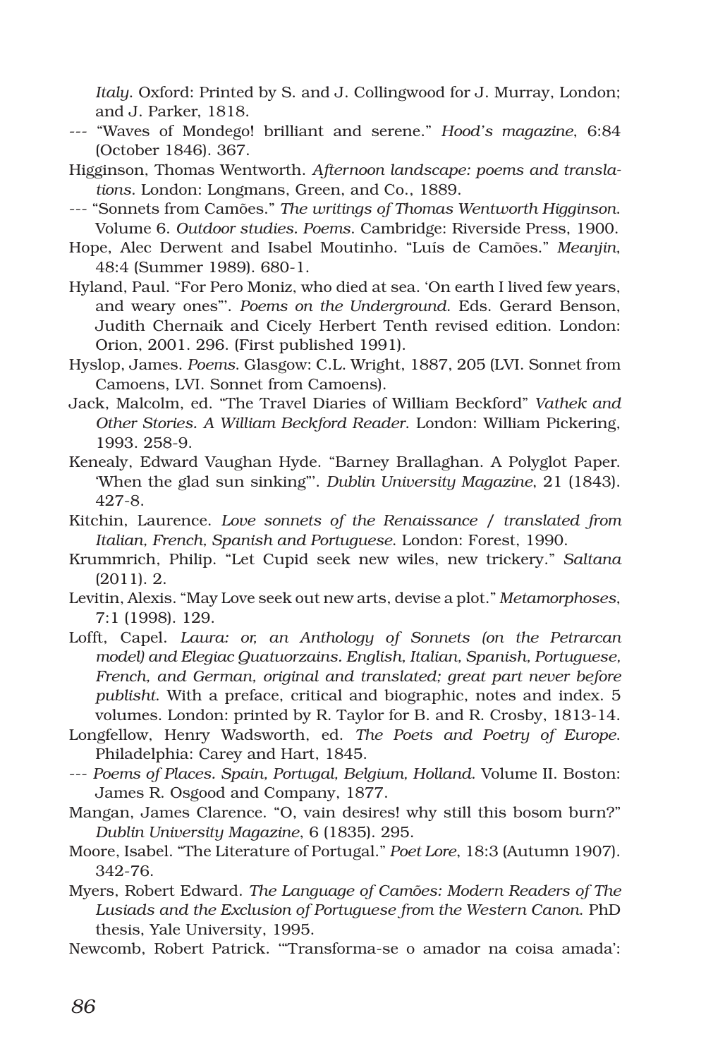*Italy*. Oxford: Printed by S. and J. Collingwood for J. Murray, London; and J. Parker, 1818.

--- "Waves of Mondego! brilliant and serene." *Hood's magazine*, 6:84 (October 1846). 367.

Higginson, Thomas Wentworth. *Afternoon landscape: poems and translations*. London: Longmans, Green, and Co., 1889.

--- "Sonnets from Camões." *The writings of Thomas Wentworth Higginson*. Volume 6. *Outdoor studies. Poems*. Cambridge: Riverside Press, 1900.

Hope, Alec Derwent and Isabel Moutinho. "Luís de Camões." *Meanjin*, 48:4 (Summer 1989). 680-1.

Hyland, Paul. "For Pero Moniz, who died at sea. 'On earth I lived few years, and weary ones'". *Poems on the Underground*. Eds. Gerard Benson, Judith Chernaik and Cicely Herbert Tenth revised edition. London: Orion, 2001. 296. (First published 1991).

Hyslop, James. *Poems*. Glasgow: C.L. Wright, 1887, 205 (LVI. Sonnet from Camoens, LVI. Sonnet from Camoens).

Jack, Malcolm, ed. "The Travel Diaries of William Beckford" *Vathek and Other Stories. A William Beckford Reader*. London: William Pickering, 1993. 258-9.

Kenealy, Edward Vaughan Hyde. "Barney Brallaghan. A Polyglot Paper. 'When the glad sun sinking'". *Dublin University Magazine*, 21 (1843). 427-8.

Kitchin, Laurence. *Love sonnets of the Renaissance / translated from Italian, French, Spanish and Portuguese*. London: Forest, 1990.

Krummrich, Philip. "Let Cupid seek new wiles, new trickery." *Saltana* (2011). 2.

Levitin, Alexis. "May Love seek out new arts, devise a plot." *Metamorphoses*, 7:1 (1998). 129.

Lofft, Capel. *Laura: or, an Anthology of Sonnets (on the Petrarcan model) and Elegiac Quatuorzains. English, Italian, Spanish, Portuguese, French, and German, original and translated; great part never before publisht*. With a preface, critical and biographic, notes and index. 5 volumes. London: printed by R. Taylor for B. and R. Crosby, 1813-14.

Longfellow, Henry Wadsworth, ed. *The Poets and Poetry of Europe*. Philadelphia: Carey and Hart, 1845.

--- *Poems of Places. Spain, Portugal, Belgium, Holland*. Volume II. Boston: James R. Osgood and Company, 1877.

Mangan, James Clarence. "O, vain desires! why still this bosom burn?" *Dublin University Magazine*, 6 (1835). 295.

Moore, Isabel. "The Literature of Portugal." *Poet Lore*, 18:3 (Autumn 1907). 342-76.

Myers, Robert Edward. *The Language of Camões: Modern Readers of The Lusiads and the Exclusion of Portuguese from the Western Canon*. PhD thesis, Yale University, 1995.

Newcomb, Robert Patrick. "'Transforma-se o amador na coisa amada':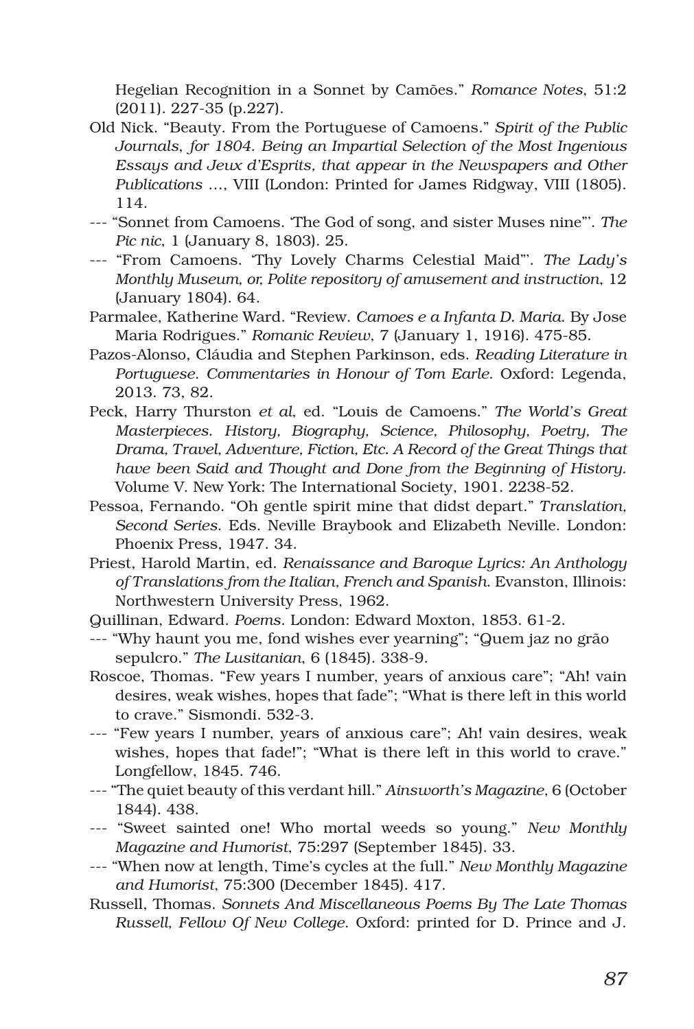Hegelian Recognition in a Sonnet by Camões." *Romance Notes*, 51:2 (2011). 227-35 (p.227).

Old Nick. "Beauty. From the Portuguese of Camoens." *Spirit of the Public Journals, for 1804. Being an Impartial Selection of the Most Ingenious Essays and Jeux d'Esprits, that appear in the Newspapers and Other Publications* ..., VIII (London: Printed for James Ridgway, VIII (1805). 114.

--- "Sonnet from Camoens. 'The God of song, and sister Muses nine"'. *The Pic nic*, 1 (January 8, 1803). 25.

--- "From Camoens. 'Thy Lovely Charms Celestial Maid"'. *The Lady's Monthly Museum, or, Polite repository of amusement and instruction*, 12 (January 1804). 64.

Parmalee, Katherine Ward. "Review. *Camoes e a Infanta D. Maria*. By Jose Maria Rodrigues." *Romanic Review*, 7 (January 1, 1916). 475-85.

Pazos-Alonso, Cláudia and Stephen Parkinson, eds. *Reading Literature in Portuguese. Commentaries in Honour of Tom Earle*. Oxford: Legenda, 2013. 73, 82.

Peck, Harry Thurston *et al*, ed. "Louis de Camoens." *The World's Great Masterpieces. History, Biography, Science, Philosophy, Poetry, The Drama, Travel, Adventure, Fiction, Etc. A Record of the Great Things that have been Said and Thought and Done from the Beginning of History*. Volume V. New York: The International Society, 1901. 2238-52.

Pessoa, Fernando. "Oh gentle spirit mine that didst depart." *Translation, Second Series*. Eds. Neville Braybook and Elizabeth Neville. London: Phoenix Press, 1947. 34.

Priest, Harold Martin, ed. *Renaissance and Baroque Lyrics: An Anthology of Translations from the Italian, French and Spanish*. Evanston, Illinois: Northwestern University Press, 1962.

Quillinan, Edward. *Poems*. London: Edward Moxton, 1853. 61-2.

--- "Why haunt you me, fond wishes ever yearning"; "Quem jaz no grão sepulcro." *The Lusitanian*, 6 (1845). 338-9.

Roscoe, Thomas. "Few years I number, years of anxious care"; "Ah! vain desires, weak wishes, hopes that fade"; "What is there left in this world to crave." Sismondi. 532-3.

--- "Few years I number, years of anxious care"; Ah! vain desires, weak wishes, hopes that fade!"; "What is there left in this world to crave." Longfellow, 1845. 746.

--- "The quiet beauty of this verdant hill." *Ainsworth's Magazine*, 6 (October 1844). 438.

--- "Sweet sainted one! Who mortal weeds so young." *New Monthly Magazine and Humorist*, 75:297 (September 1845). 33.

--- "When now at length, Time's cycles at the full." *New Monthly Magazine and Humorist*, 75:300 (December 1845). 417.

Russell, Thomas. *Sonnets And Miscellaneous Poems By The Late Thomas Russell, Fellow Of New College*. Oxford: printed for D. Prince and J.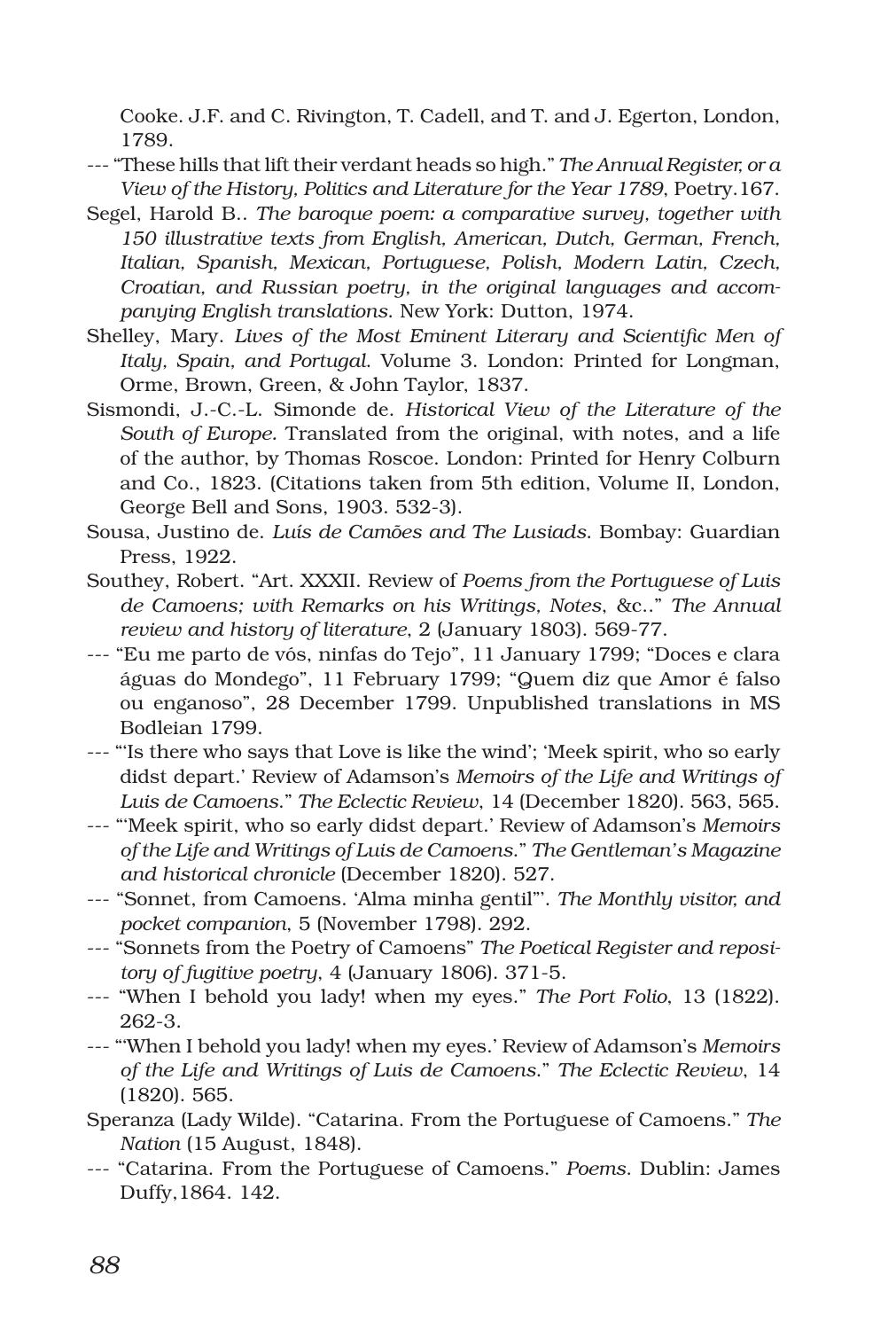Cooke. J.F. and C. Rivington, T. Cadell, and T. and J. Egerton, London, 1789.

--- "These hills that lift their verdant heads so high." *The Annual Register, or a View of the History, Politics and Literature for the Year 1789*, Poetry.167.

Segel, Harold B.. *The baroque poem: a comparative survey, together with 150 illustrative texts from English, American, Dutch, German, French, Italian, Spanish, Mexican, Portuguese, Polish, Modern Latin, Czech, Croatian, and Russian poetry, in the original languages and accompanying English translations*. New York: Dutton, 1974.

Shelley, Mary. *Lives of the Most Eminent Literary and Scientific Men of Italy, Spain, and Portugal*. Volume 3. London: Printed for Longman, Orme, Brown, Green, & John Taylor, 1837.

Sismondi, J.-C.-L. Simonde de. *Historical View of the Literature of the South of Europe.* Translated from the original, with notes, and a life of the author, by Thomas Roscoe. London: Printed for Henry Colburn and Co., 1823. (Citations taken from 5th edition, Volume II, London, George Bell and Sons, 1903. 532-3).

Sousa, Justino de. *Luís de Camões and The Lusiads*. Bombay: Guardian Press, 1922.

Southey, Robert. "Art. XXXII. Review of *Poems from the Portuguese of Luis de Camoens; with Remarks on his Writings, Notes*, &c.." *The Annual review and history of literature*, 2 (January 1803). 569-77.

--- "Eu me parto de vós, ninfas do Tejo", 11 January 1799; "Doces e clara águas do Mondego", 11 February 1799; "Quem diz que Amor é falso ou enganoso", 28 December 1799. Unpublished translations in MS Bodleian 1799.

--- "'Is there who says that Love is like the wind'; 'Meek spirit, who so early didst depart.' Review of Adamson's *Memoirs of the Life and Writings of Luis de Camoens*." *The Eclectic Review*, 14 (December 1820). 563, 565.

--- "'Meek spirit, who so early didst depart.' Review of Adamson's *Memoirs of the Life and Writings of Luis de Camoens*." *The Gentleman's Magazine and historical chronicle* (December 1820). 527.

--- "Sonnet, from Camoens. 'Alma minha gentil'". *The Monthly visitor, and pocket companion*, 5 (November 1798). 292.

--- "Sonnets from the Poetry of Camoens" *The Poetical Register and repository of fugitive poetry*, 4 (January 1806). 371-5.

--- "When I behold you lady! when my eyes." *The Port Folio*, 13 (1822). 262-3.

--- "'When I behold you lady! when my eyes.' Review of Adamson's *Memoirs of the Life and Writings of Luis de Camoens*." *The Eclectic Review*, 14 (1820). 565.

Speranza (Lady Wilde). "Catarina. From the Portuguese of Camoens." *The Nation* (15 August, 1848).

--- "Catarina. From the Portuguese of Camoens." *Poems*. Dublin: James Duffy,1864. 142.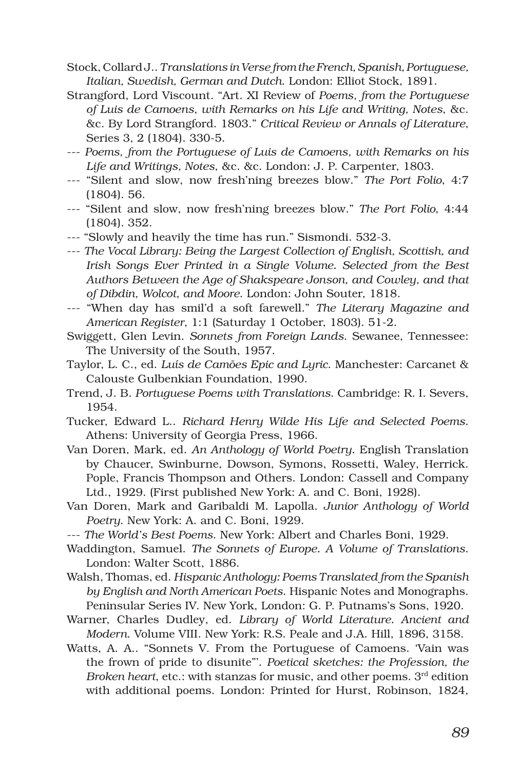Stock, Collard J.. *Translations in Verse from the French, Spanish, Portuguese, Italian, Swedish, German and Dutch*. London: Elliot Stock, 1891.

Strangford, Lord Viscount. "Art. XI Review of *Poems, from the Portuguese of Luis de Camoens, with Remarks on his Life and Writing, Notes*, &c. &c. By Lord Strangford. 1803." *Critical Review or Annals of Literature*, Series 3, 2 (1804). 330-5.

--- *Poems, from the Portuguese of Luis de Camoens, with Remarks on his Life and Writings, Notes*, &c. &c. London: J. P. Carpenter, 1803.

--- "Silent and slow, now fresh'ning breezes blow." *The Port Folio*, 4:7 (1804). 56.

--- "Silent and slow, now fresh'ning breezes blow." *The Port Folio*, 4:44 (1804). 352.

--- "Slowly and heavily the time has run." Sismondi. 532-3.

--- *The Vocal Library: Being the Largest Collection of English, Scottish, and Irish Songs Ever Printed in a Single Volume. Selected from the Best Authors Between the Age of Shakspeare Jonson, and Cowley, and that of Dibdin, Wolcot, and Moore*. London: John Souter, 1818.

--- "When day has smil'd a soft farewell." *The Literary Magazine and American Register*, 1:1 (Saturday 1 October, 1803). 51-2.

Swiggett, Glen Levin. *Sonnets from Foreign Lands*. Sewanee, Tennessee: The University of the South, 1957.

Taylor, L. C., ed. *Luís de Camões Epic and Lyric*. Manchester: Carcanet & Calouste Gulbenkian Foundation, 1990.

Trend, J. B. *Portuguese Poems with Translations*. Cambridge: R. I. Severs, 1954.

Tucker, Edward L.. *Richard Henry Wilde His Life and Selected Poems*. Athens: University of Georgia Press, 1966.

Van Doren, Mark, ed. *An Anthology of World Poetry.* English Translation by Chaucer, Swinburne, Dowson, Symons, Rossetti, Waley, Herrick. Pople, Francis Thompson and Others. London: Cassell and Company Ltd., 1929. (First published New York: A. and C. Boni, 1928).

Van Doren, Mark and Garibaldi M. Lapolla. *Junior Anthology of World Poetry*. New York: A. and C. Boni, 1929.

--- *The World's Best Poems*. New York: Albert and Charles Boni, 1929.

Waddington, Samuel. *The Sonnets of Europe. A Volume of Translations*. London: Walter Scott, 1886.

Walsh, Thomas, ed. *Hispanic Anthology: Poems Translated from the Spanish by English and North American Poets*. Hispanic Notes and Monographs. Peninsular Series IV. New York, London: G. P. Putnams's Sons, 1920.

Warner, Charles Dudley, ed. *Library of World Literature. Ancient and Modern*. Volume VIII. New York: R.S. Peale and J.A. Hill, 1896, 3158.

Watts, A. A.. "Sonnets V. From the Portuguese of Camoens. 'Vain was the frown of pride to disunite"'. *Poetical sketches: the Profession, the Broken heart*, etc.: with stanzas for music, and other poems. 3rd edition with additional poems. London: Printed for Hurst, Robinson, 1824,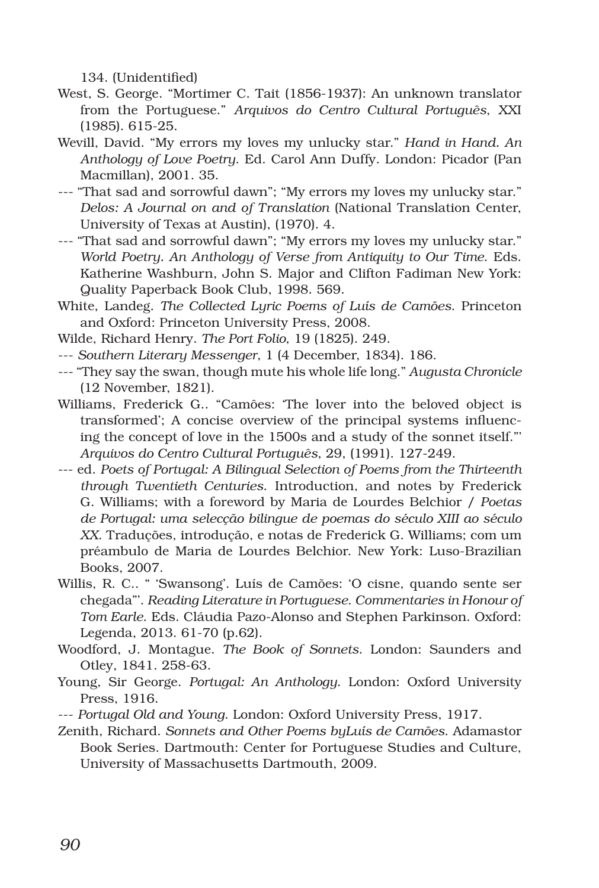134. (Unidentified)

West, S. George. "Mortimer C. Tait (1856-1937): An unknown translator from the Portuguese." *Arquivos do Centro Cultural Português*, XXI (1985). 615-25.

Wevill, David. "My errors my loves my unlucky star." *Hand in Hand. An Anthology of Love Poetry*. Ed. Carol Ann Duffy. London: Picador (Pan Macmillan), 2001. 35.

--- "That sad and sorrowful dawn"; "My errors my loves my unlucky star." *Delos: A Journal on and of Translation* (National Translation Center, University of Texas at Austin), (1970). 4.

--- "That sad and sorrowful dawn"; "My errors my loves my unlucky star." *World Poetry. An Anthology of Verse from Antiquity to Our Time*. Eds. Katherine Washburn, John S. Major and Clifton Fadiman New York: Quality Paperback Book Club, 1998. 569.

White, Landeg. *The Collected Lyric Poems of Luís de Camões*. Princeton and Oxford: Princeton University Press, 2008.

Wilde, Richard Henry. *The Port Folio*, 19 (1825). 249.

--- *Southern Literary Messenger*, 1 (4 December, 1834). 186.

--- "They say the swan, though mute his whole life long." *Augusta Chronicle* (12 November, 1821).

Williams, Frederick G.. "Camôes: 'The lover into the beloved object is transformed'; A concise overview of the principal systems influencing the concept of love in the 1500s and a study of the sonnet itself."' *Arquivos do Centro Cultural Português*, 29, (1991). 127-249.

--- ed. *Poets of Portugal: A Bilingual Selection of Poems from the Thirteenth through Twentieth Centuries*. Introduction, and notes by Frederick G. Williams; with a foreword by Maria de Lourdes Belchior / *Poetas de Portugal: uma selecção bilingue de poemas do século XIII ao século XX*. Traduções, introdução, e notas de Frederick G. Williams; com um préambulo de Maria de Lourdes Belchior. New York: Luso-Brazilian Books, 2007.

Willis, R. C.. " 'Swansong'. Luís de Camões: 'O cisne, quando sente ser chegada"'. *Reading Literature in Portuguese. Commentaries in Honour of Tom Earle*. Eds. Cláudia Pazo-Alonso and Stephen Parkinson. Oxford: Legenda, 2013. 61-70 (p.62).

Woodford, J. Montague. *The Book of Sonnets*. London: Saunders and Otley, 1841. 258-63.

Young, Sir George. *Portugal: An Anthology*. London: Oxford University Press, 1916.

--- *Portugal Old and Young*. London: Oxford University Press, 1917.

Zenith, Richard. *Sonnets and Other Poems byLuís de Camões*. Adamastor Book Series. Dartmouth: Center for Portuguese Studies and Culture, University of Massachusetts Dartmouth, 2009.